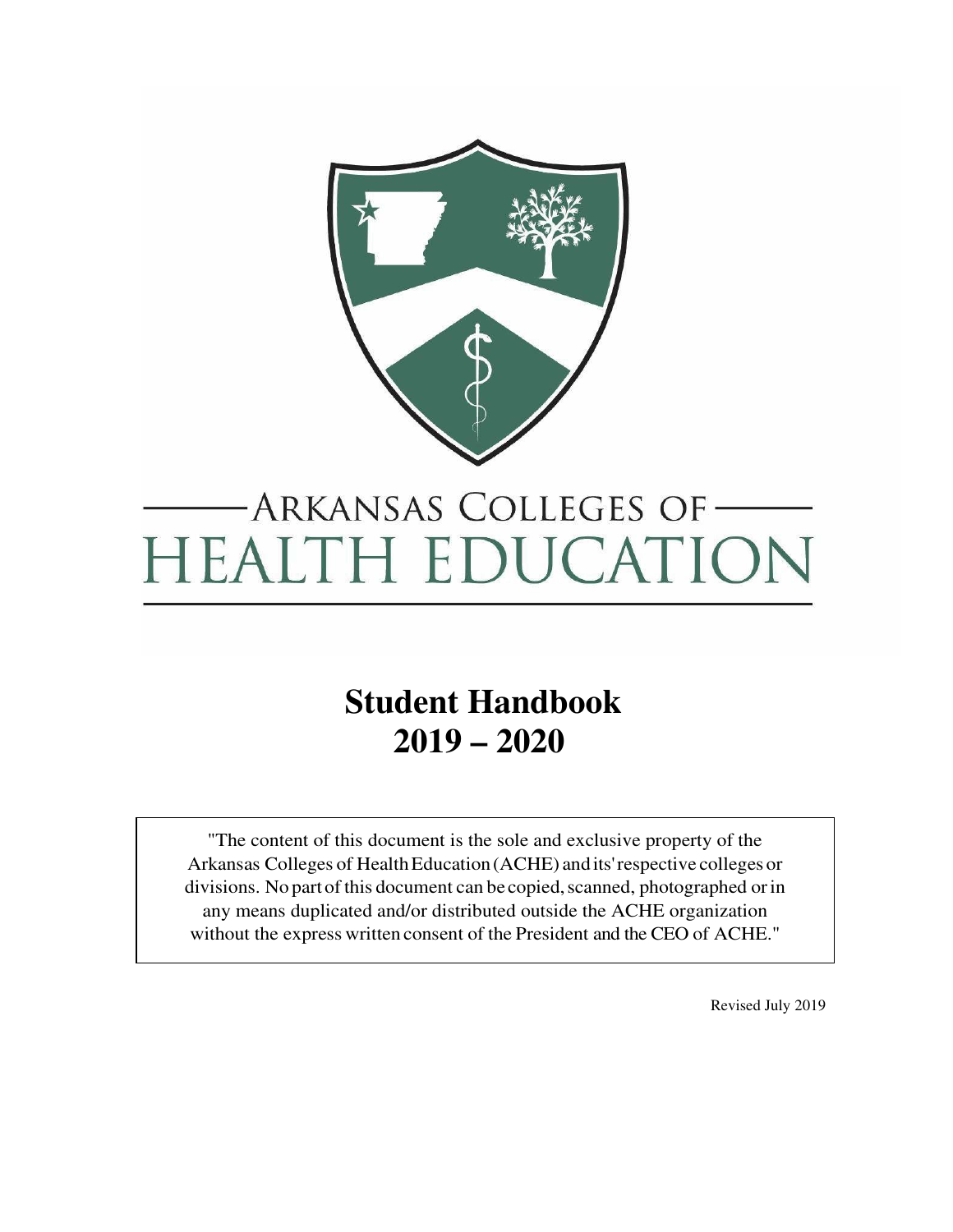# ARKANSAS COLLEGES OF HEALTH EDUCATION

# Student Handbook
# 2019 – 2020

"The content of this document is the sole and exclusive property of the Arkansas Colleges of Health Education (ACHE) and its' respective colleges or divisions. No part of this document can be copied, scanned, photographed or in any means duplicated and/or distributed outside the ACHE organization without the express written consent of the President and the CEO of ACHE."

Revised July 2019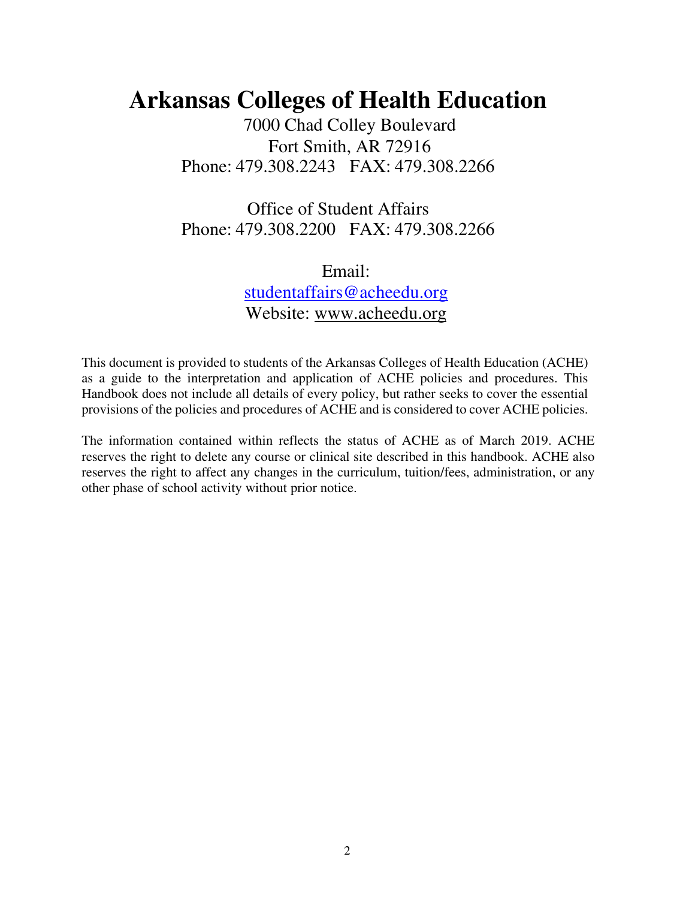# Arkansas Colleges of Health Education

7000 Chad Colley Boulevard
Fort Smith, AR 72916
Phone: 479.308.2243 FAX: 479.308.2266

Office of Student Affairs
Phone: 479.308.2200 FAX: 479.308.2266

Email:
studentaffairs@acheedu.org
Website: www.acheedu.org

This document is provided to students of the Arkansas Colleges of Health Education (ACHE) as a guide to the interpretation and application of ACHE policies and procedures. This Handbook does not include all details of every policy, but rather seeks to cover the essential provisions of the policies and procedures of ACHE and is considered to cover ACHE policies.

The information contained within reflects the status of ACHE as of March 2019. ACHE reserves the right to delete any course or clinical site described in this handbook. ACHE also reserves the right to affect any changes in the curriculum, tuition/fees, administration, or any other phase of school activity without prior notice.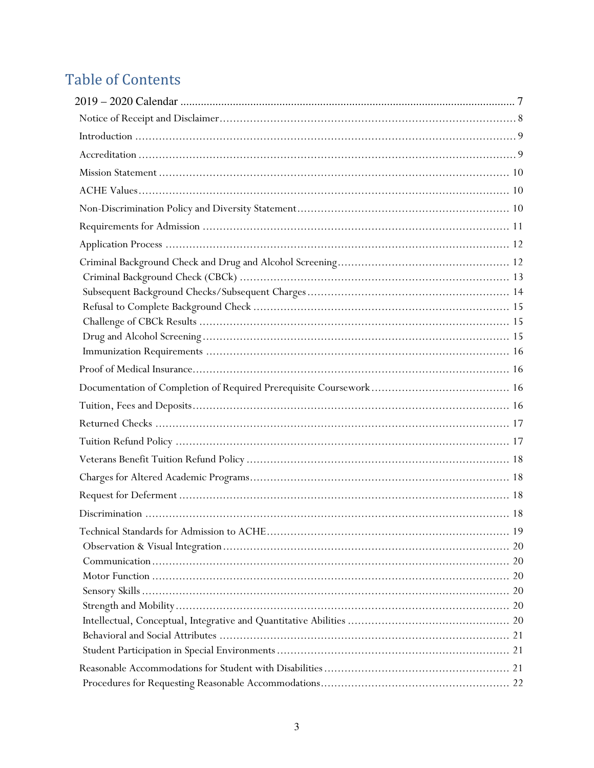# Table of Contents

- 2019 – 2020 Calendar ..... 7
- Notice of Receipt and Disclaimer ..... 8
- Introduction ..... 9
- Accreditation ..... 9
- Mission Statement ..... 10
- ACHE Values ..... 10
- Non-Discrimination Policy and Diversity Statement ..... 10
- Requirements for Admission ..... 11
- Application Process ..... 12
- Criminal Background Check and Drug and Alcohol Screening ..... 12
  - Criminal Background Check (CBCk) ..... 13
  - Subsequent Background Checks/Subsequent Charges ..... 14
  - Refusal to Complete Background Check ..... 15
  - Challenge of CBCk Results ..... 15
  - Drug and Alcohol Screening ..... 15
  - Immunization Requirements ..... 16
- Proof of Medical Insurance ..... 16
- Documentation of Completion of Required Prerequisite Coursework ..... 16
- Tuition, Fees and Deposits ..... 16
- Returned Checks ..... 17
- Tuition Refund Policy ..... 17
- Veterans Benefit Tuition Refund Policy ..... 18
- Charges for Altered Academic Programs ..... 18
- Request for Deferment ..... 18
- Discrimination ..... 18
- Technical Standards for Admission to ACHE ..... 19
  - Observation & Visual Integration ..... 20
  - Communication ..... 20
  - Motor Function ..... 20
  - Sensory Skills ..... 20
  - Strength and Mobility ..... 20
  - Intellectual, Conceptual, Integrative and Quantitative Abilities ..... 20
  - Behavioral and Social Attributes ..... 21
  - Student Participation in Special Environments ..... 21
- Reasonable Accommodations for Student with Disabilities ..... 21
  - Procedures for Requesting Reasonable Accommodations ..... 22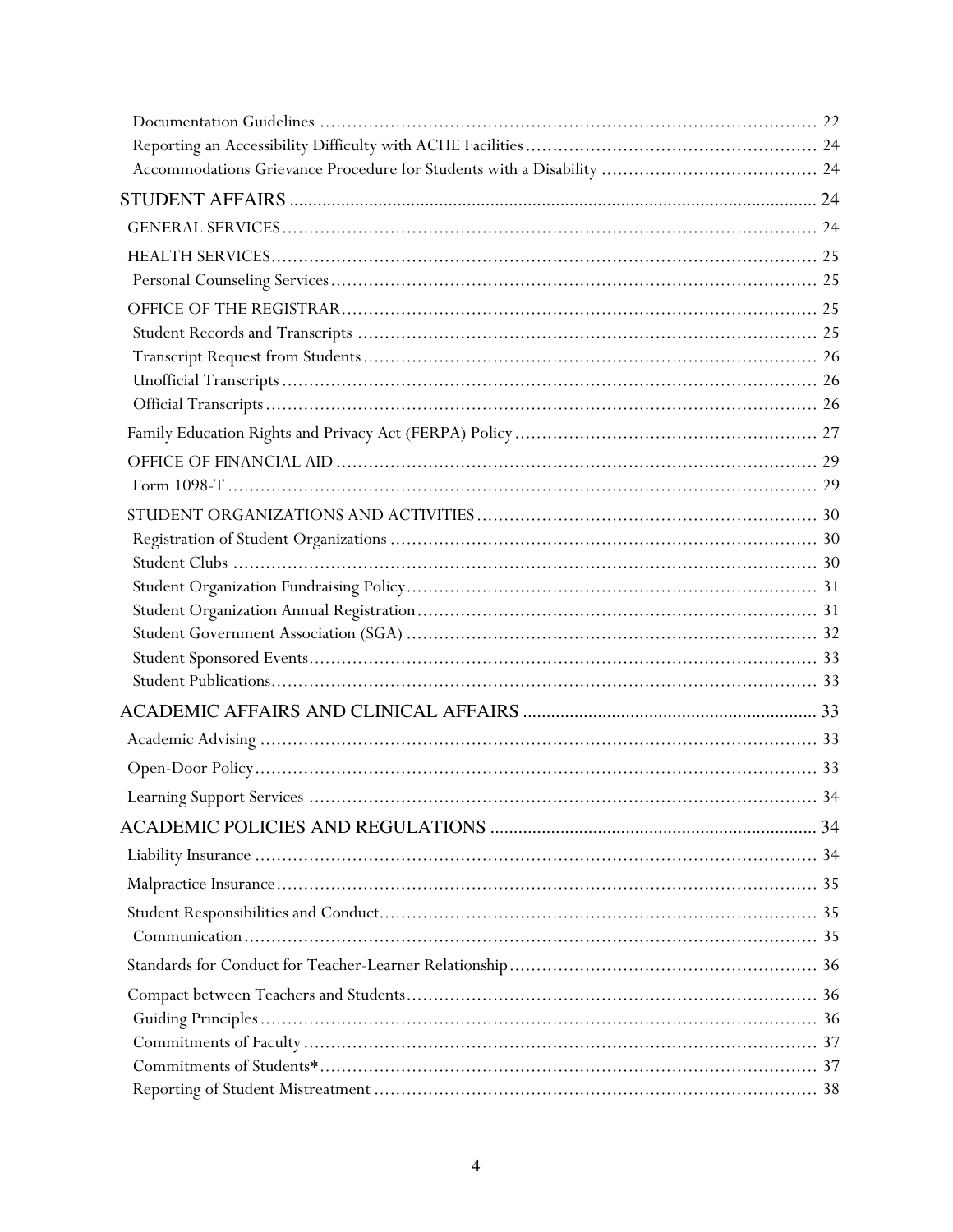Documentation Guidelines ........................................................................................... 22
Reporting an Accessibility Difficulty with ACHE Facilities ..................................................... 24
Accommodations Grievance Procedure for Students with a Disability ........................................ 24

STUDENT AFFAIRS ................................................................................................................ 24

GENERAL SERVICES ................................................................................................... 24

HEALTH SERVICES ...................................................................................................... 25
Personal Counseling Services ......................................................................................... 25

OFFICE OF THE REGISTRAR ....................................................................................... 25
Student Records and Transcripts ..................................................................................... 25
Transcript Request from Students .................................................................................... 26
Unofficial Transcripts .................................................................................................... 26
Official Transcripts ....................................................................................................... 26

Family Education Rights and Privacy Act (FERPA) Policy ........................................................ 27

OFFICE OF FINANCIAL AID ......................................................................................... 29
Form 1098-T ................................................................................................................ 29

STUDENT ORGANIZATIONS AND ACTIVITIES ............................................................... 30
Registration of Student Organizations .............................................................................. 30
Student Clubs .............................................................................................................. 30
Student Organization Fundraising Policy ........................................................................... 31
Student Organization Annual Registration ......................................................................... 31
Student Government Association (SGA) ........................................................................... 32
Student Sponsored Events ............................................................................................. 33
Student Publications ..................................................................................................... 33

ACADEMIC AFFAIRS AND CLINICAL AFFAIRS ............................................................... 33

Academic Advising ....................................................................................................... 33

Open-Door Policy ......................................................................................................... 33

Learning Support Services ............................................................................................. 34

ACADEMIC POLICIES AND REGULATIONS ..................................................................... 34

Liability Insurance ........................................................................................................ 34

Malpractice Insurance ................................................................................................... 35

Student Responsibilities and Conduct ................................................................................ 35
Communication ............................................................................................................ 35

Standards for Conduct for Teacher-Learner Relationship ........................................................ 36

Compact between Teachers and Students ........................................................................... 36
Guiding Principles ........................................................................................................ 36
Commitments of Faculty ................................................................................................ 37
Commitments of Students* ............................................................................................. 37
Reporting of Student Mistreatment .................................................................................. 38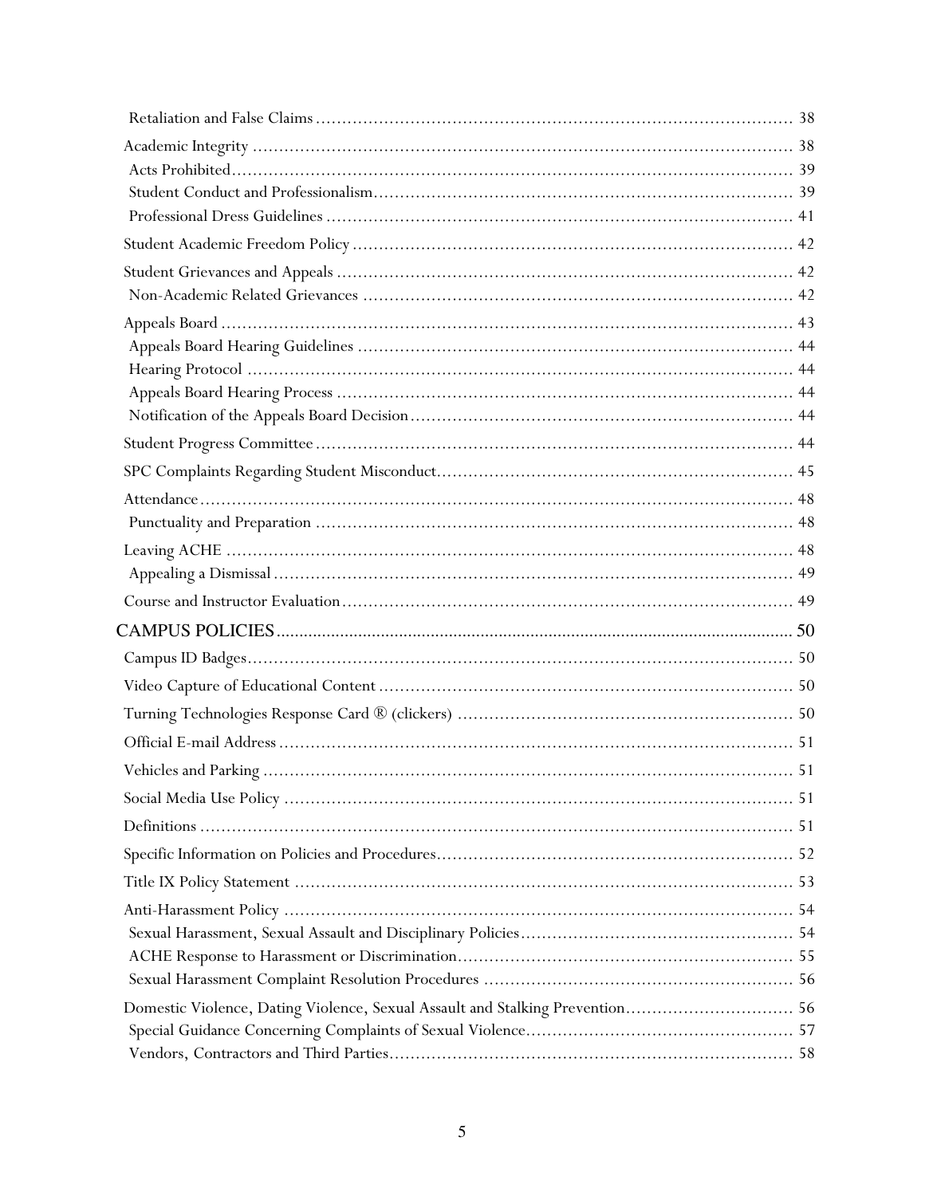Retaliation and False Claims ........................................................................................ 38

Academic Integrity ........................................................................................................ 38

Acts Prohibited ............................................................................................................. 39

Student Conduct and Professionalism ............................................................................ 39

Professional Dress Guidelines ........................................................................................ 41

Student Academic Freedom Policy ................................................................................. 42

Student Grievances and Appeals .................................................................................... 42

Non-Academic Related Grievances ................................................................................ 42

Appeals Board ............................................................................................................... 43

Appeals Board Hearing Guidelines ................................................................................. 44

Hearing Protocol ........................................................................................................... 44

Appeals Board Hearing Process ..................................................................................... 44

Notification of the Appeals Board Decision .................................................................... 44

Student Progress Committee .......................................................................................... 44

SPC Complaints Regarding Student Misconduct ............................................................. 45

Attendance .................................................................................................................... 48

Punctuality and Preparation ........................................................................................... 48

Leaving ACHE .............................................................................................................. 48

Appealing a Dismissal ................................................................................................... 49

Course and Instructor Evaluation ................................................................................... 49

CAMPUS POLICIES .................................................................................................... 50

Campus ID Badges ........................................................................................................ 50

Video Capture of Educational Content ........................................................................... 50

Turning Technologies Response Card ® (clickers) ........................................................... 50

Official E-mail Address .................................................................................................. 51

Vehicles and Parking ...................................................................................................... 51

Social Media Use Policy ................................................................................................. 51

Definitions .................................................................................................................... 51

Specific Information on Policies and Procedures .............................................................. 52

Title IX Policy Statement ................................................................................................ 53

Anti-Harassment Policy .................................................................................................. 54

Sexual Harassment, Sexual Assault and Disciplinary Policies ........................................... 54

ACHE Response to Harassment or Discrimination ........................................................... 55

Sexual Harassment Complaint Resolution Procedures ...................................................... 56

Domestic Violence, Dating Violence, Sexual Assault and Stalking Prevention .................... 56

Special Guidance Concerning Complaints of Sexual Violence ........................................... 57

Vendors, Contractors and Third Parties ........................................................................... 58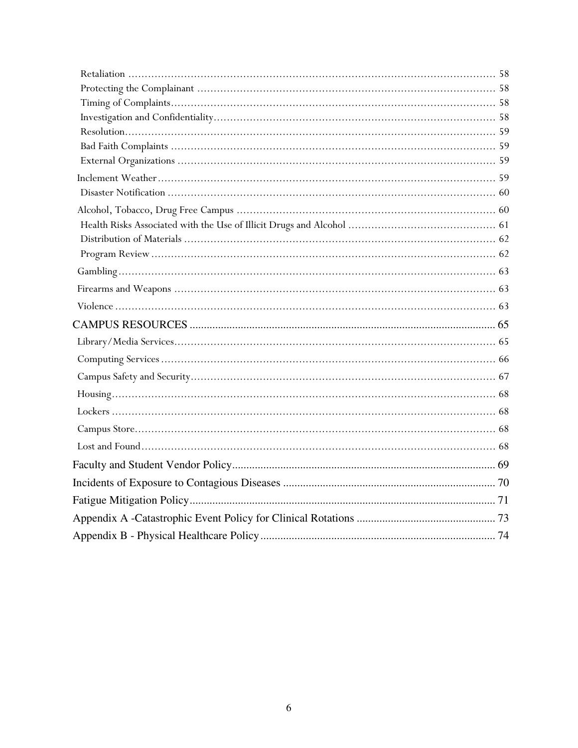Retaliation ................................................................................................................ 58
Protecting the Complainant ........................................................................................... 58
Timing of Complaints.................................................................................................... 58
Investigation and Confidentiality..................................................................................... 58
Resolution.................................................................................................................. 59
Bad Faith Complaints ................................................................................................... 59
External Organizations ................................................................................................. 59

Inclement Weather...................................................................................................... 59
Disaster Notification .................................................................................................... 60

Alcohol, Tobacco, Drug Free Campus ............................................................................... 60
Health Risks Associated with the Use of Illicit Drugs and Alcohol ............................................. 61
Distribution of Materials ............................................................................................... 62
Program Review ......................................................................................................... 62

Gambling.................................................................................................................. 63

Firearms and Weapons ................................................................................................. 63

Violence ................................................................................................................... 63

CAMPUS RESOURCES ............................................................................................... 65

Library/Media Services.................................................................................................. 65

Computing Services ..................................................................................................... 66

Campus Safety and Security............................................................................................ 67

Housing.................................................................................................................... 68

Lockers .................................................................................................................... 68

Campus Store............................................................................................................. 68

Lost and Found........................................................................................................... 68

Faculty and Student Vendor Policy.................................................................................. 69

Incidents of Exposure to Contagious Diseases ................................................................... 70

Fatigue Mitigation Policy............................................................................................... 71

Appendix A -Catastrophic Event Policy for Clinical Rotations ................................................ 73

Appendix B - Physical Healthcare Policy........................................................................... 74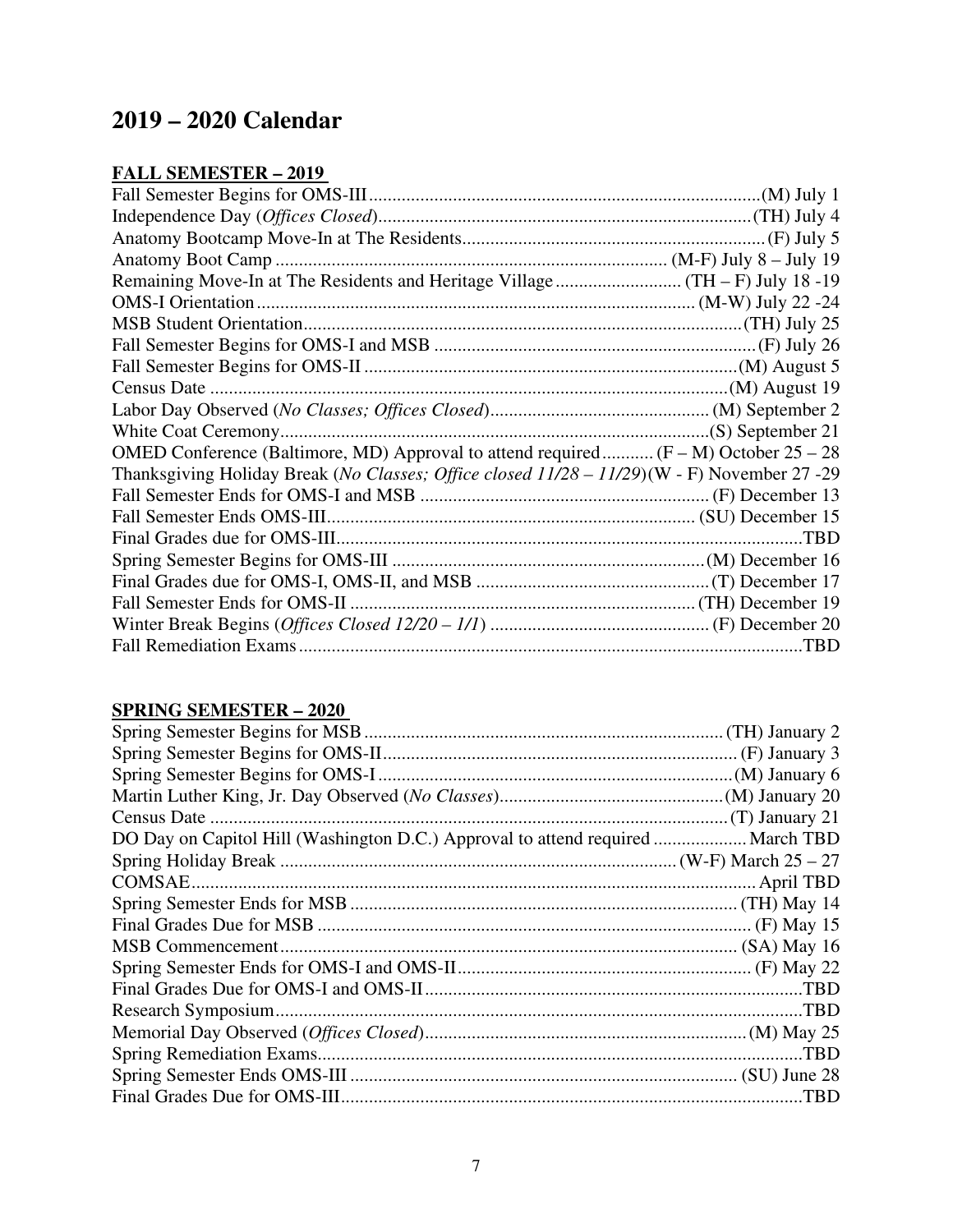# 2019 – 2020 Calendar

## FALL SEMESTER – 2019

| Event | Date |
| --- | --- |
| Fall Semester Begins for OMS-III | (M) July 1 |
| Independence Day (*Offices Closed*) | (TH) July 4 |
| Anatomy Bootcamp Move-In at The Residents | (F) July 5 |
| Anatomy Boot Camp | (M-F) July 8 – July 19 |
| Remaining Move-In at The Residents and Heritage Village | (TH – F) July 18 -19 |
| OMS-I Orientation | (M-W) July 22 -24 |
| MSB Student Orientation | (TH) July 25 |
| Fall Semester Begins for OMS-I and MSB | (F) July 26 |
| Fall Semester Begins for OMS-II | (M) August 5 |
| Census Date | (M) August 19 |
| Labor Day Observed (*No Classes; Offices Closed*) | (M) September 2 |
| White Coat Ceremony | (S) September 21 |
| OMED Conference (Baltimore, MD) Approval to attend required | (F – M) October 25 – 28 |
| Thanksgiving Holiday Break (*No Classes; Office closed 11/28 – 11/29*) | (W - F) November 27 -29 |
| Fall Semester Ends for OMS-I and MSB | (F) December 13 |
| Fall Semester Ends OMS-III | (SU) December 15 |
| Final Grades due for OMS-III | TBD |
| Spring Semester Begins for OMS-III | (M) December 16 |
| Final Grades due for OMS-I, OMS-II, and MSB | (T) December 17 |
| Fall Semester Ends for OMS-II | (TH) December 19 |
| Winter Break Begins (*Offices Closed 12/20 – 1/1*) | (F) December 20 |
| Fall Remediation Exams | TBD |

## SPRING SEMESTER – 2020

| Event | Date |
| --- | --- |
| Spring Semester Begins for MSB | (TH) January 2 |
| Spring Semester Begins for OMS-II | (F) January 3 |
| Spring Semester Begins for OMS-I | (M) January 6 |
| Martin Luther King, Jr. Day Observed (*No Classes*) | (M) January 20 |
| Census Date | (T) January 21 |
| DO Day on Capitol Hill (Washington D.C.) Approval to attend required | March TBD |
| Spring Holiday Break | (W-F) March 25 – 27 |
| COMSAE | April TBD |
| Spring Semester Ends for MSB | (TH) May 14 |
| Final Grades Due for MSB | (F) May 15 |
| MSB Commencement | (SA) May 16 |
| Spring Semester Ends for OMS-I and OMS-II | (F) May 22 |
| Final Grades Due for OMS-I and OMS-II | TBD |
| Research Symposium | TBD |
| Memorial Day Observed (*Offices Closed*) | (M) May 25 |
| Spring Remediation Exams | TBD |
| Spring Semester Ends OMS-III | (SU) June 28 |
| Final Grades Due for OMS-III | TBD |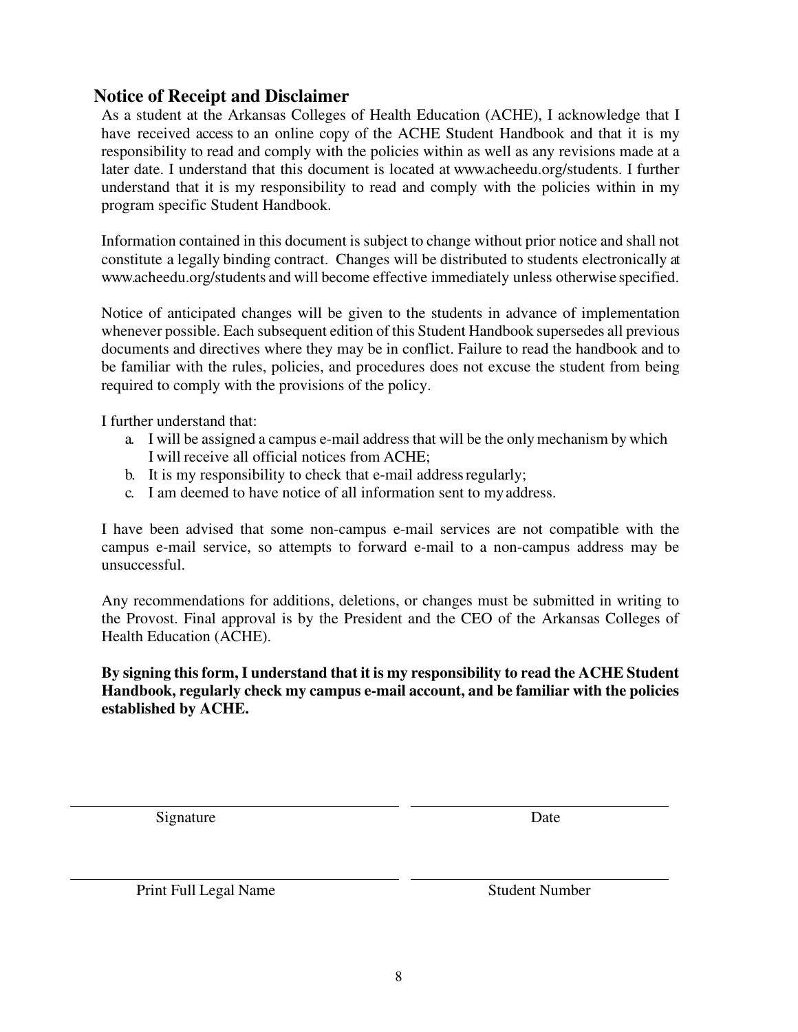## Notice of Receipt and Disclaimer

As a student at the Arkansas Colleges of Health Education (ACHE), I acknowledge that I have received access to an online copy of the ACHE Student Handbook and that it is my responsibility to read and comply with the policies within as well as any revisions made at a later date. I understand that this document is located at www.acheedu.org/students. I further understand that it is my responsibility to read and comply with the policies within in my program specific Student Handbook.

Information contained in this document is subject to change without prior notice and shall not constitute a legally binding contract. Changes will be distributed to students electronically at www.acheedu.org/students and will become effective immediately unless otherwise specified.

Notice of anticipated changes will be given to the students in advance of implementation whenever possible. Each subsequent edition of this Student Handbook supersedes all previous documents and directives where they may be in conflict. Failure to read the handbook and to be familiar with the rules, policies, and procedures does not excuse the student from being required to comply with the provisions of the policy.

I further understand that:

a. I will be assigned a campus e-mail address that will be the only mechanism by which I will receive all official notices from ACHE;
b. It is my responsibility to check that e-mail address regularly;
c. I am deemed to have notice of all information sent to my address.

I have been advised that some non-campus e-mail services are not compatible with the campus e-mail service, so attempts to forward e-mail to a non-campus address may be unsuccessful.

Any recommendations for additions, deletions, or changes must be submitted in writing to the Provost. Final approval is by the President and the CEO of the Arkansas Colleges of Health Education (ACHE).

**By signing this form, I understand that it is my responsibility to read the ACHE Student Handbook, regularly check my campus e-mail account, and be familiar with the policies established by ACHE.**

| | |
|---|---|
| ______________________________ | ______________________________ |
| Signature | Date |
| ______________________________ | ______________________________ |
| Print Full Legal Name | Student Number |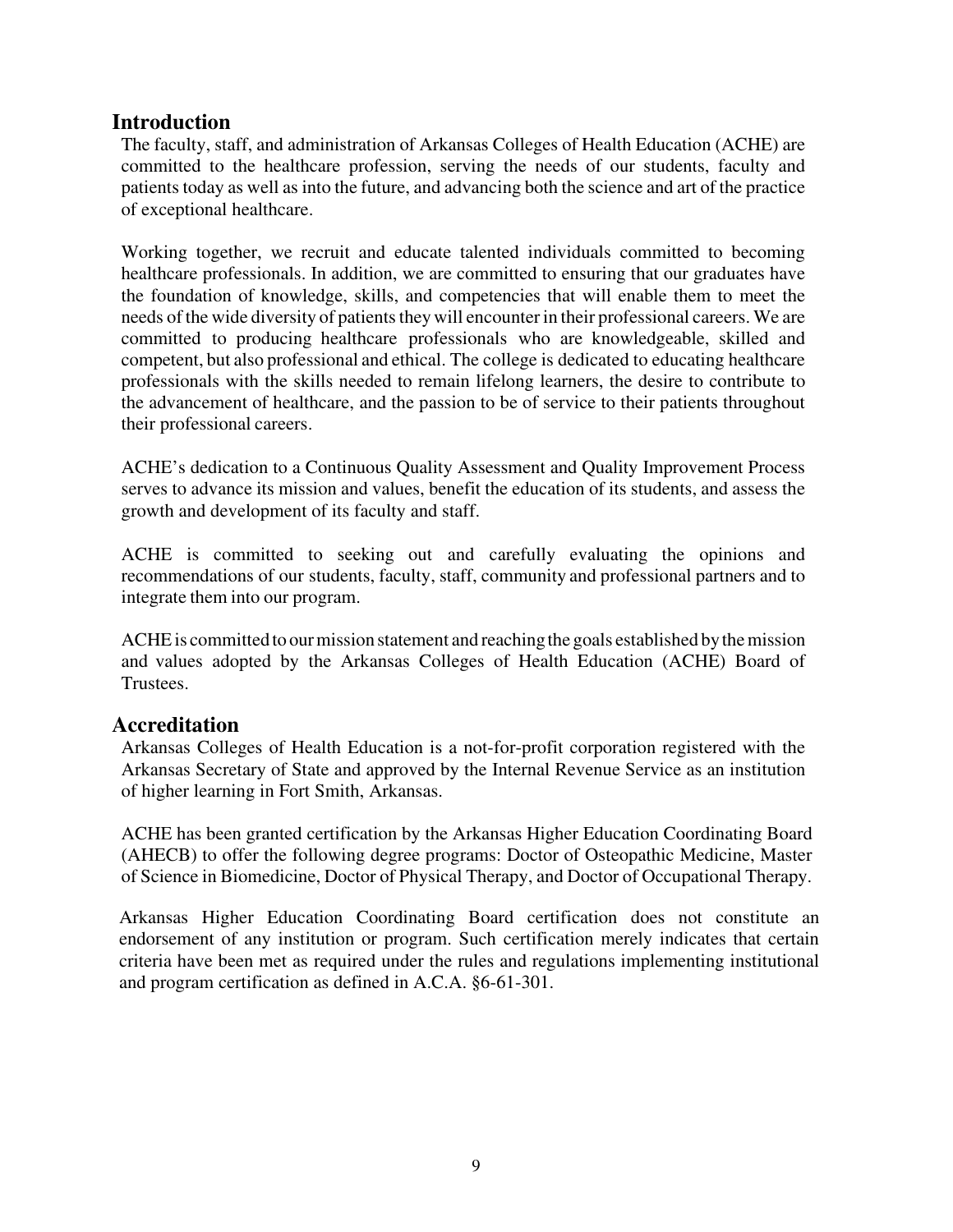## Introduction

The faculty, staff, and administration of Arkansas Colleges of Health Education (ACHE) are committed to the healthcare profession, serving the needs of our students, faculty and patients today as well as into the future, and advancing both the science and art of the practice of exceptional healthcare.

Working together, we recruit and educate talented individuals committed to becoming healthcare professionals. In addition, we are committed to ensuring that our graduates have the foundation of knowledge, skills, and competencies that will enable them to meet the needs of the wide diversity of patients they will encounter in their professional careers. We are committed to producing healthcare professionals who are knowledgeable, skilled and competent, but also professional and ethical. The college is dedicated to educating healthcare professionals with the skills needed to remain lifelong learners, the desire to contribute to the advancement of healthcare, and the passion to be of service to their patients throughout their professional careers.

ACHE's dedication to a Continuous Quality Assessment and Quality Improvement Process serves to advance its mission and values, benefit the education of its students, and assess the growth and development of its faculty and staff.

ACHE is committed to seeking out and carefully evaluating the opinions and recommendations of our students, faculty, staff, community and professional partners and to integrate them into our program.

ACHE is committed to our mission statement and reaching the goals established by the mission and values adopted by the Arkansas Colleges of Health Education (ACHE) Board of Trustees.

## Accreditation

Arkansas Colleges of Health Education is a not-for-profit corporation registered with the Arkansas Secretary of State and approved by the Internal Revenue Service as an institution of higher learning in Fort Smith, Arkansas.

ACHE has been granted certification by the Arkansas Higher Education Coordinating Board (AHECB) to offer the following degree programs: Doctor of Osteopathic Medicine, Master of Science in Biomedicine, Doctor of Physical Therapy, and Doctor of Occupational Therapy.

Arkansas Higher Education Coordinating Board certification does not constitute an endorsement of any institution or program. Such certification merely indicates that certain criteria have been met as required under the rules and regulations implementing institutional and program certification as defined in A.C.A. §6-61-301.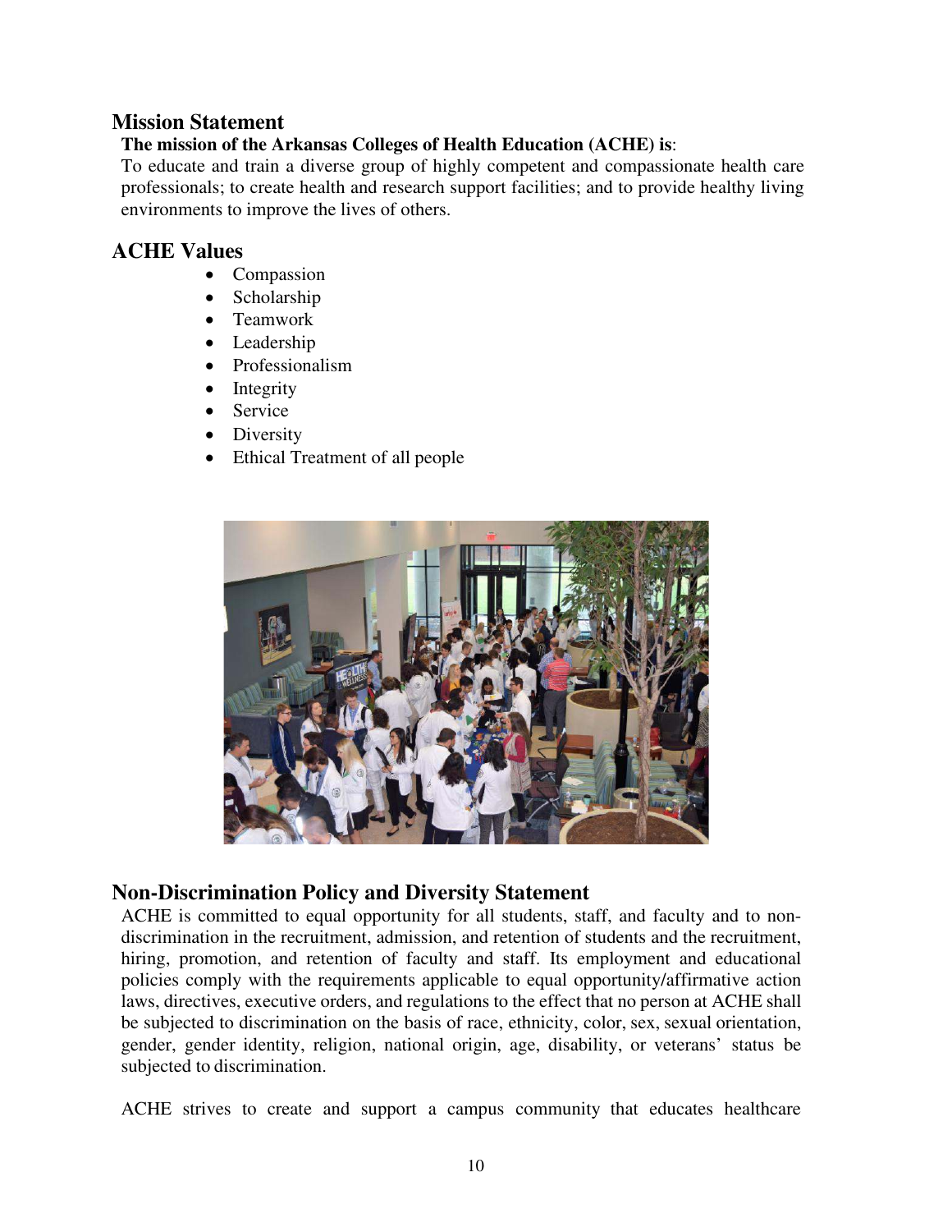## Mission Statement

**The mission of the Arkansas Colleges of Health Education (ACHE) is**:

To educate and train a diverse group of highly competent and compassionate health care professionals; to create health and research support facilities; and to provide healthy living environments to improve the lives of others.

## ACHE Values

- Compassion
- Scholarship
- Teamwork
- Leadership
- Professionalism
- Integrity
- Service
- Diversity
- Ethical Treatment of all people

## Non-Discrimination Policy and Diversity Statement

ACHE is committed to equal opportunity for all students, staff, and faculty and to non-discrimination in the recruitment, admission, and retention of students and the recruitment, hiring, promotion, and retention of faculty and staff. Its employment and educational policies comply with the requirements applicable to equal opportunity/affirmative action laws, directives, executive orders, and regulations to the effect that no person at ACHE shall be subjected to discrimination on the basis of race, ethnicity, color, sex, sexual orientation, gender, gender identity, religion, national origin, age, disability, or veterans' status be subjected to discrimination.

ACHE strives to create and support a campus community that educates healthcare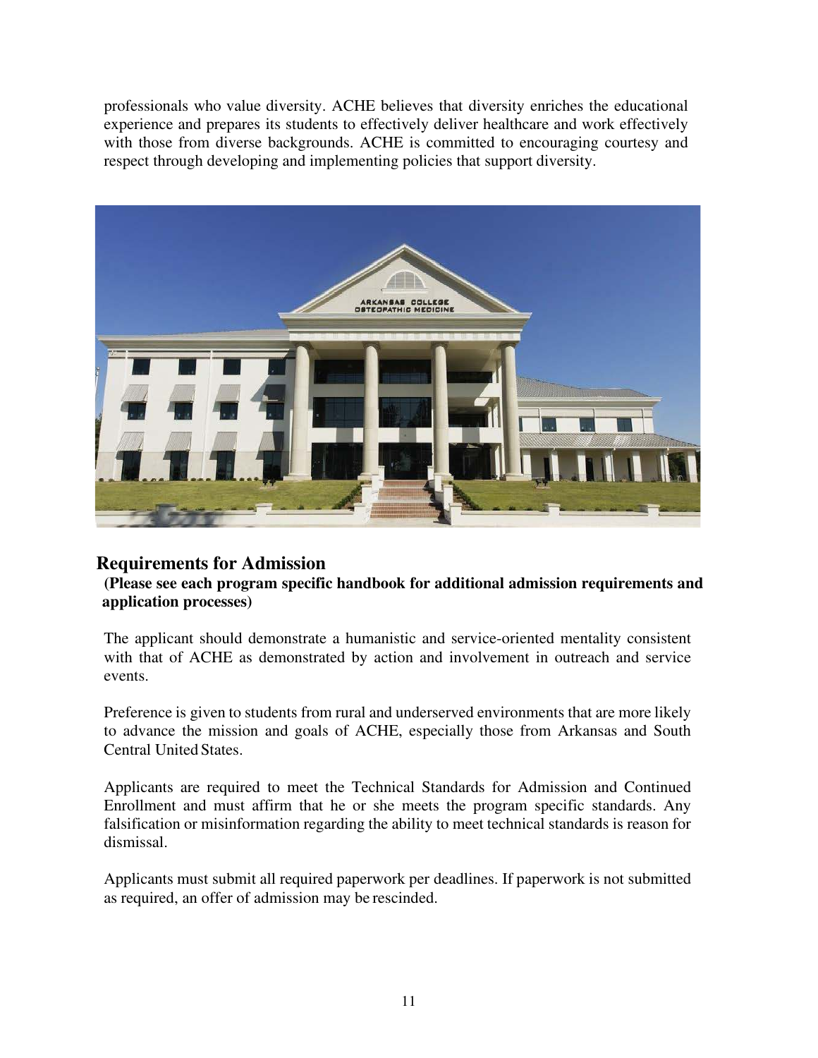professionals who value diversity. ACHE believes that diversity enriches the educational experience and prepares its students to effectively deliver healthcare and work effectively with those from diverse backgrounds. ACHE is committed to encouraging courtesy and respect through developing and implementing policies that support diversity.

## Requirements for Admission

**(Please see each program specific handbook for additional admission requirements and application processes)**

The applicant should demonstrate a humanistic and service-oriented mentality consistent with that of ACHE as demonstrated by action and involvement in outreach and service events.

Preference is given to students from rural and underserved environments that are more likely to advance the mission and goals of ACHE, especially those from Arkansas and South Central United States.

Applicants are required to meet the Technical Standards for Admission and Continued Enrollment and must affirm that he or she meets the program specific standards. Any falsification or misinformation regarding the ability to meet technical standards is reason for dismissal.

Applicants must submit all required paperwork per deadlines. If paperwork is not submitted as required, an offer of admission may be rescinded.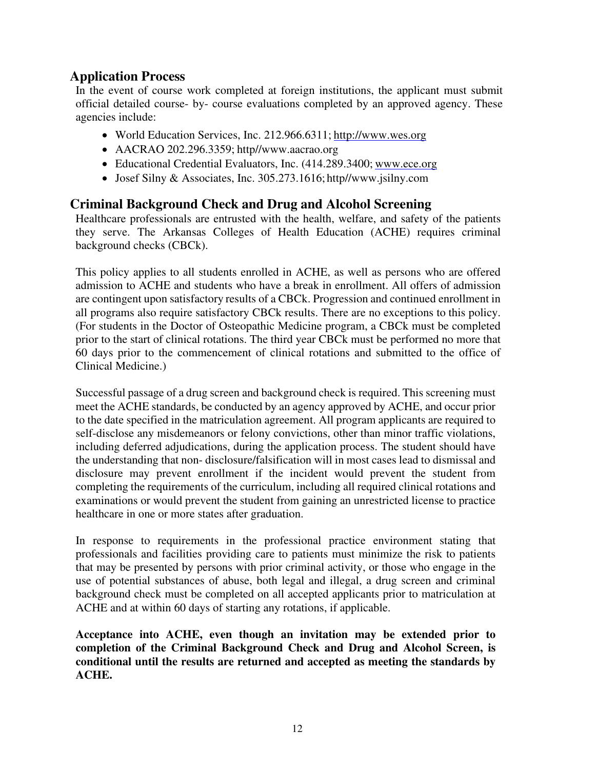## Application Process

In the event of course work completed at foreign institutions, the applicant must submit official detailed course- by- course evaluations completed by an approved agency. These agencies include:

- World Education Services, Inc. 212.966.6311; http://www.wes.org
- AACRAO 202.296.3359; http//www.aacrao.org
- Educational Credential Evaluators, Inc. (414.289.3400; www.ece.org
- Josef Silny & Associates, Inc. 305.273.1616; http//www.jsilny.com

## Criminal Background Check and Drug and Alcohol Screening

Healthcare professionals are entrusted with the health, welfare, and safety of the patients they serve. The Arkansas Colleges of Health Education (ACHE) requires criminal background checks (CBCk).

This policy applies to all students enrolled in ACHE, as well as persons who are offered admission to ACHE and students who have a break in enrollment. All offers of admission are contingent upon satisfactory results of a CBCk. Progression and continued enrollment in all programs also require satisfactory CBCk results. There are no exceptions to this policy. (For students in the Doctor of Osteopathic Medicine program, a CBCk must be completed prior to the start of clinical rotations. The third year CBCk must be performed no more that 60 days prior to the commencement of clinical rotations and submitted to the office of Clinical Medicine.)

Successful passage of a drug screen and background check is required. This screening must meet the ACHE standards, be conducted by an agency approved by ACHE, and occur prior to the date specified in the matriculation agreement. All program applicants are required to self-disclose any misdemeanors or felony convictions, other than minor traffic violations, including deferred adjudications, during the application process. The student should have the understanding that non- disclosure/falsification will in most cases lead to dismissal and disclosure may prevent enrollment if the incident would prevent the student from completing the requirements of the curriculum, including all required clinical rotations and examinations or would prevent the student from gaining an unrestricted license to practice healthcare in one or more states after graduation.

In response to requirements in the professional practice environment stating that professionals and facilities providing care to patients must minimize the risk to patients that may be presented by persons with prior criminal activity, or those who engage in the use of potential substances of abuse, both legal and illegal, a drug screen and criminal background check must be completed on all accepted applicants prior to matriculation at ACHE and at within 60 days of starting any rotations, if applicable.

**Acceptance into ACHE, even though an invitation may be extended prior to completion of the Criminal Background Check and Drug and Alcohol Screen, is conditional until the results are returned and accepted as meeting the standards by ACHE.**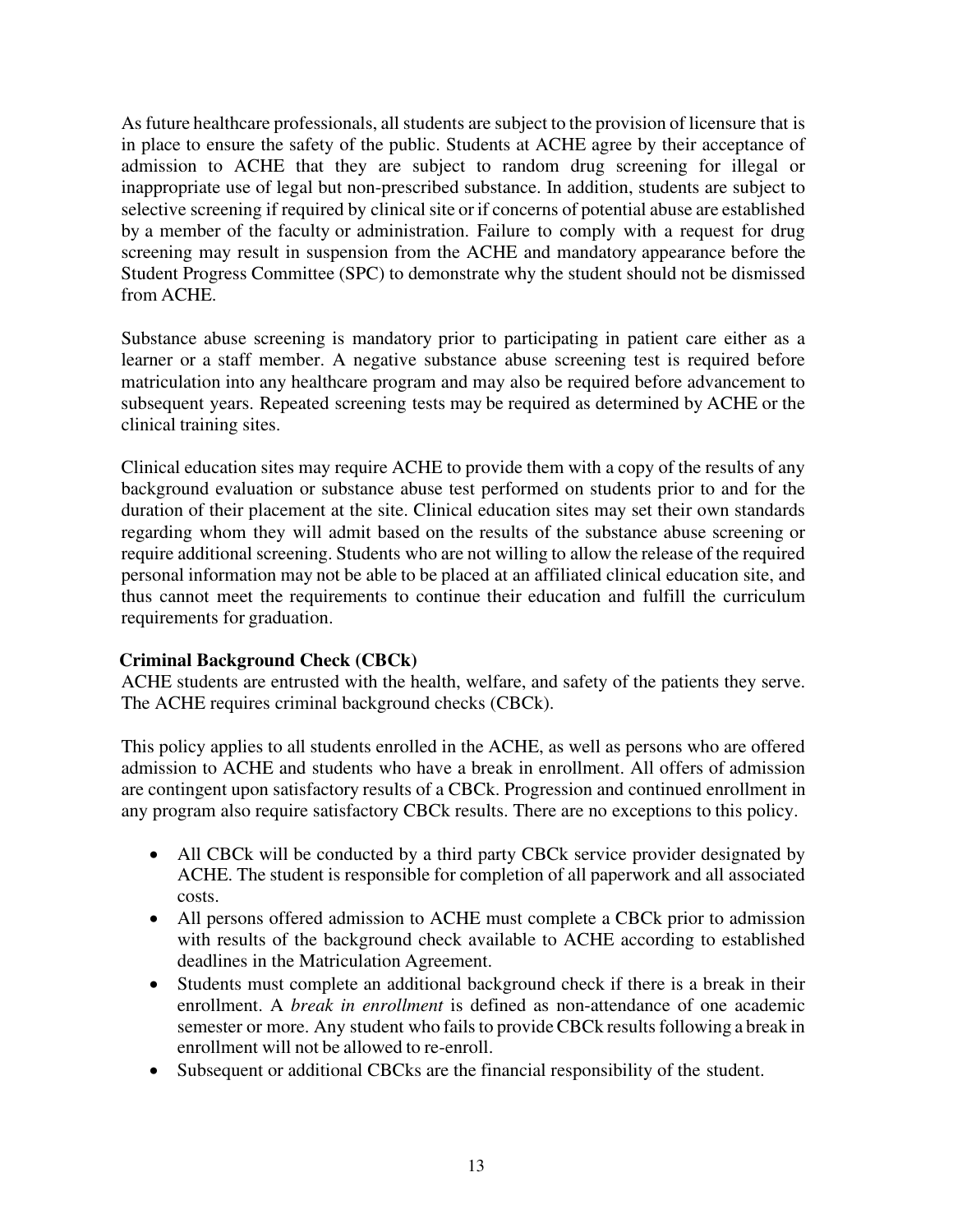As future healthcare professionals, all students are subject to the provision of licensure that is in place to ensure the safety of the public. Students at ACHE agree by their acceptance of admission to ACHE that they are subject to random drug screening for illegal or inappropriate use of legal but non-prescribed substance. In addition, students are subject to selective screening if required by clinical site or if concerns of potential abuse are established by a member of the faculty or administration. Failure to comply with a request for drug screening may result in suspension from the ACHE and mandatory appearance before the Student Progress Committee (SPC) to demonstrate why the student should not be dismissed from ACHE.

Substance abuse screening is mandatory prior to participating in patient care either as a learner or a staff member. A negative substance abuse screening test is required before matriculation into any healthcare program and may also be required before advancement to subsequent years. Repeated screening tests may be required as determined by ACHE or the clinical training sites.

Clinical education sites may require ACHE to provide them with a copy of the results of any background evaluation or substance abuse test performed on students prior to and for the duration of their placement at the site. Clinical education sites may set their own standards regarding whom they will admit based on the results of the substance abuse screening or require additional screening. Students who are not willing to allow the release of the required personal information may not be able to be placed at an affiliated clinical education site, and thus cannot meet the requirements to continue their education and fulfill the curriculum requirements for graduation.

**Criminal Background Check (CBCk)**

ACHE students are entrusted with the health, welfare, and safety of the patients they serve. The ACHE requires criminal background checks (CBCk).

This policy applies to all students enrolled in the ACHE, as well as persons who are offered admission to ACHE and students who have a break in enrollment. All offers of admission are contingent upon satisfactory results of a CBCk. Progression and continued enrollment in any program also require satisfactory CBCk results. There are no exceptions to this policy.

- All CBCk will be conducted by a third party CBCk service provider designated by ACHE. The student is responsible for completion of all paperwork and all associated costs.
- All persons offered admission to ACHE must complete a CBCk prior to admission with results of the background check available to ACHE according to established deadlines in the Matriculation Agreement.
- Students must complete an additional background check if there is a break in their enrollment. A *break in enrollment* is defined as non-attendance of one academic semester or more. Any student who fails to provide CBCk results following a break in enrollment will not be allowed to re-enroll.
- Subsequent or additional CBCks are the financial responsibility of the student.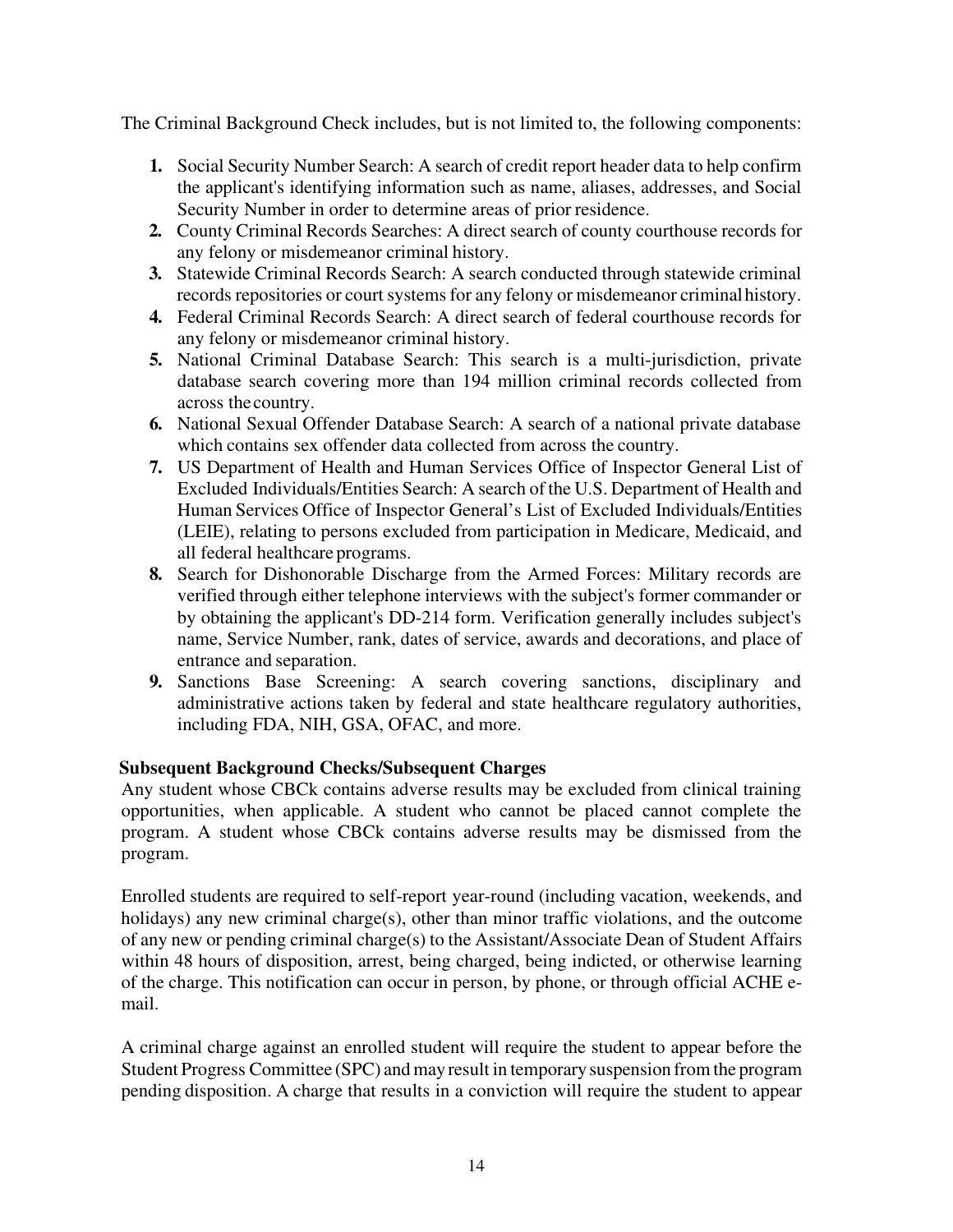The Criminal Background Check includes, but is not limited to, the following components:

1. Social Security Number Search: A search of credit report header data to help confirm the applicant's identifying information such as name, aliases, addresses, and Social Security Number in order to determine areas of prior residence.
2. County Criminal Records Searches: A direct search of county courthouse records for any felony or misdemeanor criminal history.
3. Statewide Criminal Records Search: A search conducted through statewide criminal records repositories or court systems for any felony or misdemeanor criminal history.
4. Federal Criminal Records Search: A direct search of federal courthouse records for any felony or misdemeanor criminal history.
5. National Criminal Database Search: This search is a multi-jurisdiction, private database search covering more than 194 million criminal records collected from across the country.
6. National Sexual Offender Database Search: A search of a national private database which contains sex offender data collected from across the country.
7. US Department of Health and Human Services Office of Inspector General List of Excluded Individuals/Entities Search: A search of the U.S. Department of Health and Human Services Office of Inspector General's List of Excluded Individuals/Entities (LEIE), relating to persons excluded from participation in Medicare, Medicaid, and all federal healthcare programs.
8. Search for Dishonorable Discharge from the Armed Forces: Military records are verified through either telephone interviews with the subject's former commander or by obtaining the applicant's DD-214 form. Verification generally includes subject's name, Service Number, rank, dates of service, awards and decorations, and place of entrance and separation.
9. Sanctions Base Screening: A search covering sanctions, disciplinary and administrative actions taken by federal and state healthcare regulatory authorities, including FDA, NIH, GSA, OFAC, and more.

**Subsequent Background Checks/Subsequent Charges**

Any student whose CBCk contains adverse results may be excluded from clinical training opportunities, when applicable. A student who cannot be placed cannot complete the program. A student whose CBCk contains adverse results may be dismissed from the program.

Enrolled students are required to self-report year-round (including vacation, weekends, and holidays) any new criminal charge(s), other than minor traffic violations, and the outcome of any new or pending criminal charge(s) to the Assistant/Associate Dean of Student Affairs within 48 hours of disposition, arrest, being charged, being indicted, or otherwise learning of the charge. This notification can occur in person, by phone, or through official ACHE e-mail.

A criminal charge against an enrolled student will require the student to appear before the Student Progress Committee (SPC) and may result in temporary suspension from the program pending disposition. A charge that results in a conviction will require the student to appear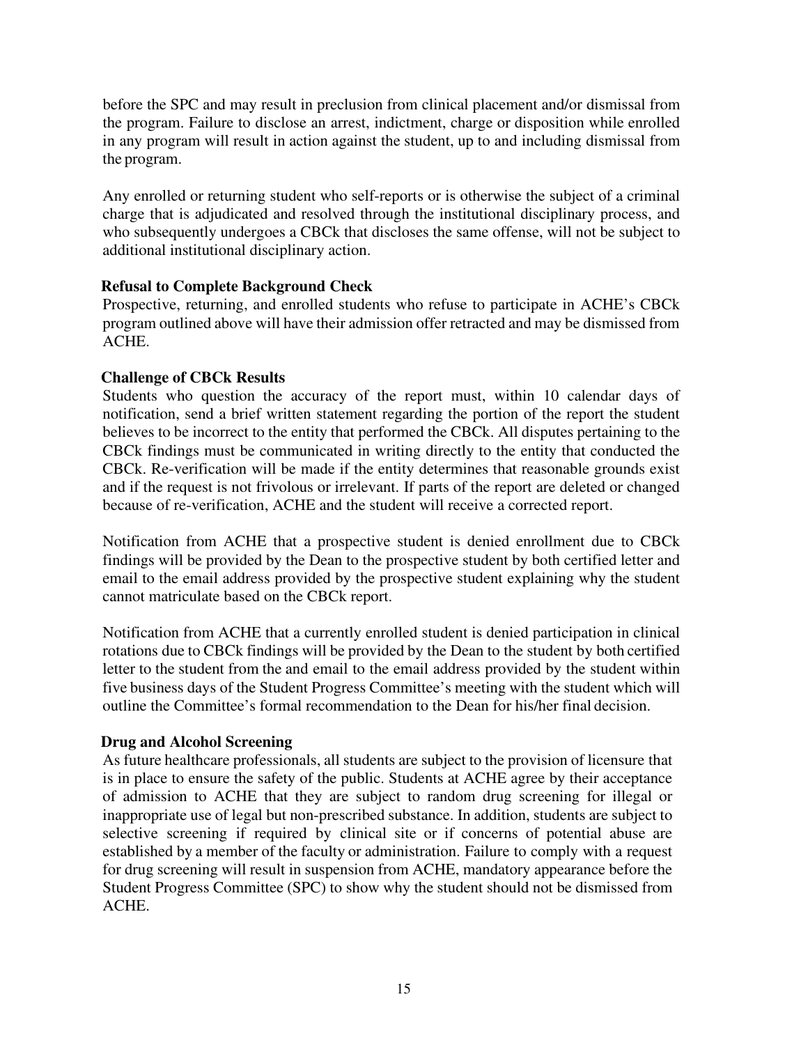before the SPC and may result in preclusion from clinical placement and/or dismissal from the program. Failure to disclose an arrest, indictment, charge or disposition while enrolled in any program will result in action against the student, up to and including dismissal from the program.

Any enrolled or returning student who self-reports or is otherwise the subject of a criminal charge that is adjudicated and resolved through the institutional disciplinary process, and who subsequently undergoes a CBCk that discloses the same offense, will not be subject to additional institutional disciplinary action.

**Refusal to Complete Background Check**

Prospective, returning, and enrolled students who refuse to participate in ACHE's CBCk program outlined above will have their admission offer retracted and may be dismissed from ACHE.

**Challenge of CBCk Results**

Students who question the accuracy of the report must, within 10 calendar days of notification, send a brief written statement regarding the portion of the report the student believes to be incorrect to the entity that performed the CBCk. All disputes pertaining to the CBCk findings must be communicated in writing directly to the entity that conducted the CBCk. Re-verification will be made if the entity determines that reasonable grounds exist and if the request is not frivolous or irrelevant. If parts of the report are deleted or changed because of re-verification, ACHE and the student will receive a corrected report.

Notification from ACHE that a prospective student is denied enrollment due to CBCk findings will be provided by the Dean to the prospective student by both certified letter and email to the email address provided by the prospective student explaining why the student cannot matriculate based on the CBCk report.

Notification from ACHE that a currently enrolled student is denied participation in clinical rotations due to CBCk findings will be provided by the Dean to the student by both certified letter to the student from the and email to the email address provided by the student within five business days of the Student Progress Committee's meeting with the student which will outline the Committee's formal recommendation to the Dean for his/her final decision.

**Drug and Alcohol Screening**

As future healthcare professionals, all students are subject to the provision of licensure that is in place to ensure the safety of the public. Students at ACHE agree by their acceptance of admission to ACHE that they are subject to random drug screening for illegal or inappropriate use of legal but non-prescribed substance. In addition, students are subject to selective screening if required by clinical site or if concerns of potential abuse are established by a member of the faculty or administration. Failure to comply with a request for drug screening will result in suspension from ACHE, mandatory appearance before the Student Progress Committee (SPC) to show why the student should not be dismissed from ACHE.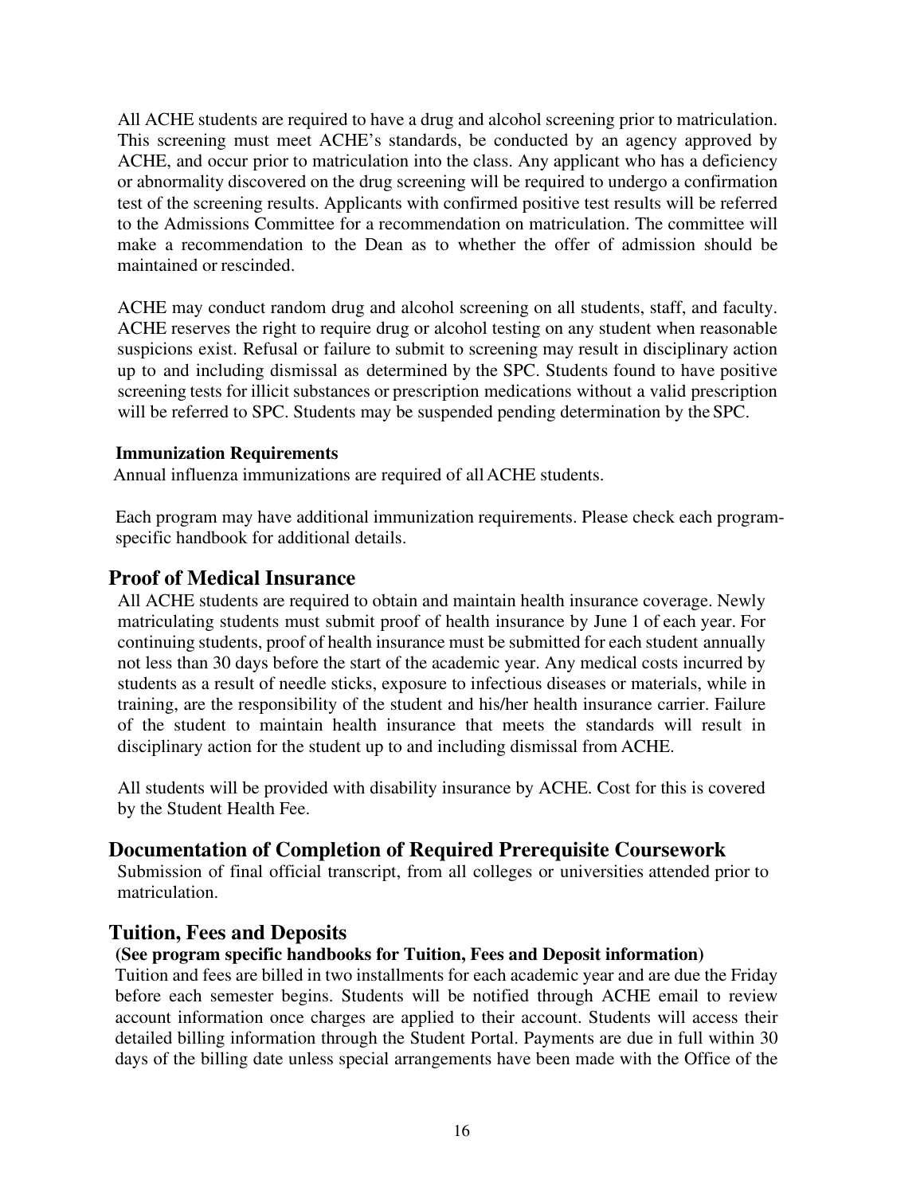All ACHE students are required to have a drug and alcohol screening prior to matriculation. This screening must meet ACHE's standards, be conducted by an agency approved by ACHE, and occur prior to matriculation into the class. Any applicant who has a deficiency or abnormality discovered on the drug screening will be required to undergo a confirmation test of the screening results. Applicants with confirmed positive test results will be referred to the Admissions Committee for a recommendation on matriculation. The committee will make a recommendation to the Dean as to whether the offer of admission should be maintained or rescinded.

ACHE may conduct random drug and alcohol screening on all students, staff, and faculty. ACHE reserves the right to require drug or alcohol testing on any student when reasonable suspicions exist. Refusal or failure to submit to screening may result in disciplinary action up to and including dismissal as determined by the SPC. Students found to have positive screening tests for illicit substances or prescription medications without a valid prescription will be referred to SPC. Students may be suspended pending determination by the SPC.

**Immunization Requirements**

Annual influenza immunizations are required of all ACHE students.

Each program may have additional immunization requirements. Please check each program-specific handbook for additional details.

## Proof of Medical Insurance

All ACHE students are required to obtain and maintain health insurance coverage. Newly matriculating students must submit proof of health insurance by June 1 of each year. For continuing students, proof of health insurance must be submitted for each student annually not less than 30 days before the start of the academic year. Any medical costs incurred by students as a result of needle sticks, exposure to infectious diseases or materials, while in training, are the responsibility of the student and his/her health insurance carrier. Failure of the student to maintain health insurance that meets the standards will result in disciplinary action for the student up to and including dismissal from ACHE.

All students will be provided with disability insurance by ACHE. Cost for this is covered by the Student Health Fee.

## Documentation of Completion of Required Prerequisite Coursework

Submission of final official transcript, from all colleges or universities attended prior to matriculation.

## Tuition, Fees and Deposits

**(See program specific handbooks for Tuition, Fees and Deposit information)**

Tuition and fees are billed in two installments for each academic year and are due the Friday before each semester begins. Students will be notified through ACHE email to review account information once charges are applied to their account. Students will access their detailed billing information through the Student Portal. Payments are due in full within 30 days of the billing date unless special arrangements have been made with the Office of the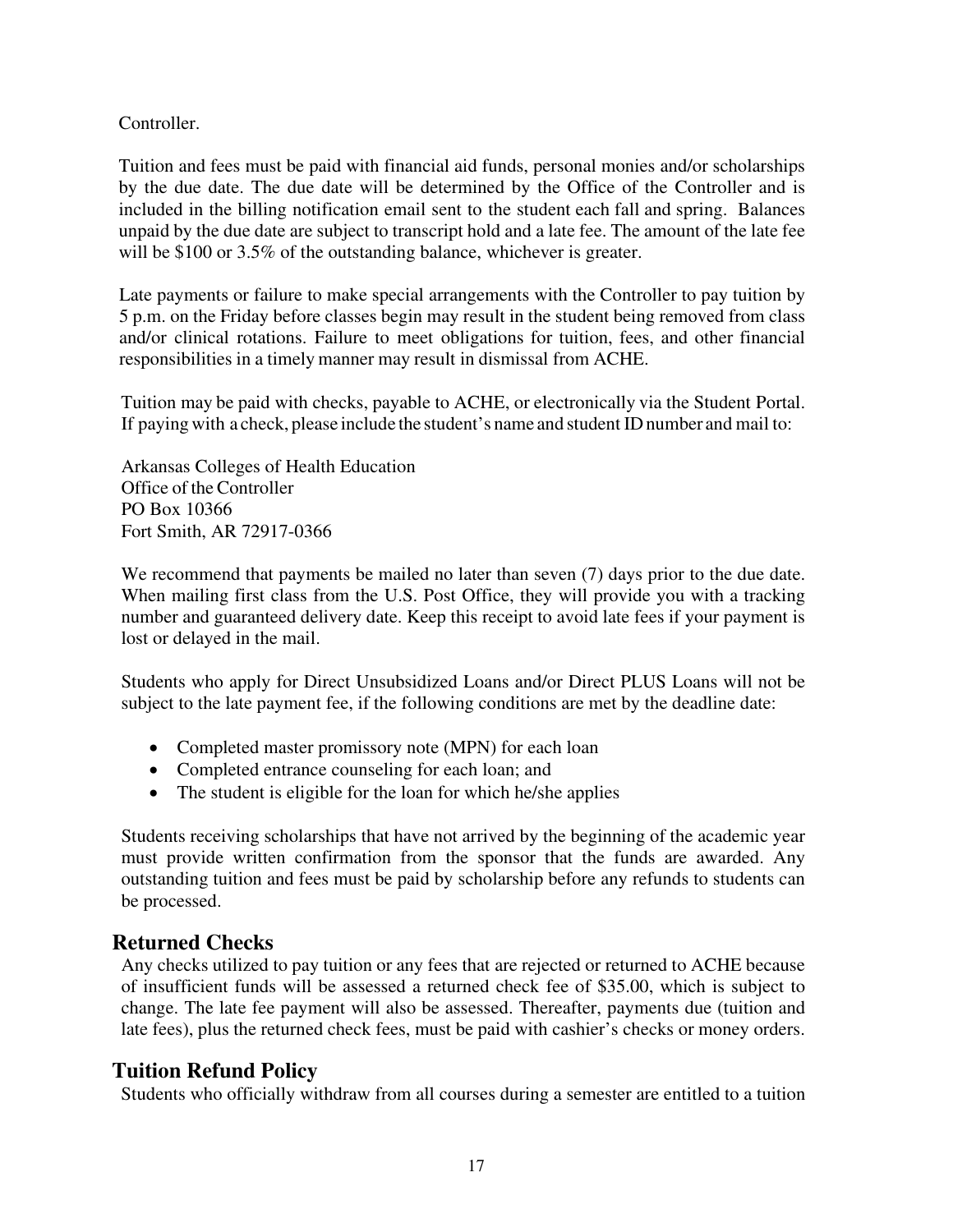Controller.

Tuition and fees must be paid with financial aid funds, personal monies and/or scholarships by the due date. The due date will be determined by the Office of the Controller and is included in the billing notification email sent to the student each fall and spring. Balances unpaid by the due date are subject to transcript hold and a late fee. The amount of the late fee will be $100 or 3.5% of the outstanding balance, whichever is greater.

Late payments or failure to make special arrangements with the Controller to pay tuition by 5 p.m. on the Friday before classes begin may result in the student being removed from class and/or clinical rotations. Failure to meet obligations for tuition, fees, and other financial responsibilities in a timely manner may result in dismissal from ACHE.

Tuition may be paid with checks, payable to ACHE, or electronically via the Student Portal. If paying with a check, please include the student's name and student ID number and mail to:

Arkansas Colleges of Health Education
Office of the Controller
PO Box 10366
Fort Smith, AR 72917-0366

We recommend that payments be mailed no later than seven (7) days prior to the due date. When mailing first class from the U.S. Post Office, they will provide you with a tracking number and guaranteed delivery date. Keep this receipt to avoid late fees if your payment is lost or delayed in the mail.

Students who apply for Direct Unsubsidized Loans and/or Direct PLUS Loans will not be subject to the late payment fee, if the following conditions are met by the deadline date:

- Completed master promissory note (MPN) for each loan
- Completed entrance counseling for each loan; and
- The student is eligible for the loan for which he/she applies

Students receiving scholarships that have not arrived by the beginning of the academic year must provide written confirmation from the sponsor that the funds are awarded. Any outstanding tuition and fees must be paid by scholarship before any refunds to students can be processed.

## Returned Checks

Any checks utilized to pay tuition or any fees that are rejected or returned to ACHE because of insufficient funds will be assessed a returned check fee of $35.00, which is subject to change. The late fee payment will also be assessed. Thereafter, payments due (tuition and late fees), plus the returned check fees, must be paid with cashier's checks or money orders.

## Tuition Refund Policy

Students who officially withdraw from all courses during a semester are entitled to a tuition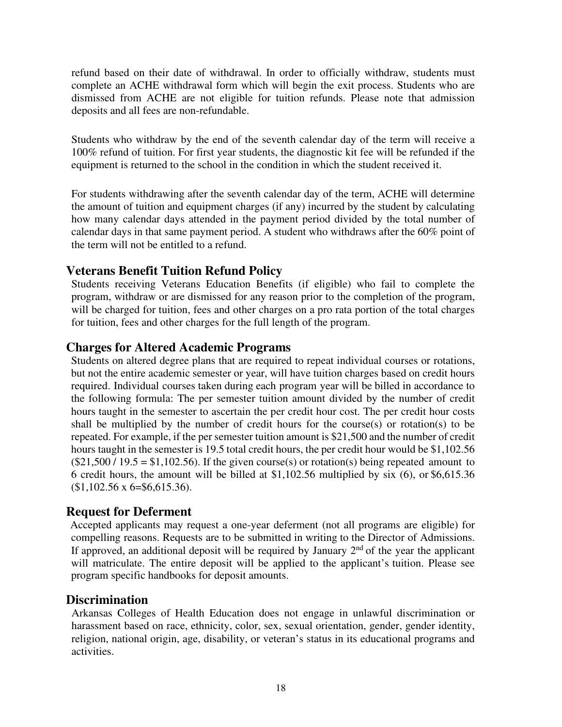refund based on their date of withdrawal. In order to officially withdraw, students must complete an ACHE withdrawal form which will begin the exit process. Students who are dismissed from ACHE are not eligible for tuition refunds. Please note that admission deposits and all fees are non-refundable.

Students who withdraw by the end of the seventh calendar day of the term will receive a 100% refund of tuition. For first year students, the diagnostic kit fee will be refunded if the equipment is returned to the school in the condition in which the student received it.

For students withdrawing after the seventh calendar day of the term, ACHE will determine the amount of tuition and equipment charges (if any) incurred by the student by calculating how many calendar days attended in the payment period divided by the total number of calendar days in that same payment period. A student who withdraws after the 60% point of the term will not be entitled to a refund.

## Veterans Benefit Tuition Refund Policy

Students receiving Veterans Education Benefits (if eligible) who fail to complete the program, withdraw or are dismissed for any reason prior to the completion of the program, will be charged for tuition, fees and other charges on a pro rata portion of the total charges for tuition, fees and other charges for the full length of the program.

## Charges for Altered Academic Programs

Students on altered degree plans that are required to repeat individual courses or rotations, but not the entire academic semester or year, will have tuition charges based on credit hours required. Individual courses taken during each program year will be billed in accordance to the following formula: The per semester tuition amount divided by the number of credit hours taught in the semester to ascertain the per credit hour cost. The per credit hour costs shall be multiplied by the number of credit hours for the course(s) or rotation(s) to be repeated. For example, if the per semester tuition amount is $21,500 and the number of credit hours taught in the semester is 19.5 total credit hours, the per credit hour would be $1,102.56 ($21,500 / 19.5 = $1,102.56). If the given course(s) or rotation(s) being repeated amount to 6 credit hours, the amount will be billed at $1,102.56 multiplied by six (6), or $6,615.36 ($1,102.56 x 6=$6,615.36).

## Request for Deferment

Accepted applicants may request a one-year deferment (not all programs are eligible) for compelling reasons. Requests are to be submitted in writing to the Director of Admissions. If approved, an additional deposit will be required by January 2nd of the year the applicant will matriculate. The entire deposit will be applied to the applicant's tuition. Please see program specific handbooks for deposit amounts.

## Discrimination

Arkansas Colleges of Health Education does not engage in unlawful discrimination or harassment based on race, ethnicity, color, sex, sexual orientation, gender, gender identity, religion, national origin, age, disability, or veteran's status in its educational programs and activities.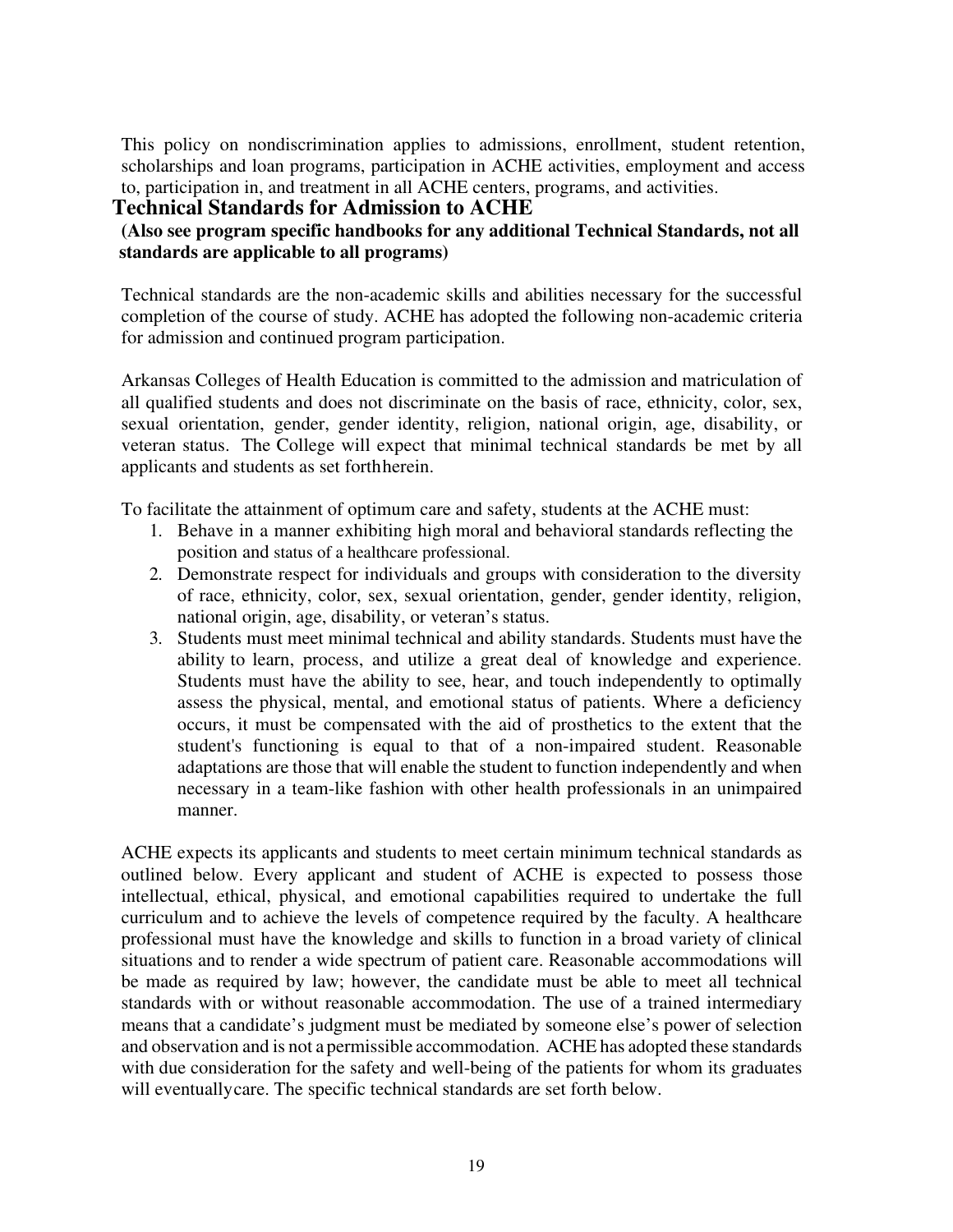This policy on nondiscrimination applies to admissions, enrollment, student retention, scholarships and loan programs, participation in ACHE activities, employment and access to, participation in, and treatment in all ACHE centers, programs, and activities.

## Technical Standards for Admission to ACHE

**(Also see program specific handbooks for any additional Technical Standards, not all standards are applicable to all programs)**

Technical standards are the non-academic skills and abilities necessary for the successful completion of the course of study. ACHE has adopted the following non-academic criteria for admission and continued program participation.

Arkansas Colleges of Health Education is committed to the admission and matriculation of all qualified students and does not discriminate on the basis of race, ethnicity, color, sex, sexual orientation, gender, gender identity, religion, national origin, age, disability, or veteran status. The College will expect that minimal technical standards be met by all applicants and students as set forthherein.

To facilitate the attainment of optimum care and safety, students at the ACHE must:

1. Behave in a manner exhibiting high moral and behavioral standards reflecting the position and status of a healthcare professional.
2. Demonstrate respect for individuals and groups with consideration to the diversity of race, ethnicity, color, sex, sexual orientation, gender, gender identity, religion, national origin, age, disability, or veteran's status.
3. Students must meet minimal technical and ability standards. Students must have the ability to learn, process, and utilize a great deal of knowledge and experience. Students must have the ability to see, hear, and touch independently to optimally assess the physical, mental, and emotional status of patients. Where a deficiency occurs, it must be compensated with the aid of prosthetics to the extent that the student's functioning is equal to that of a non-impaired student. Reasonable adaptations are those that will enable the student to function independently and when necessary in a team-like fashion with other health professionals in an unimpaired manner.

ACHE expects its applicants and students to meet certain minimum technical standards as outlined below. Every applicant and student of ACHE is expected to possess those intellectual, ethical, physical, and emotional capabilities required to undertake the full curriculum and to achieve the levels of competence required by the faculty. A healthcare professional must have the knowledge and skills to function in a broad variety of clinical situations and to render a wide spectrum of patient care. Reasonable accommodations will be made as required by law; however, the candidate must be able to meet all technical standards with or without reasonable accommodation. The use of a trained intermediary means that a candidate's judgment must be mediated by someone else's power of selection and observation and is not a permissible accommodation. ACHE has adopted these standards with due consideration for the safety and well-being of the patients for whom its graduates will eventuallycare. The specific technical standards are set forth below.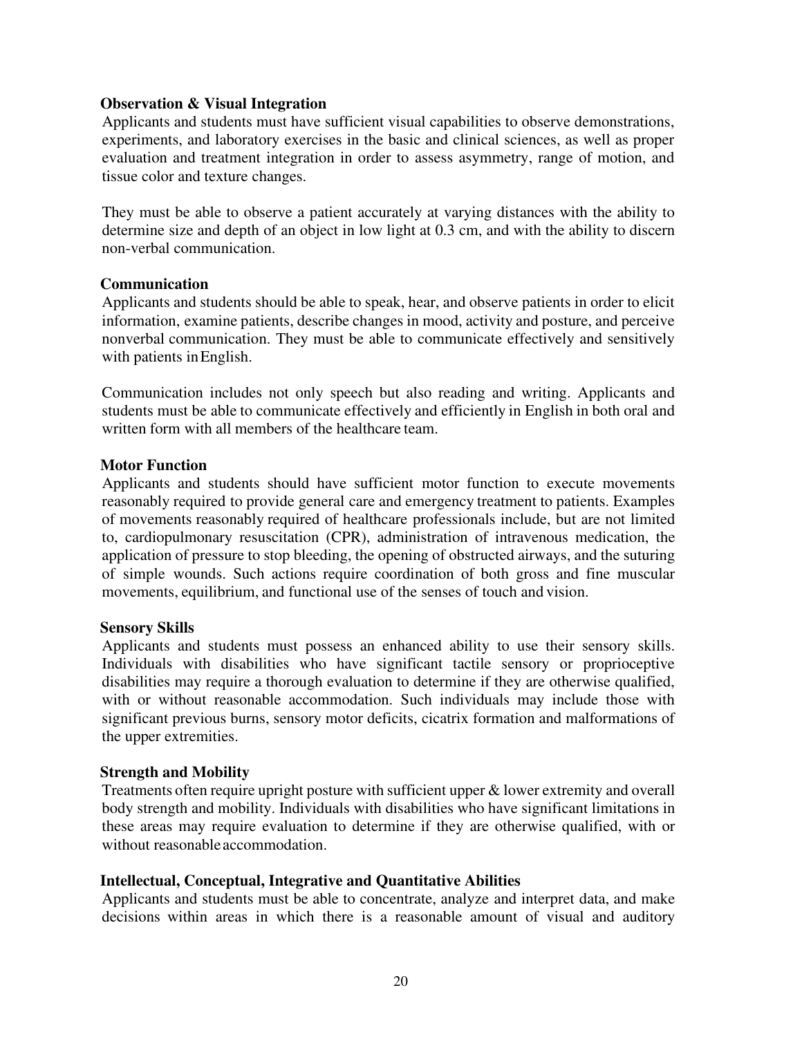**Observation & Visual Integration**

Applicants and students must have sufficient visual capabilities to observe demonstrations, experiments, and laboratory exercises in the basic and clinical sciences, as well as proper evaluation and treatment integration in order to assess asymmetry, range of motion, and tissue color and texture changes.

They must be able to observe a patient accurately at varying distances with the ability to determine size and depth of an object in low light at 0.3 cm, and with the ability to discern non-verbal communication.

**Communication**

Applicants and students should be able to speak, hear, and observe patients in order to elicit information, examine patients, describe changes in mood, activity and posture, and perceive nonverbal communication. They must be able to communicate effectively and sensitively with patients in English.

Communication includes not only speech but also reading and writing. Applicants and students must be able to communicate effectively and efficiently in English in both oral and written form with all members of the healthcare team.

**Motor Function**

Applicants and students should have sufficient motor function to execute movements reasonably required to provide general care and emergency treatment to patients. Examples of movements reasonably required of healthcare professionals include, but are not limited to, cardiopulmonary resuscitation (CPR), administration of intravenous medication, the application of pressure to stop bleeding, the opening of obstructed airways, and the suturing of simple wounds. Such actions require coordination of both gross and fine muscular movements, equilibrium, and functional use of the senses of touch and vision.

**Sensory Skills**

Applicants and students must possess an enhanced ability to use their sensory skills. Individuals with disabilities who have significant tactile sensory or proprioceptive disabilities may require a thorough evaluation to determine if they are otherwise qualified, with or without reasonable accommodation. Such individuals may include those with significant previous burns, sensory motor deficits, cicatrix formation and malformations of the upper extremities.

**Strength and Mobility**

Treatments often require upright posture with sufficient upper & lower extremity and overall body strength and mobility. Individuals with disabilities who have significant limitations in these areas may require evaluation to determine if they are otherwise qualified, with or without reasonable accommodation.

**Intellectual, Conceptual, Integrative and Quantitative Abilities**

Applicants and students must be able to concentrate, analyze and interpret data, and make decisions within areas in which there is a reasonable amount of visual and auditory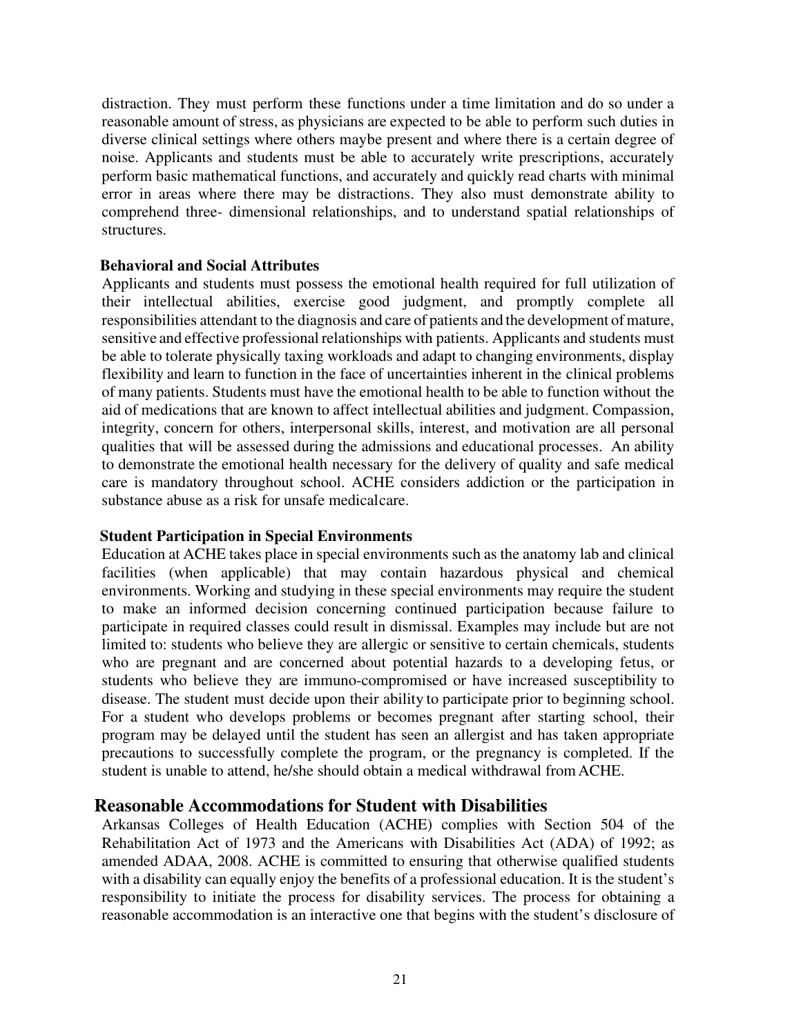distraction. They must perform these functions under a time limitation and do so under a reasonable amount of stress, as physicians are expected to be able to perform such duties in diverse clinical settings where others maybe present and where there is a certain degree of noise. Applicants and students must be able to accurately write prescriptions, accurately perform basic mathematical functions, and accurately and quickly read charts with minimal error in areas where there may be distractions. They also must demonstrate ability to comprehend three- dimensional relationships, and to understand spatial relationships of structures.

**Behavioral and Social Attributes**

Applicants and students must possess the emotional health required for full utilization of their intellectual abilities, exercise good judgment, and promptly complete all responsibilities attendant to the diagnosis and care of patients and the development of mature, sensitive and effective professional relationships with patients. Applicants and students must be able to tolerate physically taxing workloads and adapt to changing environments, display flexibility and learn to function in the face of uncertainties inherent in the clinical problems of many patients. Students must have the emotional health to be able to function without the aid of medications that are known to affect intellectual abilities and judgment. Compassion, integrity, concern for others, interpersonal skills, interest, and motivation are all personal qualities that will be assessed during the admissions and educational processes. An ability to demonstrate the emotional health necessary for the delivery of quality and safe medical care is mandatory throughout school. ACHE considers addiction or the participation in substance abuse as a risk for unsafe medicalcare.

**Student Participation in Special Environments**

Education at ACHE takes place in special environments such as the anatomy lab and clinical facilities (when applicable) that may contain hazardous physical and chemical environments. Working and studying in these special environments may require the student to make an informed decision concerning continued participation because failure to participate in required classes could result in dismissal. Examples may include but are not limited to: students who believe they are allergic or sensitive to certain chemicals, students who are pregnant and are concerned about potential hazards to a developing fetus, or students who believe they are immuno-compromised or have increased susceptibility to disease. The student must decide upon their ability to participate prior to beginning school. For a student who develops problems or becomes pregnant after starting school, their program may be delayed until the student has seen an allergist and has taken appropriate precautions to successfully complete the program, or the pregnancy is completed. If the student is unable to attend, he/she should obtain a medical withdrawal from ACHE.

## Reasonable Accommodations for Student with Disabilities

Arkansas Colleges of Health Education (ACHE) complies with Section 504 of the Rehabilitation Act of 1973 and the Americans with Disabilities Act (ADA) of 1992; as amended ADAA, 2008. ACHE is committed to ensuring that otherwise qualified students with a disability can equally enjoy the benefits of a professional education. It is the student's responsibility to initiate the process for disability services. The process for obtaining a reasonable accommodation is an interactive one that begins with the student's disclosure of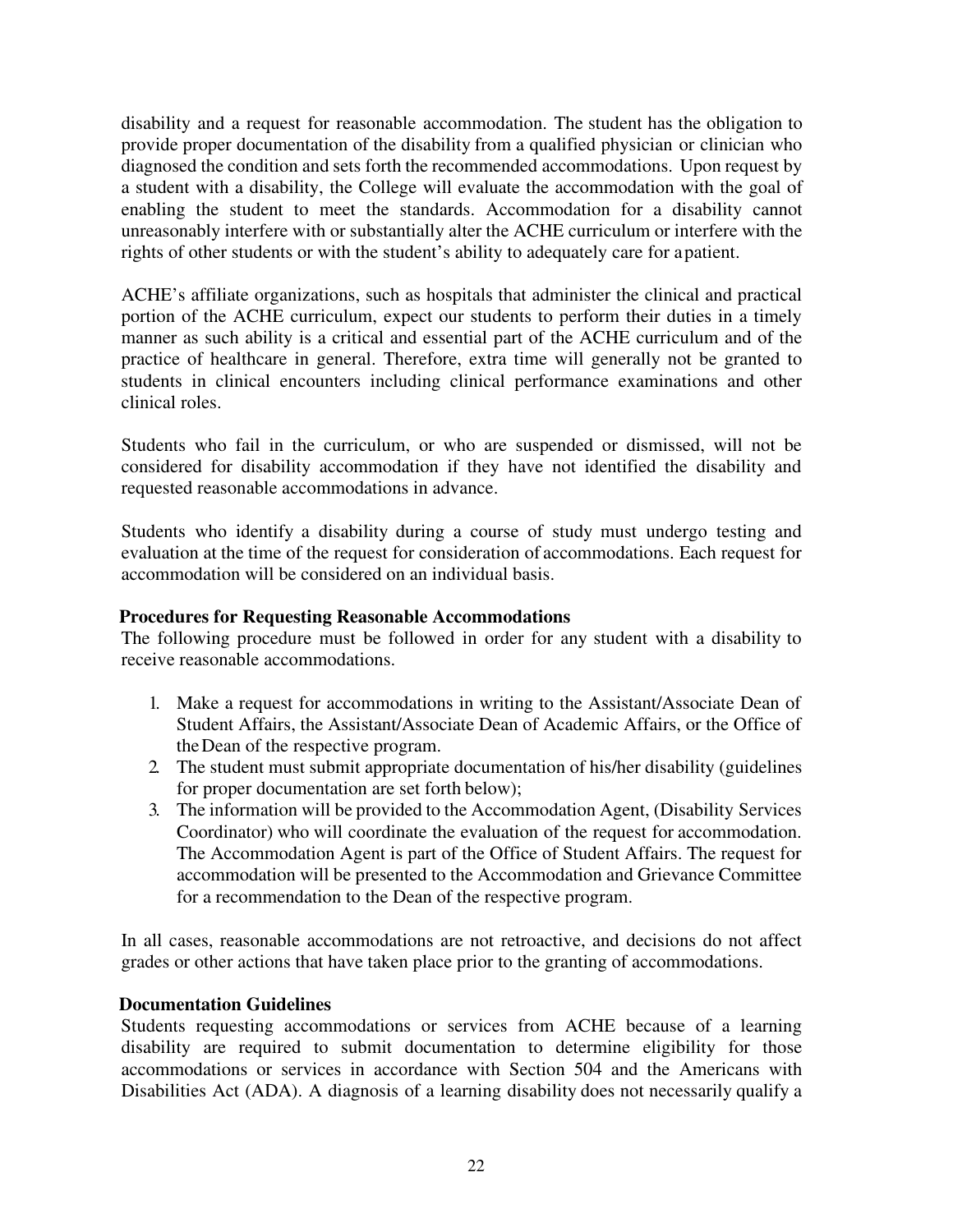disability and a request for reasonable accommodation. The student has the obligation to provide proper documentation of the disability from a qualified physician or clinician who diagnosed the condition and sets forth the recommended accommodations. Upon request by a student with a disability, the College will evaluate the accommodation with the goal of enabling the student to meet the standards. Accommodation for a disability cannot unreasonably interfere with or substantially alter the ACHE curriculum or interfere with the rights of other students or with the student's ability to adequately care for a patient.

ACHE's affiliate organizations, such as hospitals that administer the clinical and practical portion of the ACHE curriculum, expect our students to perform their duties in a timely manner as such ability is a critical and essential part of the ACHE curriculum and of the practice of healthcare in general. Therefore, extra time will generally not be granted to students in clinical encounters including clinical performance examinations and other clinical roles.

Students who fail in the curriculum, or who are suspended or dismissed, will not be considered for disability accommodation if they have not identified the disability and requested reasonable accommodations in advance.

Students who identify a disability during a course of study must undergo testing and evaluation at the time of the request for consideration of accommodations. Each request for accommodation will be considered on an individual basis.

**Procedures for Requesting Reasonable Accommodations**

The following procedure must be followed in order for any student with a disability to receive reasonable accommodations.

1. Make a request for accommodations in writing to the Assistant/Associate Dean of Student Affairs, the Assistant/Associate Dean of Academic Affairs, or the Office of the Dean of the respective program.
2. The student must submit appropriate documentation of his/her disability (guidelines for proper documentation are set forth below);
3. The information will be provided to the Accommodation Agent, (Disability Services Coordinator) who will coordinate the evaluation of the request for accommodation. The Accommodation Agent is part of the Office of Student Affairs. The request for accommodation will be presented to the Accommodation and Grievance Committee for a recommendation to the Dean of the respective program.

In all cases, reasonable accommodations are not retroactive, and decisions do not affect grades or other actions that have taken place prior to the granting of accommodations.

**Documentation Guidelines**

Students requesting accommodations or services from ACHE because of a learning disability are required to submit documentation to determine eligibility for those accommodations or services in accordance with Section 504 and the Americans with Disabilities Act (ADA). A diagnosis of a learning disability does not necessarily qualify a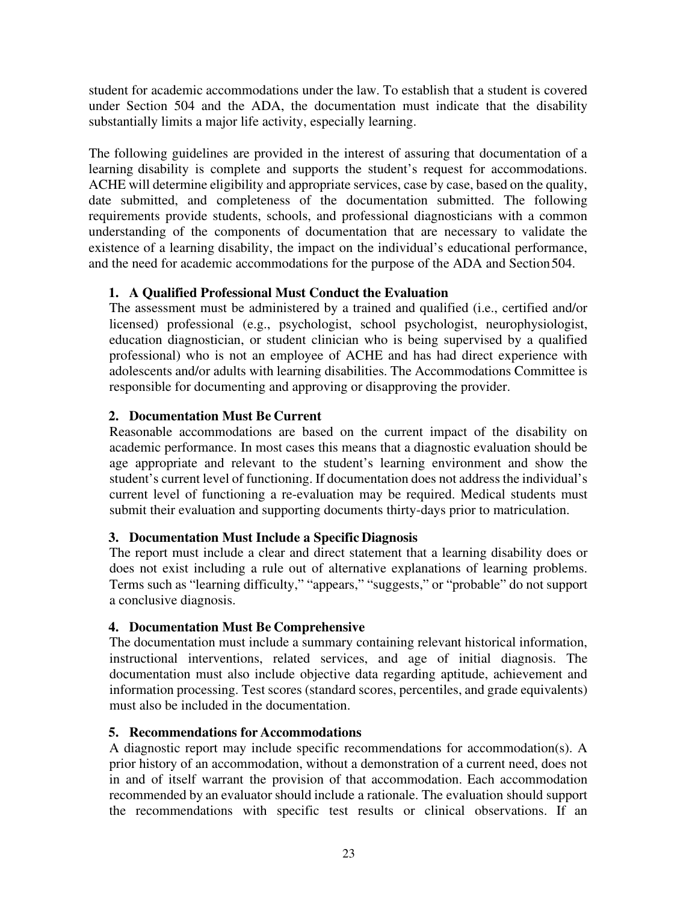student for academic accommodations under the law. To establish that a student is covered under Section 504 and the ADA, the documentation must indicate that the disability substantially limits a major life activity, especially learning.

The following guidelines are provided in the interest of assuring that documentation of a learning disability is complete and supports the student's request for accommodations. ACHE will determine eligibility and appropriate services, case by case, based on the quality, date submitted, and completeness of the documentation submitted. The following requirements provide students, schools, and professional diagnosticians with a common understanding of the components of documentation that are necessary to validate the existence of a learning disability, the impact on the individual's educational performance, and the need for academic accommodations for the purpose of the ADA and Section 504.

1. **A Qualified Professional Must Conduct the Evaluation**
   The assessment must be administered by a trained and qualified (i.e., certified and/or licensed) professional (e.g., psychologist, school psychologist, neurophysiologist, education diagnostician, or student clinician who is being supervised by a qualified professional) who is not an employee of ACHE and has had direct experience with adolescents and/or adults with learning disabilities. The Accommodations Committee is responsible for documenting and approving or disapproving the provider.

2. **Documentation Must Be Current**
   Reasonable accommodations are based on the current impact of the disability on academic performance. In most cases this means that a diagnostic evaluation should be age appropriate and relevant to the student's learning environment and show the student's current level of functioning. If documentation does not address the individual's current level of functioning a re-evaluation may be required. Medical students must submit their evaluation and supporting documents thirty-days prior to matriculation.

3. **Documentation Must Include a Specific Diagnosis**
   The report must include a clear and direct statement that a learning disability does or does not exist including a rule out of alternative explanations of learning problems. Terms such as "learning difficulty," "appears," "suggests," or "probable" do not support a conclusive diagnosis.

4. **Documentation Must Be Comprehensive**
   The documentation must include a summary containing relevant historical information, instructional interventions, related services, and age of initial diagnosis. The documentation must also include objective data regarding aptitude, achievement and information processing. Test scores (standard scores, percentiles, and grade equivalents) must also be included in the documentation.

5. **Recommendations for Accommodations**
   A diagnostic report may include specific recommendations for accommodation(s). A prior history of an accommodation, without a demonstration of a current need, does not in and of itself warrant the provision of that accommodation. Each accommodation recommended by an evaluator should include a rationale. The evaluation should support the recommendations with specific test results or clinical observations. If an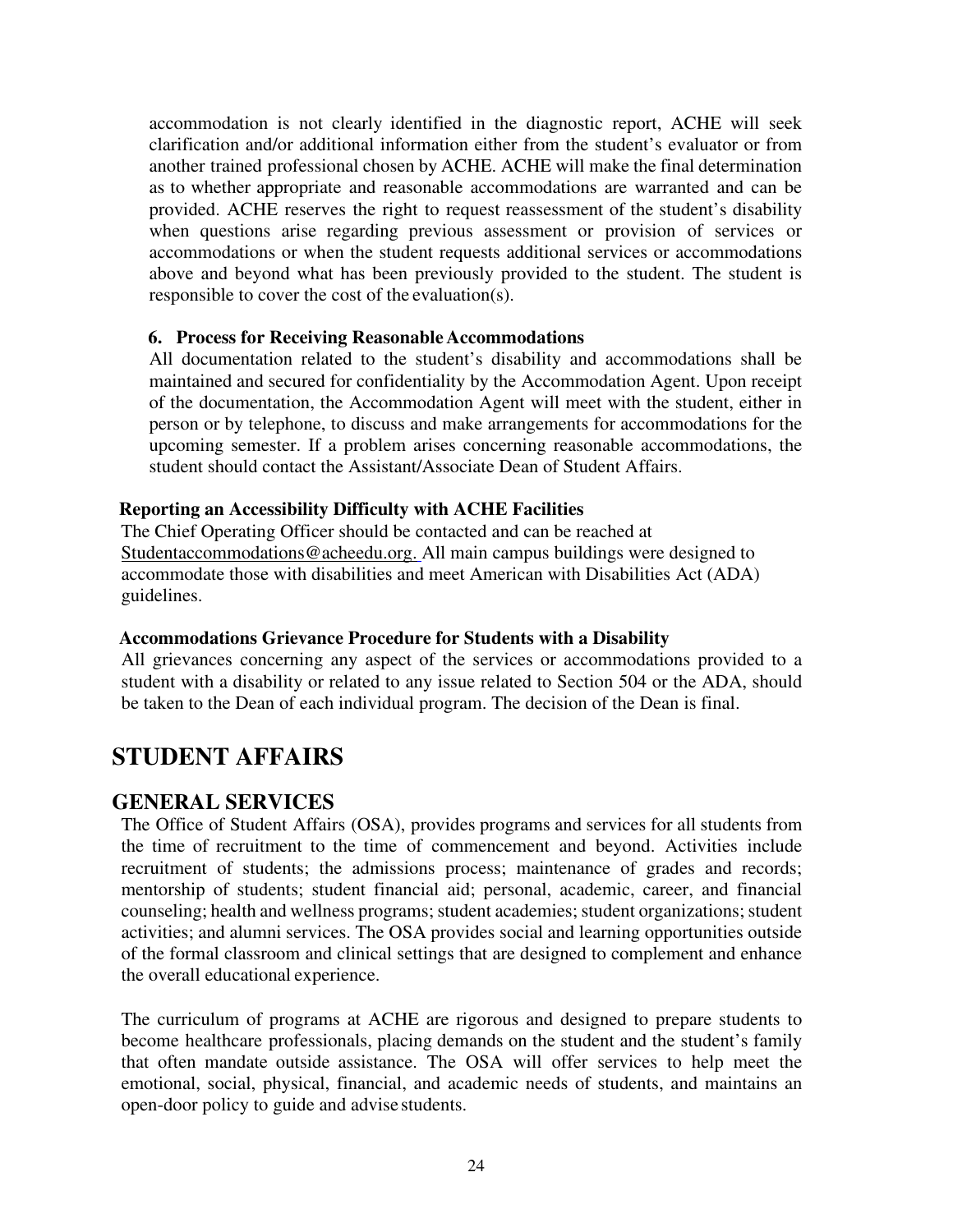accommodation is not clearly identified in the diagnostic report, ACHE will seek clarification and/or additional information either from the student's evaluator or from another trained professional chosen by ACHE. ACHE will make the final determination as to whether appropriate and reasonable accommodations are warranted and can be provided. ACHE reserves the right to request reassessment of the student's disability when questions arise regarding previous assessment or provision of services or accommodations or when the student requests additional services or accommodations above and beyond what has been previously provided to the student. The student is responsible to cover the cost of the evaluation(s).

6. **Process for Receiving Reasonable Accommodations**

All documentation related to the student's disability and accommodations shall be maintained and secured for confidentiality by the Accommodation Agent. Upon receipt of the documentation, the Accommodation Agent will meet with the student, either in person or by telephone, to discuss and make arrangements for accommodations for the upcoming semester. If a problem arises concerning reasonable accommodations, the student should contact the Assistant/Associate Dean of Student Affairs.

**Reporting an Accessibility Difficulty with ACHE Facilities**

The Chief Operating Officer should be contacted and can be reached at Studentaccommodations@acheedu.org. All main campus buildings were designed to accommodate those with disabilities and meet American with Disabilities Act (ADA) guidelines.

**Accommodations Grievance Procedure for Students with a Disability**

All grievances concerning any aspect of the services or accommodations provided to a student with a disability or related to any issue related to Section 504 or the ADA, should be taken to the Dean of each individual program. The decision of the Dean is final.

# STUDENT AFFAIRS

## GENERAL SERVICES

The Office of Student Affairs (OSA), provides programs and services for all students from the time of recruitment to the time of commencement and beyond. Activities include recruitment of students; the admissions process; maintenance of grades and records; mentorship of students; student financial aid; personal, academic, career, and financial counseling; health and wellness programs; student academies; student organizations; student activities; and alumni services. The OSA provides social and learning opportunities outside of the formal classroom and clinical settings that are designed to complement and enhance the overall educational experience.

The curriculum of programs at ACHE are rigorous and designed to prepare students to become healthcare professionals, placing demands on the student and the student's family that often mandate outside assistance. The OSA will offer services to help meet the emotional, social, physical, financial, and academic needs of students, and maintains an open-door policy to guide and advise students.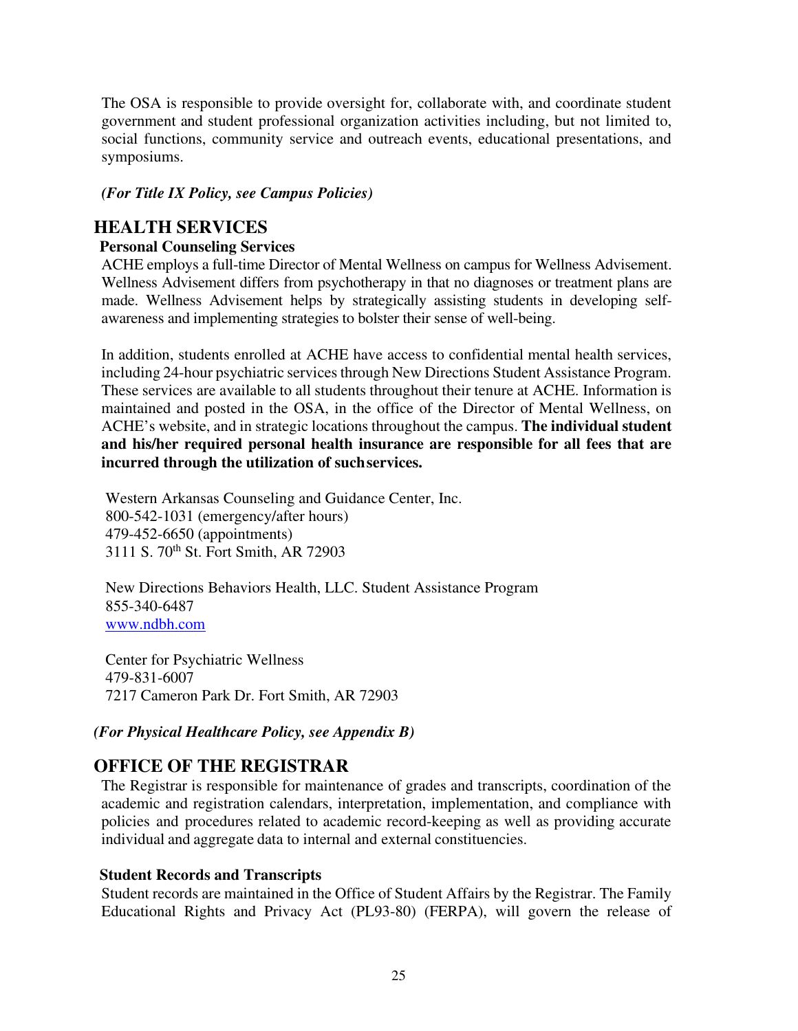The OSA is responsible to provide oversight for, collaborate with, and coordinate student government and student professional organization activities including, but not limited to, social functions, community service and outreach events, educational presentations, and symposiums.

***(For Title IX Policy, see Campus Policies)***

## HEALTH SERVICES

### Personal Counseling Services

ACHE employs a full-time Director of Mental Wellness on campus for Wellness Advisement. Wellness Advisement differs from psychotherapy in that no diagnoses or treatment plans are made. Wellness Advisement helps by strategically assisting students in developing self-awareness and implementing strategies to bolster their sense of well-being.

In addition, students enrolled at ACHE have access to confidential mental health services, including 24-hour psychiatric services through New Directions Student Assistance Program. These services are available to all students throughout their tenure at ACHE. Information is maintained and posted in the OSA, in the office of the Director of Mental Wellness, on ACHE's website, and in strategic locations throughout the campus. **The individual student and his/her required personal health insurance are responsible for all fees that are incurred through the utilization of such services.**

Western Arkansas Counseling and Guidance Center, Inc.
800-542-1031 (emergency/after hours)
479-452-6650 (appointments)
3111 S. 70th St. Fort Smith, AR 72903

New Directions Behaviors Health, LLC. Student Assistance Program
855-340-6487
www.ndbh.com

Center for Psychiatric Wellness
479-831-6007
7217 Cameron Park Dr. Fort Smith, AR 72903

***(For Physical Healthcare Policy, see Appendix B)***

## OFFICE OF THE REGISTRAR

The Registrar is responsible for maintenance of grades and transcripts, coordination of the academic and registration calendars, interpretation, implementation, and compliance with policies and procedures related to academic record-keeping as well as providing accurate individual and aggregate data to internal and external constituencies.

### Student Records and Transcripts

Student records are maintained in the Office of Student Affairs by the Registrar. The Family Educational Rights and Privacy Act (PL93-80) (FERPA), will govern the release of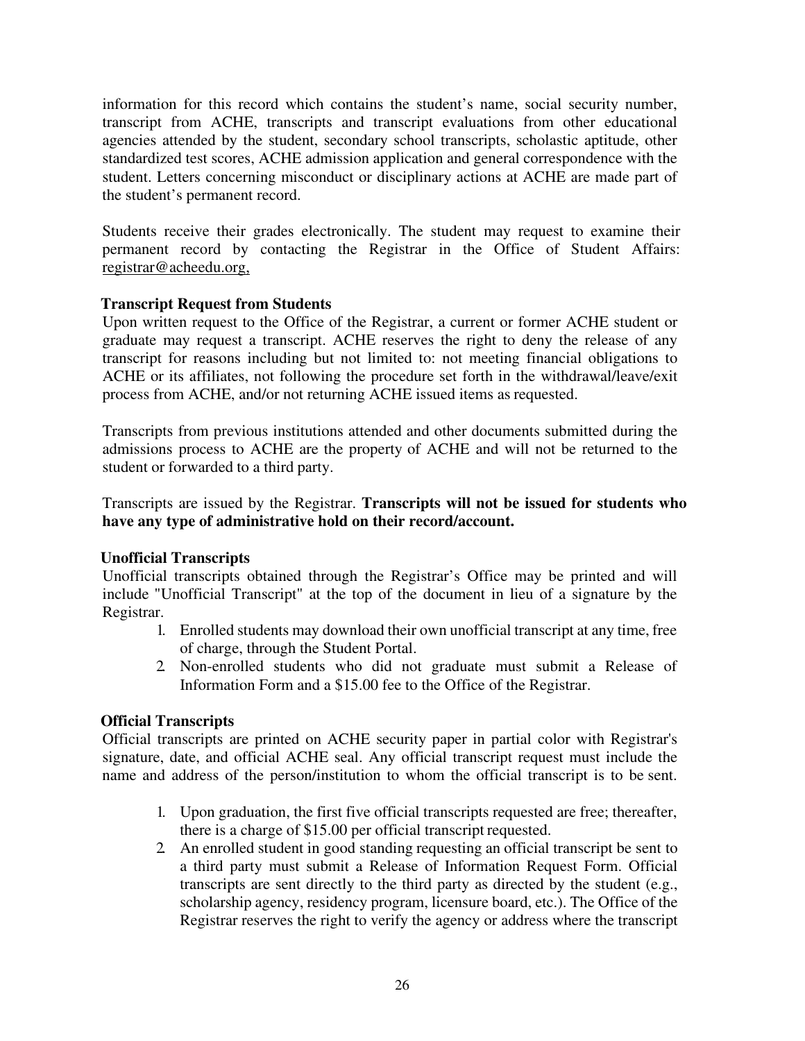information for this record which contains the student's name, social security number, transcript from ACHE, transcripts and transcript evaluations from other educational agencies attended by the student, secondary school transcripts, scholastic aptitude, other standardized test scores, ACHE admission application and general correspondence with the student. Letters concerning misconduct or disciplinary actions at ACHE are made part of the student's permanent record.

Students receive their grades electronically. The student may request to examine their permanent record by contacting the Registrar in the Office of Student Affairs: registrar@acheedu.org,

### Transcript Request from Students

Upon written request to the Office of the Registrar, a current or former ACHE student or graduate may request a transcript. ACHE reserves the right to deny the release of any transcript for reasons including but not limited to: not meeting financial obligations to ACHE or its affiliates, not following the procedure set forth in the withdrawal/leave/exit process from ACHE, and/or not returning ACHE issued items as requested.

Transcripts from previous institutions attended and other documents submitted during the admissions process to ACHE are the property of ACHE and will not be returned to the student or forwarded to a third party.

Transcripts are issued by the Registrar. **Transcripts will not be issued for students who have any type of administrative hold on their record/account.**

### Unofficial Transcripts

Unofficial transcripts obtained through the Registrar's Office may be printed and will include "Unofficial Transcript" at the top of the document in lieu of a signature by the Registrar.

1. Enrolled students may download their own unofficial transcript at any time, free of charge, through the Student Portal.
2. Non-enrolled students who did not graduate must submit a Release of Information Form and a $15.00 fee to the Office of the Registrar.

### Official Transcripts

Official transcripts are printed on ACHE security paper in partial color with Registrar's signature, date, and official ACHE seal. Any official transcript request must include the name and address of the person/institution to whom the official transcript is to be sent.

1. Upon graduation, the first five official transcripts requested are free; thereafter, there is a charge of $15.00 per official transcript requested.
2. An enrolled student in good standing requesting an official transcript be sent to a third party must submit a Release of Information Request Form. Official transcripts are sent directly to the third party as directed by the student (e.g., scholarship agency, residency program, licensure board, etc.). The Office of the Registrar reserves the right to verify the agency or address where the transcript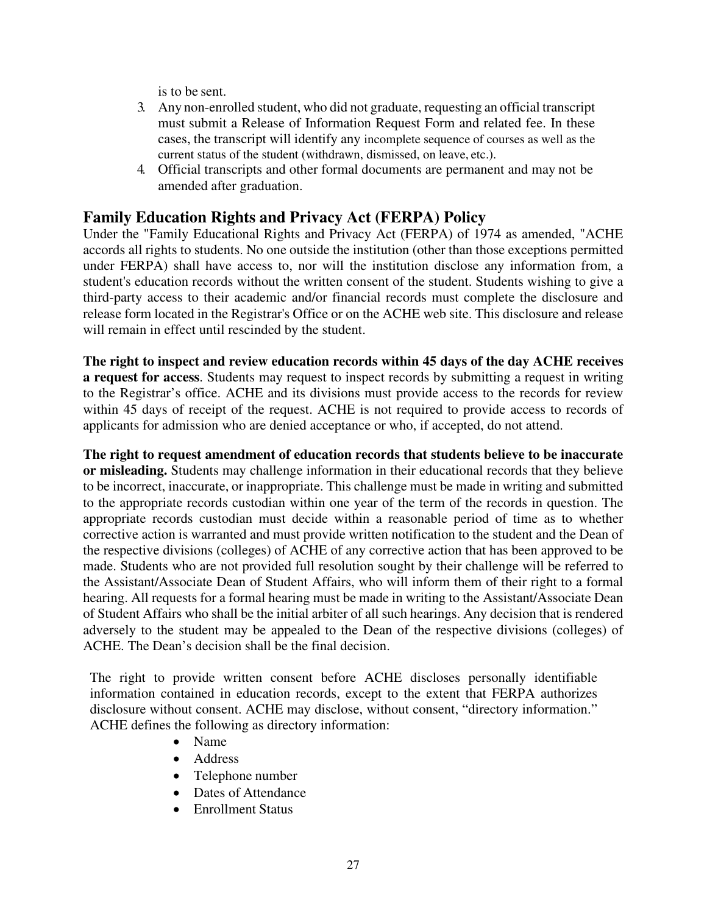is to be sent.

3. Any non-enrolled student, who did not graduate, requesting an official transcript must submit a Release of Information Request Form and related fee. In these cases, the transcript will identify any incomplete sequence of courses as well as the current status of the student (withdrawn, dismissed, on leave, etc.).
4. Official transcripts and other formal documents are permanent and may not be amended after graduation.

## Family Education Rights and Privacy Act (FERPA) Policy

Under the "Family Educational Rights and Privacy Act (FERPA) of 1974 as amended, "ACHE accords all rights to students. No one outside the institution (other than those exceptions permitted under FERPA) shall have access to, nor will the institution disclose any information from, a student's education records without the written consent of the student. Students wishing to give a third-party access to their academic and/or financial records must complete the disclosure and release form located in the Registrar's Office or on the ACHE web site. This disclosure and release will remain in effect until rescinded by the student.

**The right to inspect and review education records within 45 days of the day ACHE receives a request for access**. Students may request to inspect records by submitting a request in writing to the Registrar's office. ACHE and its divisions must provide access to the records for review within 45 days of receipt of the request. ACHE is not required to provide access to records of applicants for admission who are denied acceptance or who, if accepted, do not attend.

**The right to request amendment of education records that students believe to be inaccurate or misleading.** Students may challenge information in their educational records that they believe to be incorrect, inaccurate, or inappropriate. This challenge must be made in writing and submitted to the appropriate records custodian within one year of the term of the records in question. The appropriate records custodian must decide within a reasonable period of time as to whether corrective action is warranted and must provide written notification to the student and the Dean of the respective divisions (colleges) of ACHE of any corrective action that has been approved to be made. Students who are not provided full resolution sought by their challenge will be referred to the Assistant/Associate Dean of Student Affairs, who will inform them of their right to a formal hearing. All requests for a formal hearing must be made in writing to the Assistant/Associate Dean of Student Affairs who shall be the initial arbiter of all such hearings. Any decision that is rendered adversely to the student may be appealed to the Dean of the respective divisions (colleges) of ACHE. The Dean's decision shall be the final decision.

The right to provide written consent before ACHE discloses personally identifiable information contained in education records, except to the extent that FERPA authorizes disclosure without consent. ACHE may disclose, without consent, "directory information." ACHE defines the following as directory information:

- Name
- Address
- Telephone number
- Dates of Attendance
- Enrollment Status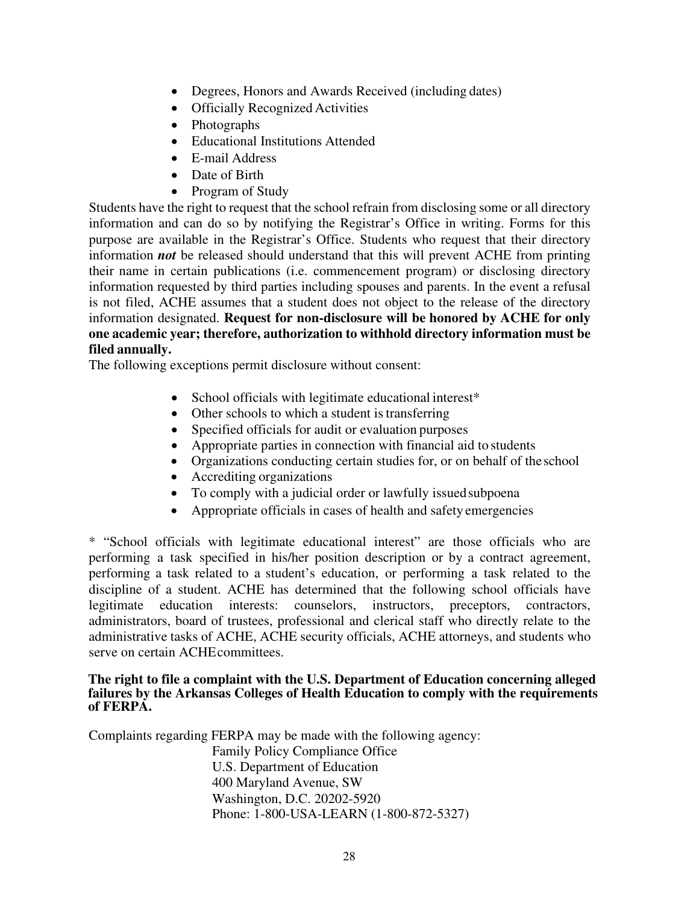- Degrees, Honors and Awards Received (including dates)
- Officially Recognized Activities
- Photographs
- Educational Institutions Attended
- E-mail Address
- Date of Birth
- Program of Study

Students have the right to request that the school refrain from disclosing some or all directory information and can do so by notifying the Registrar's Office in writing. Forms for this purpose are available in the Registrar's Office. Students who request that their directory information ***not*** be released should understand that this will prevent ACHE from printing their name in certain publications (i.e. commencement program) or disclosing directory information requested by third parties including spouses and parents. In the event a refusal is not filed, ACHE assumes that a student does not object to the release of the directory information designated. **Request for non-disclosure will be honored by ACHE for only one academic year; therefore, authorization to withhold directory information must be filed annually.**

The following exceptions permit disclosure without consent:

- School officials with legitimate educational interest*
- Other schools to which a student is transferring
- Specified officials for audit or evaluation purposes
- Appropriate parties in connection with financial aid to students
- Organizations conducting certain studies for, or on behalf of the school
- Accrediting organizations
- To comply with a judicial order or lawfully issued subpoena
- Appropriate officials in cases of health and safety emergencies

* "School officials with legitimate educational interest" are those officials who are performing a task specified in his/her position description or by a contract agreement, performing a task related to a student's education, or performing a task related to the discipline of a student. ACHE has determined that the following school officials have legitimate education interests: counselors, instructors, preceptors, contractors, administrators, board of trustees, professional and clerical staff who directly relate to the administrative tasks of ACHE, ACHE security officials, ACHE attorneys, and students who serve on certain ACHE committees.

**The right to file a complaint with the U.S. Department of Education concerning alleged failures by the Arkansas Colleges of Health Education to comply with the requirements of FERPA.**

Complaints regarding FERPA may be made with the following agency:

Family Policy Compliance Office
U.S. Department of Education
400 Maryland Avenue, SW
Washington, D.C. 20202-5920
Phone: 1-800-USA-LEARN (1-800-872-5327)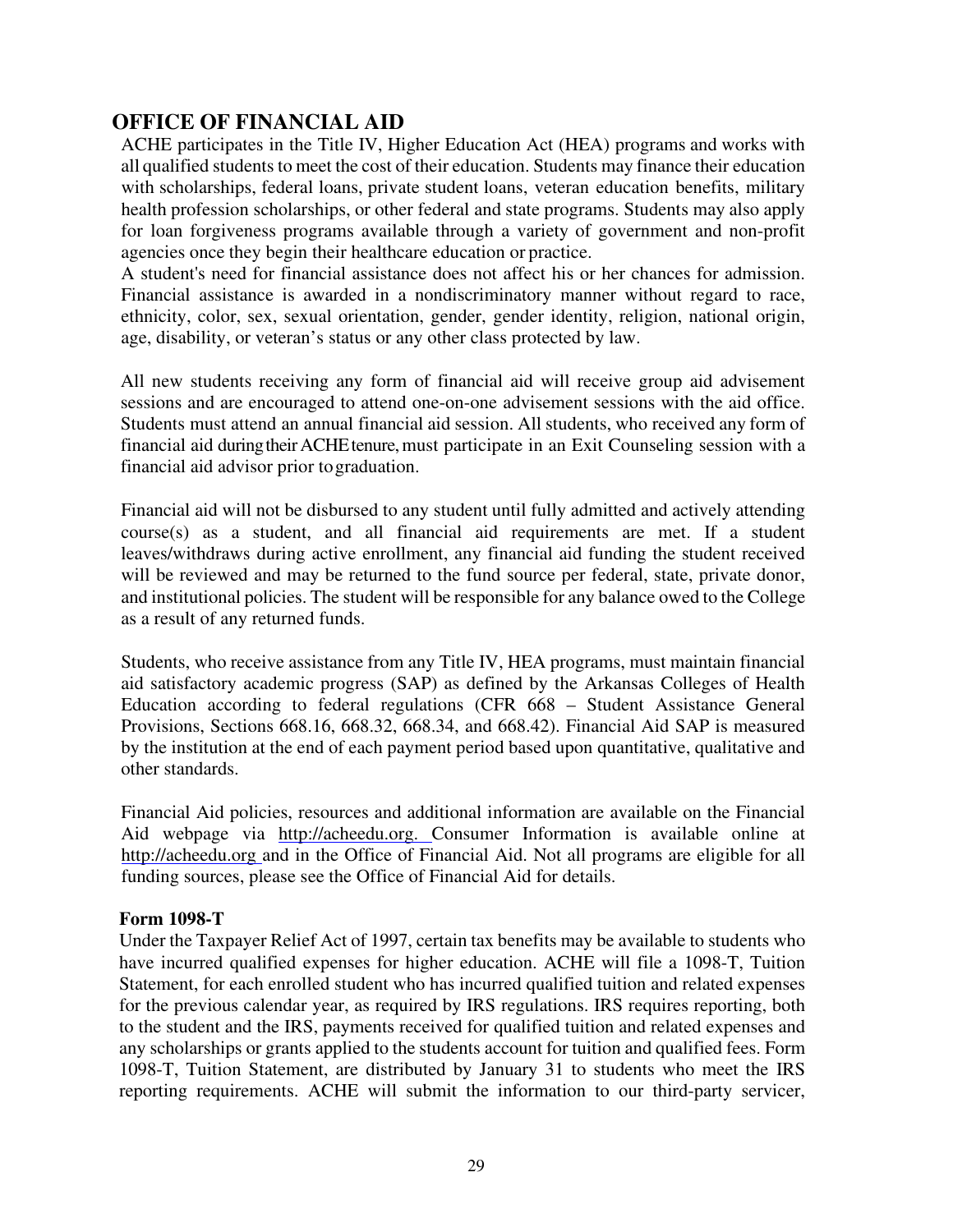## OFFICE OF FINANCIAL AID

ACHE participates in the Title IV, Higher Education Act (HEA) programs and works with all qualified students to meet the cost of their education. Students may finance their education with scholarships, federal loans, private student loans, veteran education benefits, military health profession scholarships, or other federal and state programs. Students may also apply for loan forgiveness programs available through a variety of government and non-profit agencies once they begin their healthcare education or practice.

A student's need for financial assistance does not affect his or her chances for admission. Financial assistance is awarded in a nondiscriminatory manner without regard to race, ethnicity, color, sex, sexual orientation, gender, gender identity, religion, national origin, age, disability, or veteran's status or any other class protected by law.

All new students receiving any form of financial aid will receive group aid advisement sessions and are encouraged to attend one-on-one advisement sessions with the aid office. Students must attend an annual financial aid session. All students, who received any form of financial aid during their ACHE tenure, must participate in an Exit Counseling session with a financial aid advisor prior to graduation.

Financial aid will not be disbursed to any student until fully admitted and actively attending course(s) as a student, and all financial aid requirements are met. If a student leaves/withdraws during active enrollment, any financial aid funding the student received will be reviewed and may be returned to the fund source per federal, state, private donor, and institutional policies. The student will be responsible for any balance owed to the College as a result of any returned funds.

Students, who receive assistance from any Title IV, HEA programs, must maintain financial aid satisfactory academic progress (SAP) as defined by the Arkansas Colleges of Health Education according to federal regulations (CFR 668 – Student Assistance General Provisions, Sections 668.16, 668.32, 668.34, and 668.42). Financial Aid SAP is measured by the institution at the end of each payment period based upon quantitative, qualitative and other standards.

Financial Aid policies, resources and additional information are available on the Financial Aid webpage via http://acheedu.org. Consumer Information is available online at http://acheedu.org and in the Office of Financial Aid. Not all programs are eligible for all funding sources, please see the Office of Financial Aid for details.

### Form 1098-T

Under the Taxpayer Relief Act of 1997, certain tax benefits may be available to students who have incurred qualified expenses for higher education. ACHE will file a 1098-T, Tuition Statement, for each enrolled student who has incurred qualified tuition and related expenses for the previous calendar year, as required by IRS regulations. IRS requires reporting, both to the student and the IRS, payments received for qualified tuition and related expenses and any scholarships or grants applied to the students account for tuition and qualified fees. Form 1098-T, Tuition Statement, are distributed by January 31 to students who meet the IRS reporting requirements. ACHE will submit the information to our third-party servicer,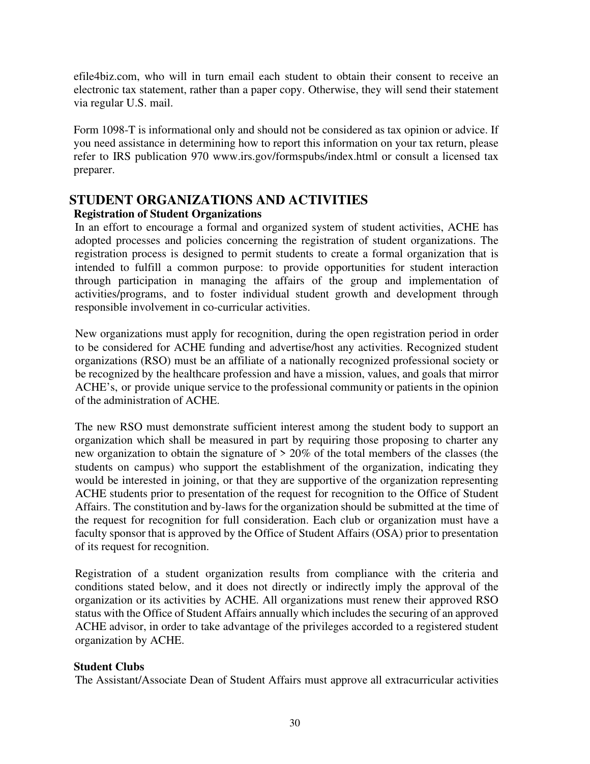efile4biz.com, who will in turn email each student to obtain their consent to receive an electronic tax statement, rather than a paper copy. Otherwise, they will send their statement via regular U.S. mail.

Form 1098-T is informational only and should not be considered as tax opinion or advice. If you need assistance in determining how to report this information on your tax return, please refer to IRS publication 970 www.irs.gov/formspubs/index.html or consult a licensed tax preparer.

## STUDENT ORGANIZATIONS AND ACTIVITIES

### Registration of Student Organizations

In an effort to encourage a formal and organized system of student activities, ACHE has adopted processes and policies concerning the registration of student organizations. The registration process is designed to permit students to create a formal organization that is intended to fulfill a common purpose: to provide opportunities for student interaction through participation in managing the affairs of the group and implementation of activities/programs, and to foster individual student growth and development through responsible involvement in co-curricular activities.

New organizations must apply for recognition, during the open registration period in order to be considered for ACHE funding and advertise/host any activities. Recognized student organizations (RSO) must be an affiliate of a nationally recognized professional society or be recognized by the healthcare profession and have a mission, values, and goals that mirror ACHE's, or provide unique service to the professional community or patients in the opinion of the administration of ACHE.

The new RSO must demonstrate sufficient interest among the student body to support an organization which shall be measured in part by requiring those proposing to charter any new organization to obtain the signature of > 20% of the total members of the classes (the students on campus) who support the establishment of the organization, indicating they would be interested in joining, or that they are supportive of the organization representing ACHE students prior to presentation of the request for recognition to the Office of Student Affairs. The constitution and by-laws for the organization should be submitted at the time of the request for recognition for full consideration. Each club or organization must have a faculty sponsor that is approved by the Office of Student Affairs (OSA) prior to presentation of its request for recognition.

Registration of a student organization results from compliance with the criteria and conditions stated below, and it does not directly or indirectly imply the approval of the organization or its activities by ACHE. All organizations must renew their approved RSO status with the Office of Student Affairs annually which includes the securing of an approved ACHE advisor, in order to take advantage of the privileges accorded to a registered student organization by ACHE.

### Student Clubs

The Assistant/Associate Dean of Student Affairs must approve all extracurricular activities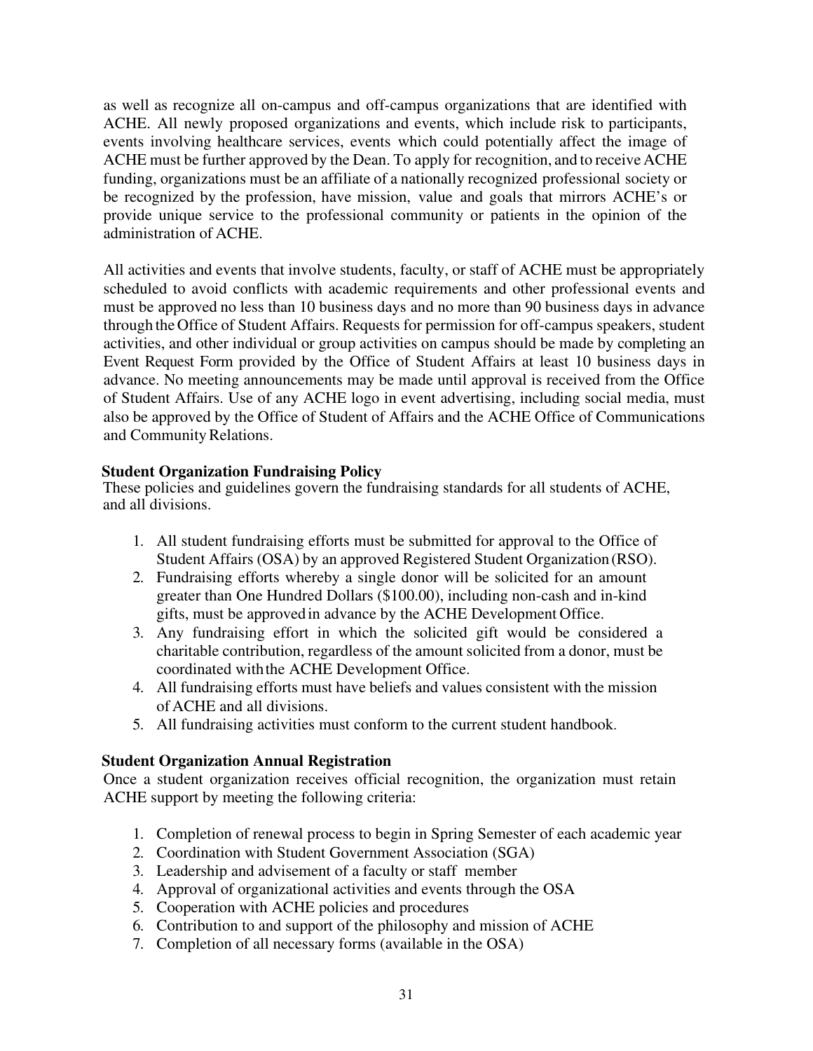as well as recognize all on-campus and off-campus organizations that are identified with ACHE. All newly proposed organizations and events, which include risk to participants, events involving healthcare services, events which could potentially affect the image of ACHE must be further approved by the Dean. To apply for recognition, and to receive ACHE funding, organizations must be an affiliate of a nationally recognized professional society or be recognized by the profession, have mission, value and goals that mirrors ACHE's or provide unique service to the professional community or patients in the opinion of the administration of ACHE.

All activities and events that involve students, faculty, or staff of ACHE must be appropriately scheduled to avoid conflicts with academic requirements and other professional events and must be approved no less than 10 business days and no more than 90 business days in advance through the Office of Student Affairs. Requests for permission for off-campus speakers, student activities, and other individual or group activities on campus should be made by completing an Event Request Form provided by the Office of Student Affairs at least 10 business days in advance. No meeting announcements may be made until approval is received from the Office of Student Affairs. Use of any ACHE logo in event advertising, including social media, must also be approved by the Office of Student of Affairs and the ACHE Office of Communications and Community Relations.

**Student Organization Fundraising Policy**

These policies and guidelines govern the fundraising standards for all students of ACHE, and all divisions.

1. All student fundraising efforts must be submitted for approval to the Office of Student Affairs (OSA) by an approved Registered Student Organization (RSO).
2. Fundraising efforts whereby a single donor will be solicited for an amount greater than One Hundred Dollars ($100.00), including non-cash and in-kind gifts, must be approved in advance by the ACHE Development Office.
3. Any fundraising effort in which the solicited gift would be considered a charitable contribution, regardless of the amount solicited from a donor, must be coordinated with the ACHE Development Office.
4. All fundraising efforts must have beliefs and values consistent with the mission of ACHE and all divisions.
5. All fundraising activities must conform to the current student handbook.

**Student Organization Annual Registration**

Once a student organization receives official recognition, the organization must retain ACHE support by meeting the following criteria:

1. Completion of renewal process to begin in Spring Semester of each academic year
2. Coordination with Student Government Association (SGA)
3. Leadership and advisement of a faculty or staff member
4. Approval of organizational activities and events through the OSA
5. Cooperation with ACHE policies and procedures
6. Contribution to and support of the philosophy and mission of ACHE
7. Completion of all necessary forms (available in the OSA)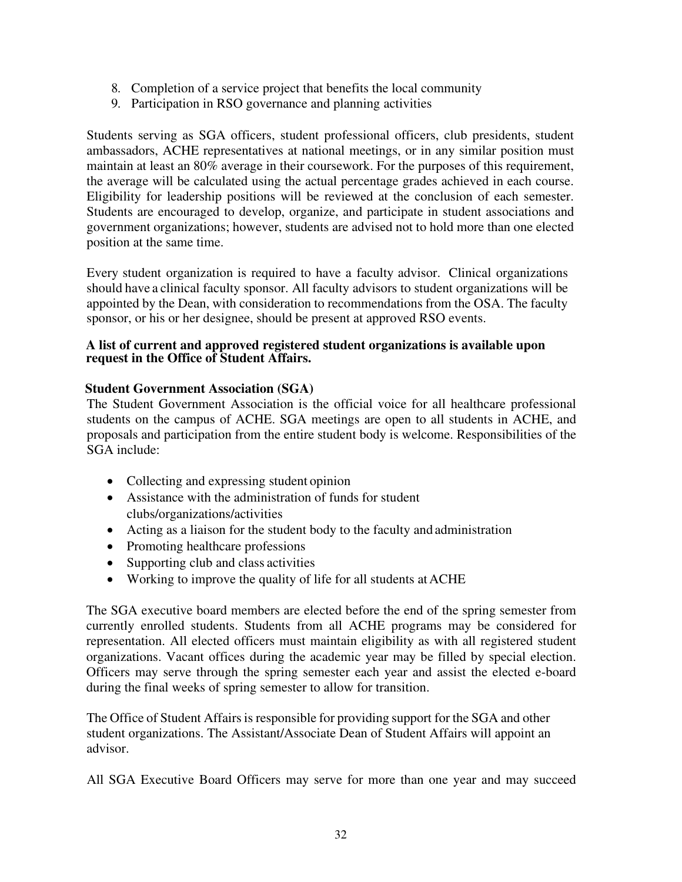8. Completion of a service project that benefits the local community
9. Participation in RSO governance and planning activities

Students serving as SGA officers, student professional officers, club presidents, student ambassadors, ACHE representatives at national meetings, or in any similar position must maintain at least an 80% average in their coursework. For the purposes of this requirement, the average will be calculated using the actual percentage grades achieved in each course. Eligibility for leadership positions will be reviewed at the conclusion of each semester. Students are encouraged to develop, organize, and participate in student associations and government organizations; however, students are advised not to hold more than one elected position at the same time.

Every student organization is required to have a faculty advisor. Clinical organizations should have a clinical faculty sponsor. All faculty advisors to student organizations will be appointed by the Dean, with consideration to recommendations from the OSA. The faculty sponsor, or his or her designee, should be present at approved RSO events.

**A list of current and approved registered student organizations is available upon request in the Office of Student Affairs.**

**Student Government Association (SGA)**

The Student Government Association is the official voice for all healthcare professional students on the campus of ACHE. SGA meetings are open to all students in ACHE, and proposals and participation from the entire student body is welcome. Responsibilities of the SGA include:

- Collecting and expressing student opinion
- Assistance with the administration of funds for student clubs/organizations/activities
- Acting as a liaison for the student body to the faculty and administration
- Promoting healthcare professions
- Supporting club and class activities
- Working to improve the quality of life for all students at ACHE

The SGA executive board members are elected before the end of the spring semester from currently enrolled students. Students from all ACHE programs may be considered for representation. All elected officers must maintain eligibility as with all registered student organizations. Vacant offices during the academic year may be filled by special election. Officers may serve through the spring semester each year and assist the elected e-board during the final weeks of spring semester to allow for transition.

The Office of Student Affairs is responsible for providing support for the SGA and other student organizations. The Assistant/Associate Dean of Student Affairs will appoint an advisor.

All SGA Executive Board Officers may serve for more than one year and may succeed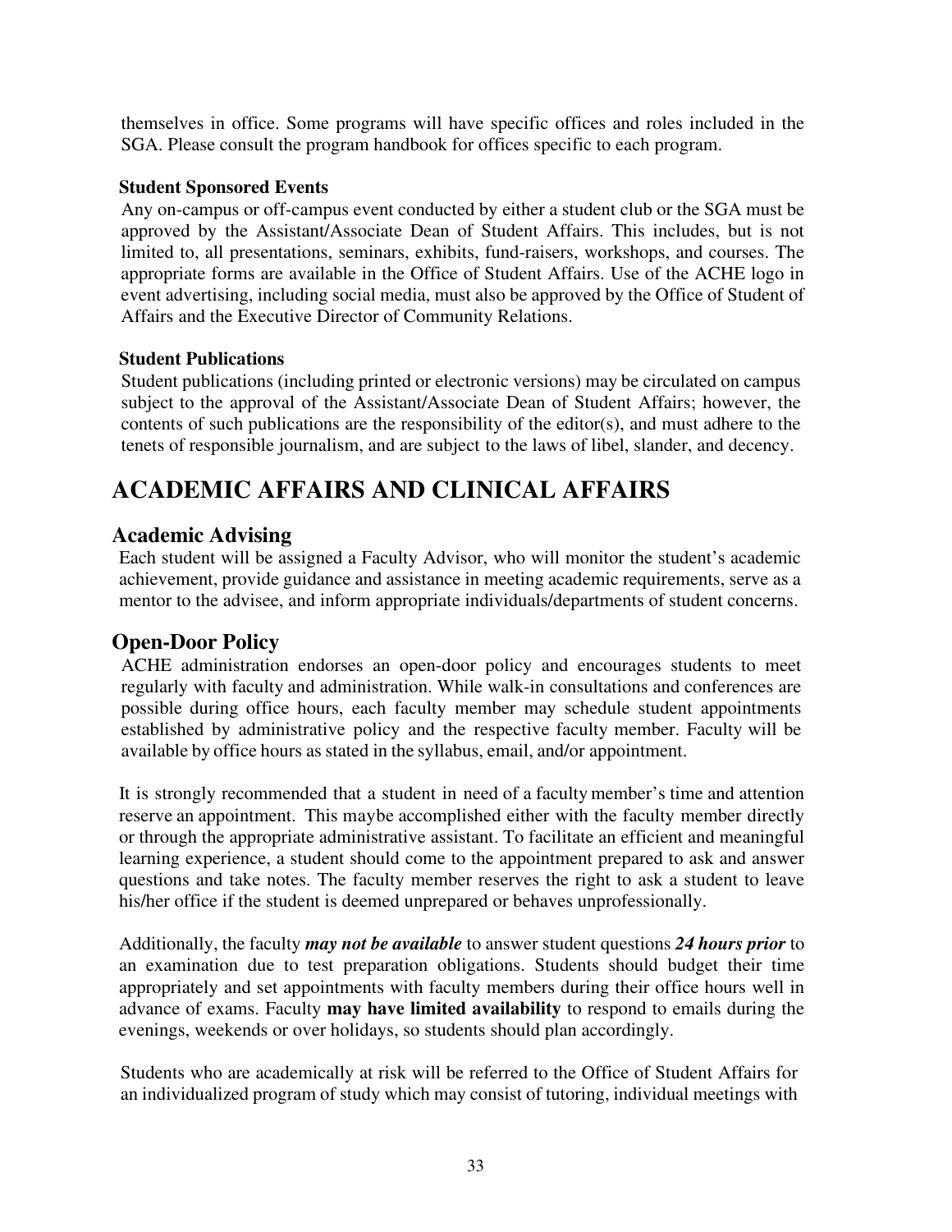themselves in office. Some programs will have specific offices and roles included in the SGA. Please consult the program handbook for offices specific to each program.

### Student Sponsored Events

Any on-campus or off-campus event conducted by either a student club or the SGA must be approved by the Assistant/Associate Dean of Student Affairs. This includes, but is not limited to, all presentations, seminars, exhibits, fund-raisers, workshops, and courses. The appropriate forms are available in the Office of Student Affairs. Use of the ACHE logo in event advertising, including social media, must also be approved by the Office of Student of Affairs and the Executive Director of Community Relations.

### Student Publications

Student publications (including printed or electronic versions) may be circulated on campus subject to the approval of the Assistant/Associate Dean of Student Affairs; however, the contents of such publications are the responsibility of the editor(s), and must adhere to the tenets of responsible journalism, and are subject to the laws of libel, slander, and decency.

# ACADEMIC AFFAIRS AND CLINICAL AFFAIRS

## Academic Advising

Each student will be assigned a Faculty Advisor, who will monitor the student's academic achievement, provide guidance and assistance in meeting academic requirements, serve as a mentor to the advisee, and inform appropriate individuals/departments of student concerns.

## Open-Door Policy

ACHE administration endorses an open-door policy and encourages students to meet regularly with faculty and administration. While walk-in consultations and conferences are possible during office hours, each faculty member may schedule student appointments established by administrative policy and the respective faculty member. Faculty will be available by office hours as stated in the syllabus, email, and/or appointment.

It is strongly recommended that a student in need of a faculty member's time and attention reserve an appointment. This maybe accomplished either with the faculty member directly or through the appropriate administrative assistant. To facilitate an efficient and meaningful learning experience, a student should come to the appointment prepared to ask and answer questions and take notes. The faculty member reserves the right to ask a student to leave his/her office if the student is deemed unprepared or behaves unprofessionally.

Additionally, the faculty ***may not be available*** to answer student questions ***24 hours prior*** to an examination due to test preparation obligations. Students should budget their time appropriately and set appointments with faculty members during their office hours well in advance of exams. Faculty **may have limited availability** to respond to emails during the evenings, weekends or over holidays, so students should plan accordingly.

Students who are academically at risk will be referred to the Office of Student Affairs for an individualized program of study which may consist of tutoring, individual meetings with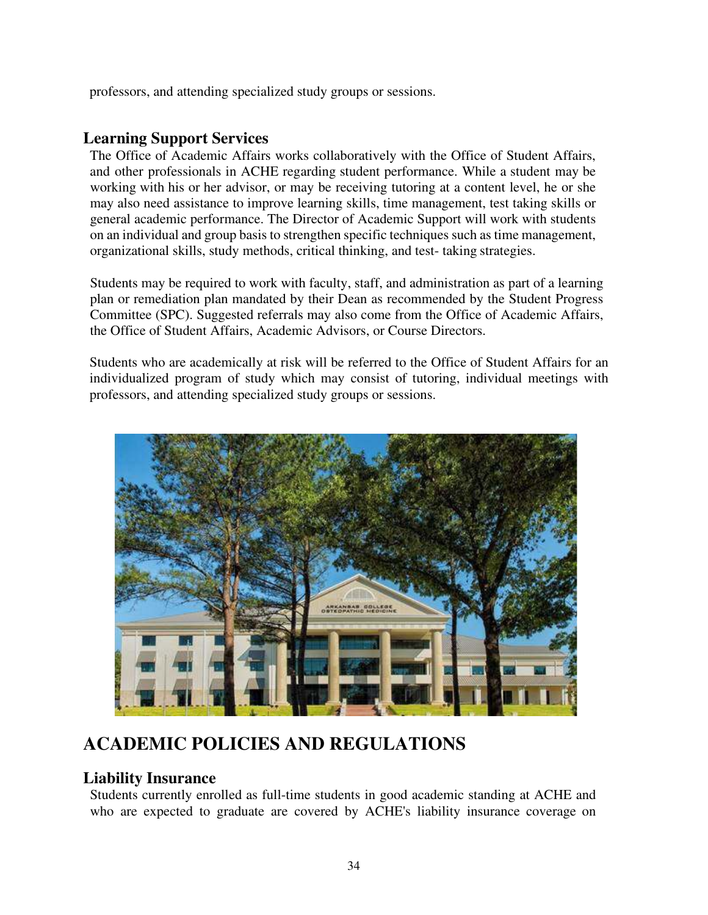professors, and attending specialized study groups or sessions.

## Learning Support Services

The Office of Academic Affairs works collaboratively with the Office of Student Affairs, and other professionals in ACHE regarding student performance. While a student may be working with his or her advisor, or may be receiving tutoring at a content level, he or she may also need assistance to improve learning skills, time management, test taking skills or general academic performance. The Director of Academic Support will work with students on an individual and group basis to strengthen specific techniques such as time management, organizational skills, study methods, critical thinking, and test- taking strategies.

Students may be required to work with faculty, staff, and administration as part of a learning plan or remediation plan mandated by their Dean as recommended by the Student Progress Committee (SPC). Suggested referrals may also come from the Office of Academic Affairs, the Office of Student Affairs, Academic Advisors, or Course Directors.

Students who are academically at risk will be referred to the Office of Student Affairs for an individualized program of study which may consist of tutoring, individual meetings with professors, and attending specialized study groups or sessions.

# ACADEMIC POLICIES AND REGULATIONS

## Liability Insurance

Students currently enrolled as full-time students in good academic standing at ACHE and who are expected to graduate are covered by ACHE's liability insurance coverage on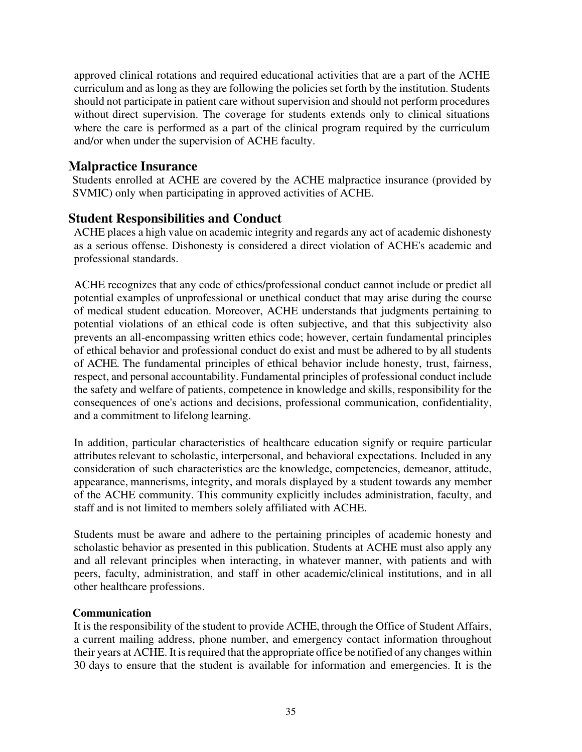approved clinical rotations and required educational activities that are a part of the ACHE curriculum and as long as they are following the policies set forth by the institution. Students should not participate in patient care without supervision and should not perform procedures without direct supervision. The coverage for students extends only to clinical situations where the care is performed as a part of the clinical program required by the curriculum and/or when under the supervision of ACHE faculty.

## Malpractice Insurance

Students enrolled at ACHE are covered by the ACHE malpractice insurance (provided by SVMIC) only when participating in approved activities of ACHE.

## Student Responsibilities and Conduct

ACHE places a high value on academic integrity and regards any act of academic dishonesty as a serious offense. Dishonesty is considered a direct violation of ACHE's academic and professional standards.

ACHE recognizes that any code of ethics/professional conduct cannot include or predict all potential examples of unprofessional or unethical conduct that may arise during the course of medical student education. Moreover, ACHE understands that judgments pertaining to potential violations of an ethical code is often subjective, and that this subjectivity also prevents an all-encompassing written ethics code; however, certain fundamental principles of ethical behavior and professional conduct do exist and must be adhered to by all students of ACHE. The fundamental principles of ethical behavior include honesty, trust, fairness, respect, and personal accountability. Fundamental principles of professional conduct include the safety and welfare of patients, competence in knowledge and skills, responsibility for the consequences of one's actions and decisions, professional communication, confidentiality, and a commitment to lifelong learning.

In addition, particular characteristics of healthcare education signify or require particular attributes relevant to scholastic, interpersonal, and behavioral expectations. Included in any consideration of such characteristics are the knowledge, competencies, demeanor, attitude, appearance, mannerisms, integrity, and morals displayed by a student towards any member of the ACHE community. This community explicitly includes administration, faculty, and staff and is not limited to members solely affiliated with ACHE.

Students must be aware and adhere to the pertaining principles of academic honesty and scholastic behavior as presented in this publication. Students at ACHE must also apply any and all relevant principles when interacting, in whatever manner, with patients and with peers, faculty, administration, and staff in other academic/clinical institutions, and in all other healthcare professions.

### Communication

It is the responsibility of the student to provide ACHE, through the Office of Student Affairs, a current mailing address, phone number, and emergency contact information throughout their years at ACHE. It is required that the appropriate office be notified of any changes within 30 days to ensure that the student is available for information and emergencies. It is the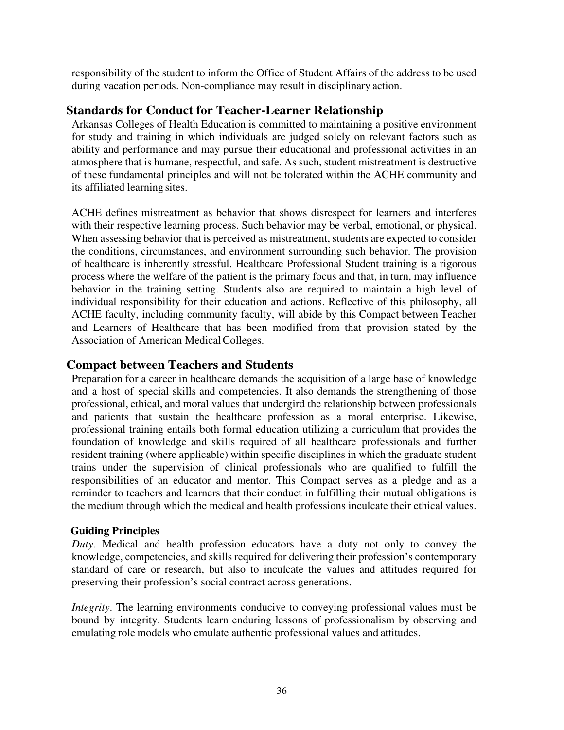responsibility of the student to inform the Office of Student Affairs of the address to be used during vacation periods. Non-compliance may result in disciplinary action.

## Standards for Conduct for Teacher-Learner Relationship

Arkansas Colleges of Health Education is committed to maintaining a positive environment for study and training in which individuals are judged solely on relevant factors such as ability and performance and may pursue their educational and professional activities in an atmosphere that is humane, respectful, and safe. As such, student mistreatment is destructive of these fundamental principles and will not be tolerated within the ACHE community and its affiliated learning sites.

ACHE defines mistreatment as behavior that shows disrespect for learners and interferes with their respective learning process. Such behavior may be verbal, emotional, or physical. When assessing behavior that is perceived as mistreatment, students are expected to consider the conditions, circumstances, and environment surrounding such behavior. The provision of healthcare is inherently stressful. Healthcare Professional Student training is a rigorous process where the welfare of the patient is the primary focus and that, in turn, may influence behavior in the training setting. Students also are required to maintain a high level of individual responsibility for their education and actions. Reflective of this philosophy, all ACHE faculty, including community faculty, will abide by this Compact between Teacher and Learners of Healthcare that has been modified from that provision stated by the Association of American Medical Colleges.

## Compact between Teachers and Students

Preparation for a career in healthcare demands the acquisition of a large base of knowledge and a host of special skills and competencies. It also demands the strengthening of those professional, ethical, and moral values that undergird the relationship between professionals and patients that sustain the healthcare profession as a moral enterprise. Likewise, professional training entails both formal education utilizing a curriculum that provides the foundation of knowledge and skills required of all healthcare professionals and further resident training (where applicable) within specific disciplines in which the graduate student trains under the supervision of clinical professionals who are qualified to fulfill the responsibilities of an educator and mentor. This Compact serves as a pledge and as a reminder to teachers and learners that their conduct in fulfilling their mutual obligations is the medium through which the medical and health professions inculcate their ethical values.

### Guiding Principles

*Duty*. Medical and health profession educators have a duty not only to convey the knowledge, competencies, and skills required for delivering their profession's contemporary standard of care or research, but also to inculcate the values and attitudes required for preserving their profession's social contract across generations.

*Integrity*. The learning environments conducive to conveying professional values must be bound by integrity. Students learn enduring lessons of professionalism by observing and emulating role models who emulate authentic professional values and attitudes.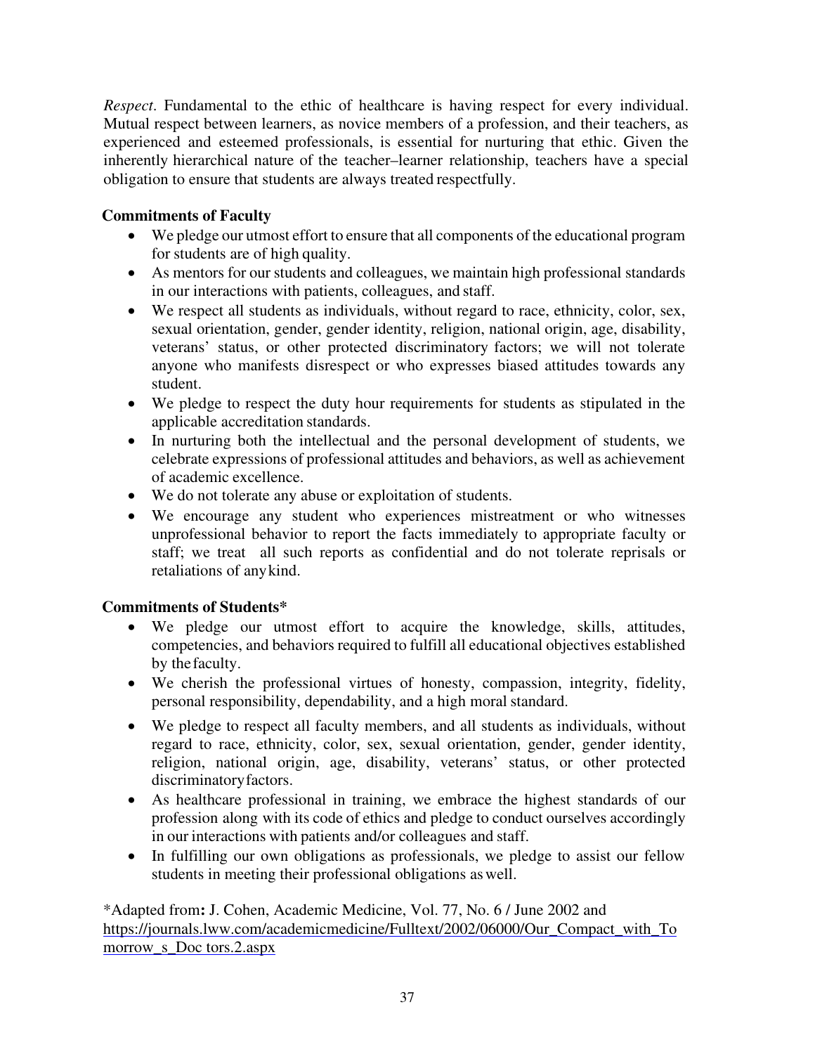*Respect*. Fundamental to the ethic of healthcare is having respect for every individual. Mutual respect between learners, as novice members of a profession, and their teachers, as experienced and esteemed professionals, is essential for nurturing that ethic. Given the inherently hierarchical nature of the teacher–learner relationship, teachers have a special obligation to ensure that students are always treated respectfully.

**Commitments of Faculty**

- We pledge our utmost effort to ensure that all components of the educational program for students are of high quality.
- As mentors for our students and colleagues, we maintain high professional standards in our interactions with patients, colleagues, and staff.
- We respect all students as individuals, without regard to race, ethnicity, color, sex, sexual orientation, gender, gender identity, religion, national origin, age, disability, veterans' status, or other protected discriminatory factors; we will not tolerate anyone who manifests disrespect or who expresses biased attitudes towards any student.
- We pledge to respect the duty hour requirements for students as stipulated in the applicable accreditation standards.
- In nurturing both the intellectual and the personal development of students, we celebrate expressions of professional attitudes and behaviors, as well as achievement of academic excellence.
- We do not tolerate any abuse or exploitation of students.
- We encourage any student who experiences mistreatment or who witnesses unprofessional behavior to report the facts immediately to appropriate faculty or staff; we treat all such reports as confidential and do not tolerate reprisals or retaliations of any kind.

**Commitments of Students***

- We pledge our utmost effort to acquire the knowledge, skills, attitudes, competencies, and behaviors required to fulfill all educational objectives established by the faculty.
- We cherish the professional virtues of honesty, compassion, integrity, fidelity, personal responsibility, dependability, and a high moral standard.
- We pledge to respect all faculty members, and all students as individuals, without regard to race, ethnicity, color, sex, sexual orientation, gender, gender identity, religion, national origin, age, disability, veterans' status, or other protected discriminatory factors.
- As healthcare professional in training, we embrace the highest standards of our profession along with its code of ethics and pledge to conduct ourselves accordingly in our interactions with patients and/or colleagues and staff.
- In fulfilling our own obligations as professionals, we pledge to assist our fellow students in meeting their professional obligations as well.

*Adapted from**:** J. Cohen, Academic Medicine, Vol. 77, No. 6 / June 2002 and https://journals.lww.com/academicmedicine/Fulltext/2002/06000/Our_Compact_with_Tomorrow_s_Doc tors.2.aspx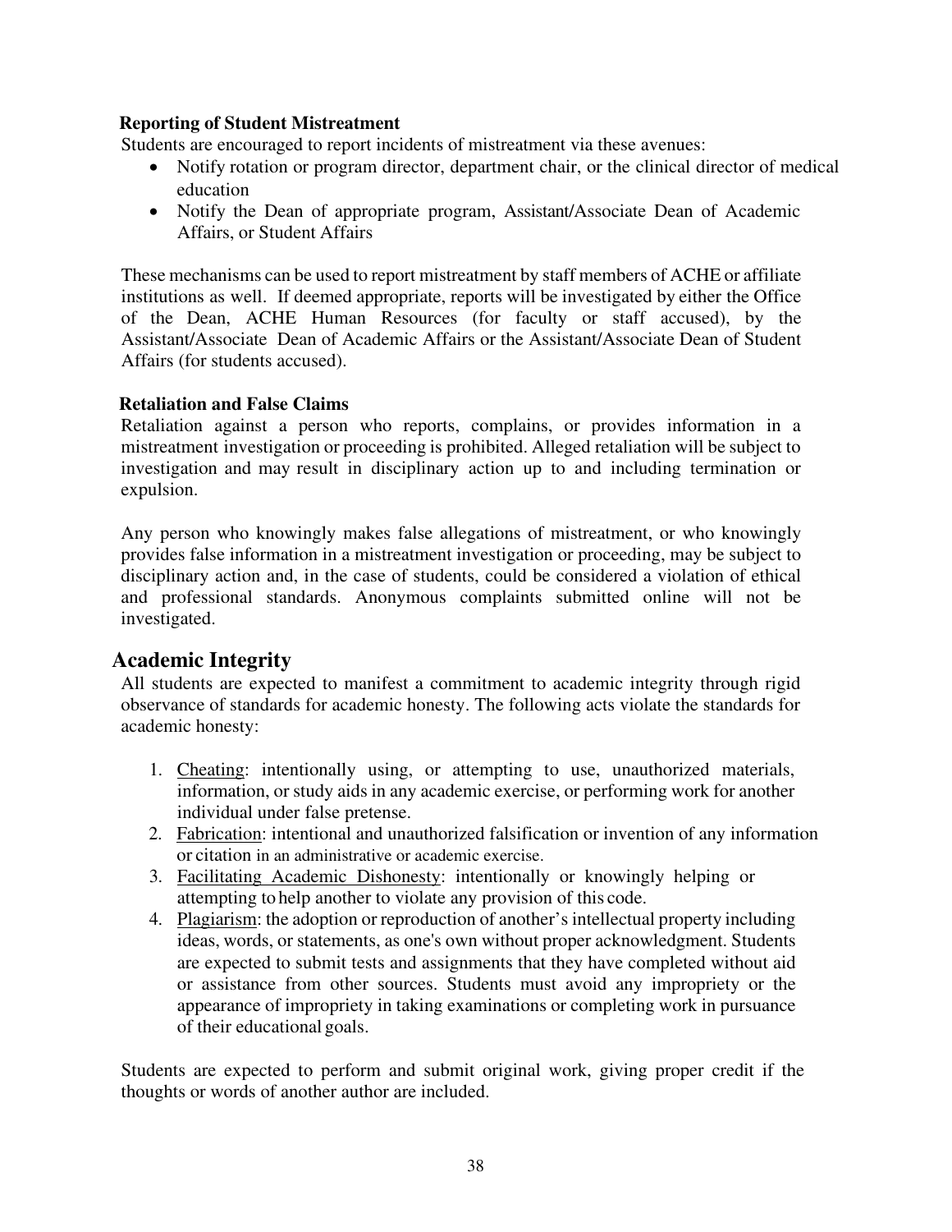### Reporting of Student Mistreatment

Students are encouraged to report incidents of mistreatment via these avenues:

- Notify rotation or program director, department chair, or the clinical director of medical education
- Notify the Dean of appropriate program, Assistant/Associate Dean of Academic Affairs, or Student Affairs

These mechanisms can be used to report mistreatment by staff members of ACHE or affiliate institutions as well. If deemed appropriate, reports will be investigated by either the Office of the Dean, ACHE Human Resources (for faculty or staff accused), by the Assistant/Associate Dean of Academic Affairs or the Assistant/Associate Dean of Student Affairs (for students accused).

### Retaliation and False Claims

Retaliation against a person who reports, complains, or provides information in a mistreatment investigation or proceeding is prohibited. Alleged retaliation will be subject to investigation and may result in disciplinary action up to and including termination or expulsion.

Any person who knowingly makes false allegations of mistreatment, or who knowingly provides false information in a mistreatment investigation or proceeding, may be subject to disciplinary action and, in the case of students, could be considered a violation of ethical and professional standards. Anonymous complaints submitted online will not be investigated.

## Academic Integrity

All students are expected to manifest a commitment to academic integrity through rigid observance of standards for academic honesty. The following acts violate the standards for academic honesty:

1. Cheating: intentionally using, or attempting to use, unauthorized materials, information, or study aids in any academic exercise, or performing work for another individual under false pretense.
2. Fabrication: intentional and unauthorized falsification or invention of any information or citation in an administrative or academic exercise.
3. Facilitating Academic Dishonesty: intentionally or knowingly helping or attempting to help another to violate any provision of this code.
4. Plagiarism: the adoption or reproduction of another's intellectual property including ideas, words, or statements, as one's own without proper acknowledgment. Students are expected to submit tests and assignments that they have completed without aid or assistance from other sources. Students must avoid any impropriety or the appearance of impropriety in taking examinations or completing work in pursuance of their educational goals.

Students are expected to perform and submit original work, giving proper credit if the thoughts or words of another author are included.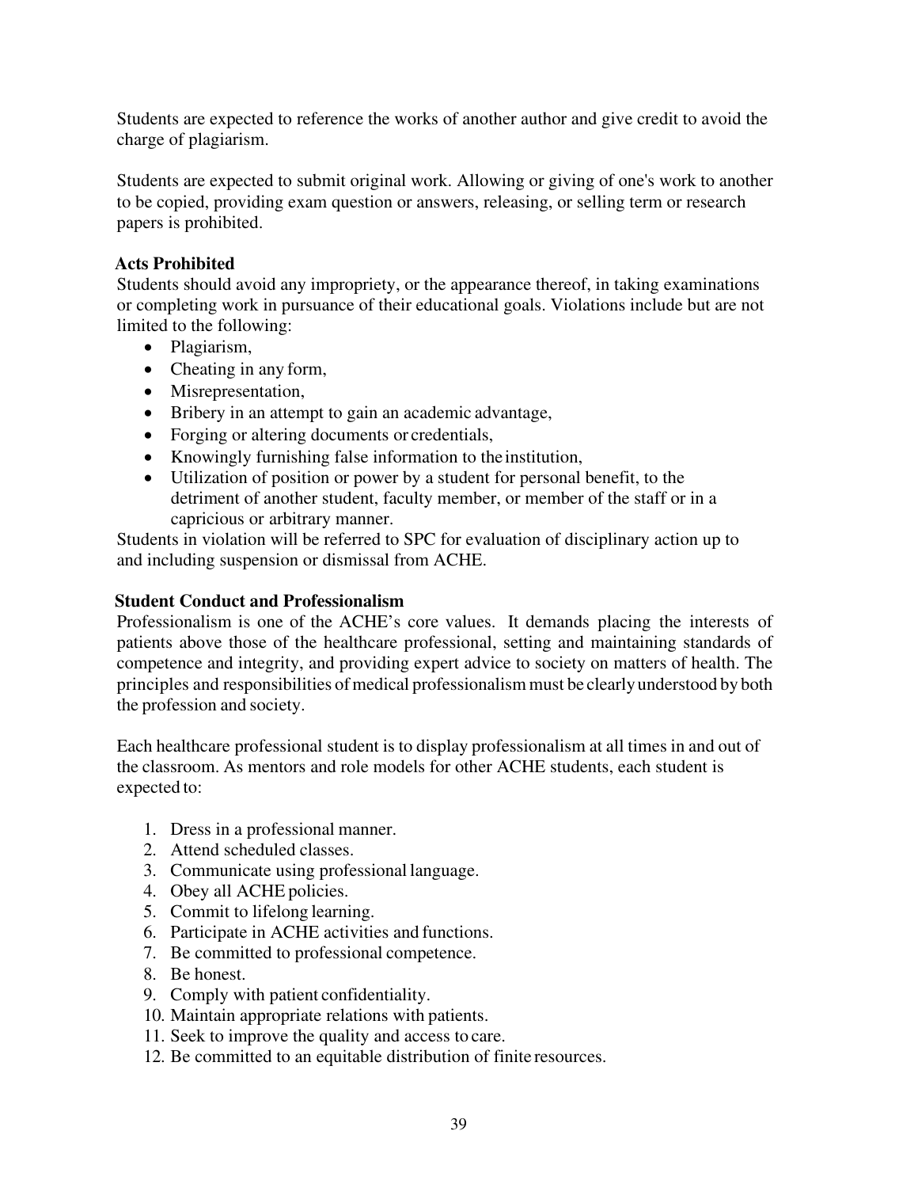Students are expected to reference the works of another author and give credit to avoid the charge of plagiarism.

Students are expected to submit original work. Allowing or giving of one's work to another to be copied, providing exam question or answers, releasing, or selling term or research papers is prohibited.

### Acts Prohibited

Students should avoid any impropriety, or the appearance thereof, in taking examinations or completing work in pursuance of their educational goals. Violations include but are not limited to the following:

- Plagiarism,
- Cheating in any form,
- Misrepresentation,
- Bribery in an attempt to gain an academic advantage,
- Forging or altering documents or credentials,
- Knowingly furnishing false information to the institution,
- Utilization of position or power by a student for personal benefit, to the detriment of another student, faculty member, or member of the staff or in a capricious or arbitrary manner.

Students in violation will be referred to SPC for evaluation of disciplinary action up to and including suspension or dismissal from ACHE.

### Student Conduct and Professionalism

Professionalism is one of the ACHE's core values. It demands placing the interests of patients above those of the healthcare professional, setting and maintaining standards of competence and integrity, and providing expert advice to society on matters of health. The principles and responsibilities of medical professionalism must be clearly understood by both the profession and society.

Each healthcare professional student is to display professionalism at all times in and out of the classroom. As mentors and role models for other ACHE students, each student is expected to:

1. Dress in a professional manner.
2. Attend scheduled classes.
3. Communicate using professional language.
4. Obey all ACHE policies.
5. Commit to lifelong learning.
6. Participate in ACHE activities and functions.
7. Be committed to professional competence.
8. Be honest.
9. Comply with patient confidentiality.
10. Maintain appropriate relations with patients.
11. Seek to improve the quality and access to care.
12. Be committed to an equitable distribution of finite resources.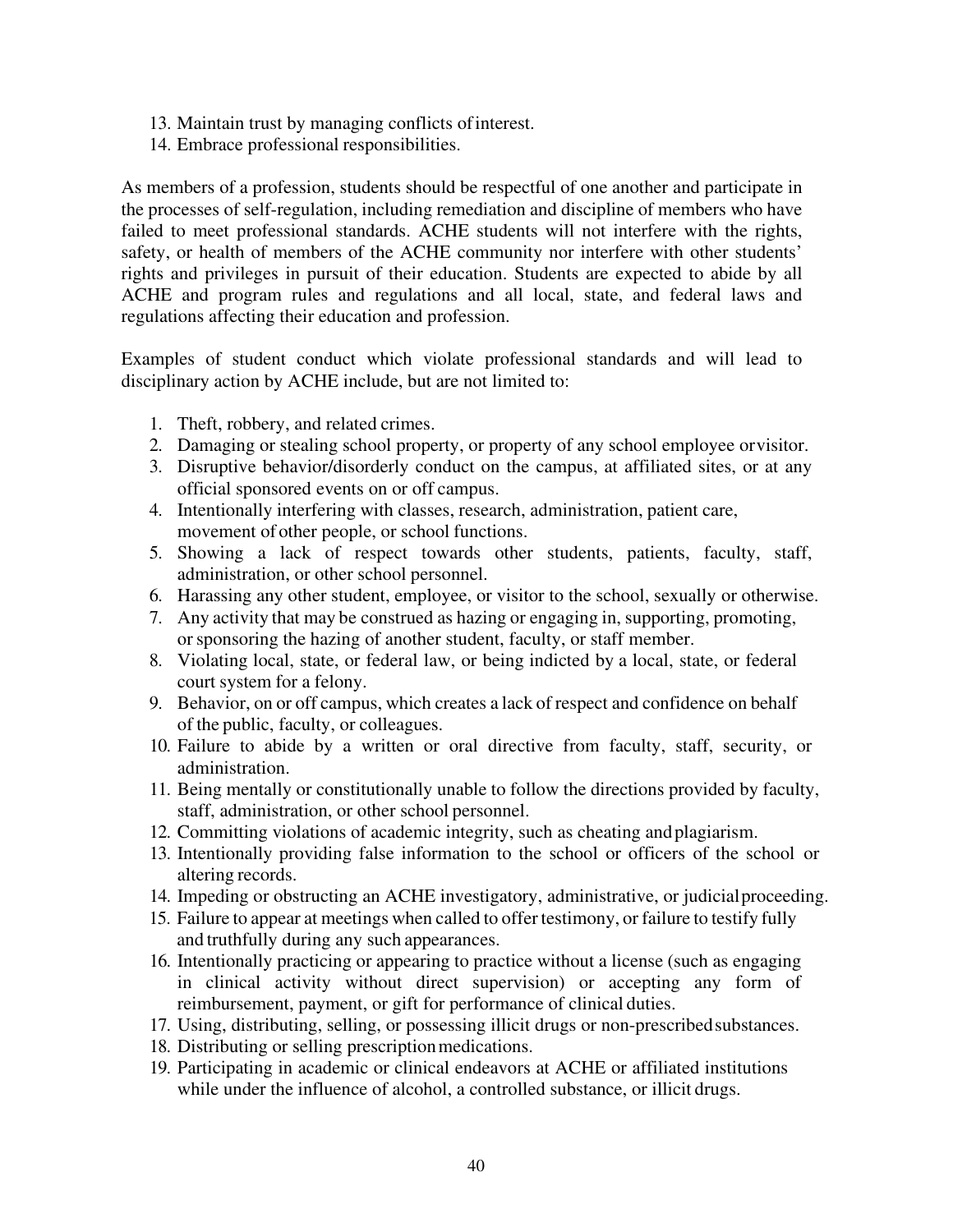13. Maintain trust by managing conflicts of interest.
14. Embrace professional responsibilities.

As members of a profession, students should be respectful of one another and participate in the processes of self-regulation, including remediation and discipline of members who have failed to meet professional standards. ACHE students will not interfere with the rights, safety, or health of members of the ACHE community nor interfere with other students' rights and privileges in pursuit of their education. Students are expected to abide by all ACHE and program rules and regulations and all local, state, and federal laws and regulations affecting their education and profession.

Examples of student conduct which violate professional standards and will lead to disciplinary action by ACHE include, but are not limited to:

1. Theft, robbery, and related crimes.
2. Damaging or stealing school property, or property of any school employee or visitor.
3. Disruptive behavior/disorderly conduct on the campus, at affiliated sites, or at any official sponsored events on or off campus.
4. Intentionally interfering with classes, research, administration, patient care, movement of other people, or school functions.
5. Showing a lack of respect towards other students, patients, faculty, staff, administration, or other school personnel.
6. Harassing any other student, employee, or visitor to the school, sexually or otherwise.
7. Any activity that may be construed as hazing or engaging in, supporting, promoting, or sponsoring the hazing of another student, faculty, or staff member.
8. Violating local, state, or federal law, or being indicted by a local, state, or federal court system for a felony.
9. Behavior, on or off campus, which creates a lack of respect and confidence on behalf of the public, faculty, or colleagues.
10. Failure to abide by a written or oral directive from faculty, staff, security, or administration.
11. Being mentally or constitutionally unable to follow the directions provided by faculty, staff, administration, or other school personnel.
12. Committing violations of academic integrity, such as cheating and plagiarism.
13. Intentionally providing false information to the school or officers of the school or altering records.
14. Impeding or obstructing an ACHE investigatory, administrative, or judicial proceeding.
15. Failure to appear at meetings when called to offer testimony, or failure to testify fully and truthfully during any such appearances.
16. Intentionally practicing or appearing to practice without a license (such as engaging in clinical activity without direct supervision) or accepting any form of reimbursement, payment, or gift for performance of clinical duties.
17. Using, distributing, selling, or possessing illicit drugs or non-prescribed substances.
18. Distributing or selling prescription medications.
19. Participating in academic or clinical endeavors at ACHE or affiliated institutions while under the influence of alcohol, a controlled substance, or illicit drugs.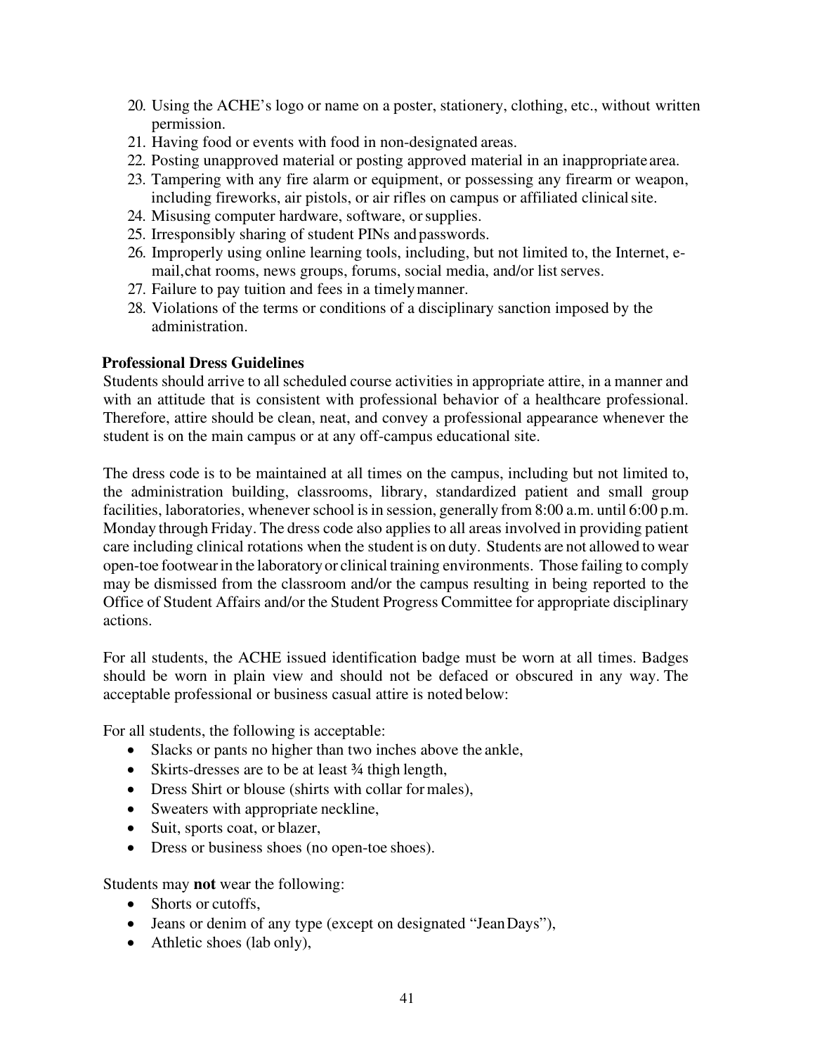20. Using the ACHE's logo or name on a poster, stationery, clothing, etc., without written permission.
21. Having food or events with food in non-designated areas.
22. Posting unapproved material or posting approved material in an inappropriate area.
23. Tampering with any fire alarm or equipment, or possessing any firearm or weapon, including fireworks, air pistols, or air rifles on campus or affiliated clinical site.
24. Misusing computer hardware, software, or supplies.
25. Irresponsibly sharing of student PINs and passwords.
26. Improperly using online learning tools, including, but not limited to, the Internet, e-mail, chat rooms, news groups, forums, social media, and/or list serves.
27. Failure to pay tuition and fees in a timely manner.
28. Violations of the terms or conditions of a disciplinary sanction imposed by the administration.

**Professional Dress Guidelines**

Students should arrive to all scheduled course activities in appropriate attire, in a manner and with an attitude that is consistent with professional behavior of a healthcare professional. Therefore, attire should be clean, neat, and convey a professional appearance whenever the student is on the main campus or at any off-campus educational site.

The dress code is to be maintained at all times on the campus, including but not limited to, the administration building, classrooms, library, standardized patient and small group facilities, laboratories, whenever school is in session, generally from 8:00 a.m. until 6:00 p.m. Monday through Friday. The dress code also applies to all areas involved in providing patient care including clinical rotations when the student is on duty. Students are not allowed to wear open-toe footwear in the laboratory or clinical training environments. Those failing to comply may be dismissed from the classroom and/or the campus resulting in being reported to the Office of Student Affairs and/or the Student Progress Committee for appropriate disciplinary actions.

For all students, the ACHE issued identification badge must be worn at all times. Badges should be worn in plain view and should not be defaced or obscured in any way. The acceptable professional or business casual attire is noted below:

For all students, the following is acceptable:

- Slacks or pants no higher than two inches above the ankle,
- Skirts-dresses are to be at least ¾ thigh length,
- Dress Shirt or blouse (shirts with collar for males),
- Sweaters with appropriate neckline,
- Suit, sports coat, or blazer,
- Dress or business shoes (no open-toe shoes).

Students may **not** wear the following:

- Shorts or cutoffs,
- Jeans or denim of any type (except on designated "Jean Days"),
- Athletic shoes (lab only),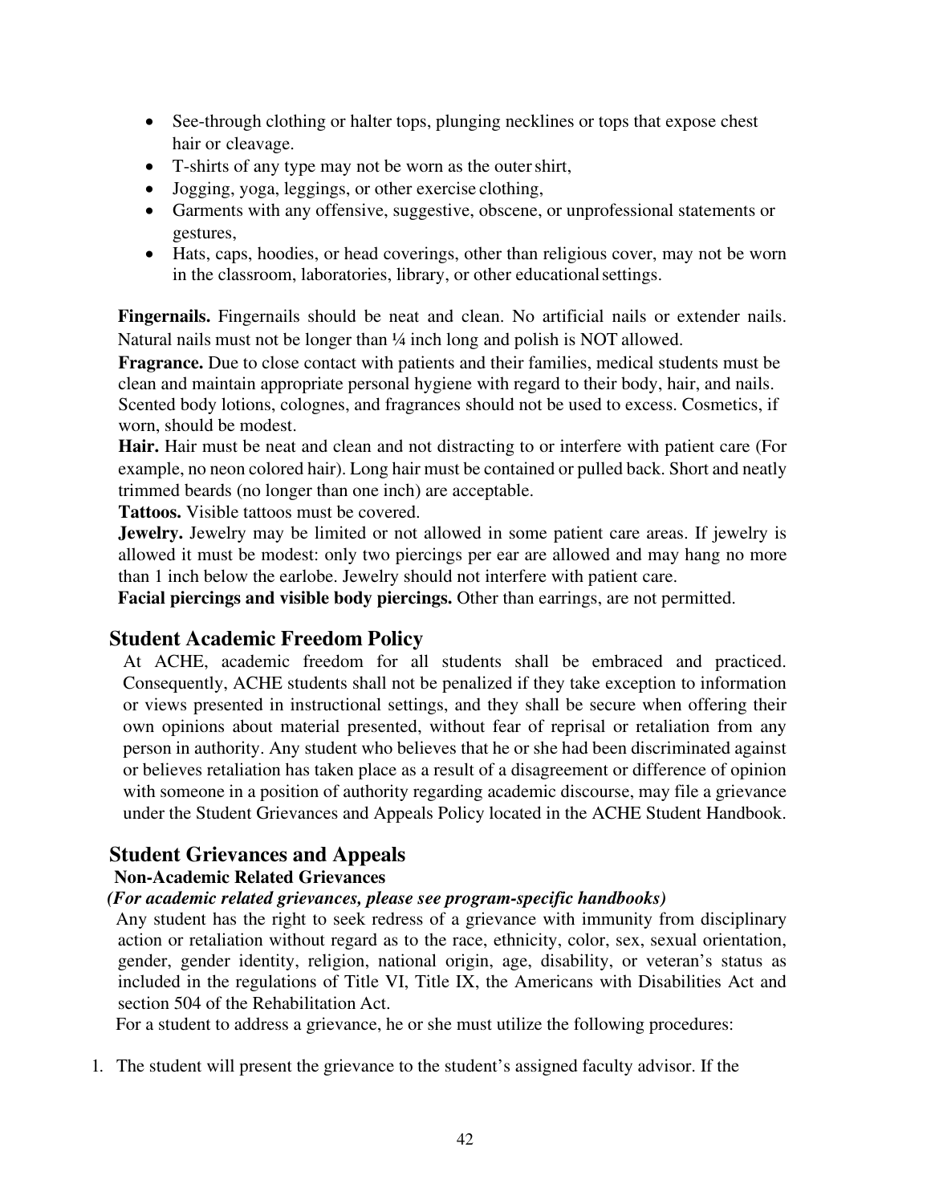- See-through clothing or halter tops, plunging necklines or tops that expose chest hair or cleavage.
- T-shirts of any type may not be worn as the outer shirt,
- Jogging, yoga, leggings, or other exercise clothing,
- Garments with any offensive, suggestive, obscene, or unprofessional statements or gestures,
- Hats, caps, hoodies, or head coverings, other than religious cover, may not be worn in the classroom, laboratories, library, or other educational settings.

**Fingernails.** Fingernails should be neat and clean. No artificial nails or extender nails. Natural nails must not be longer than ¼ inch long and polish is NOT allowed.

**Fragrance.** Due to close contact with patients and their families, medical students must be clean and maintain appropriate personal hygiene with regard to their body, hair, and nails. Scented body lotions, colognes, and fragrances should not be used to excess. Cosmetics, if worn, should be modest.

**Hair.** Hair must be neat and clean and not distracting to or interfere with patient care (For example, no neon colored hair). Long hair must be contained or pulled back. Short and neatly trimmed beards (no longer than one inch) are acceptable.

**Tattoos.** Visible tattoos must be covered.

**Jewelry.** Jewelry may be limited or not allowed in some patient care areas. If jewelry is allowed it must be modest: only two piercings per ear are allowed and may hang no more than 1 inch below the earlobe. Jewelry should not interfere with patient care.

**Facial piercings and visible body piercings.** Other than earrings, are not permitted.

## Student Academic Freedom Policy

At ACHE, academic freedom for all students shall be embraced and practiced. Consequently, ACHE students shall not be penalized if they take exception to information or views presented in instructional settings, and they shall be secure when offering their own opinions about material presented, without fear of reprisal or retaliation from any person in authority. Any student who believes that he or she had been discriminated against or believes retaliation has taken place as a result of a disagreement or difference of opinion with someone in a position of authority regarding academic discourse, may file a grievance under the Student Grievances and Appeals Policy located in the ACHE Student Handbook.

## Student Grievances and Appeals

### Non-Academic Related Grievances

***(For academic related grievances, please see program-specific handbooks)***

Any student has the right to seek redress of a grievance with immunity from disciplinary action or retaliation without regard as to the race, ethnicity, color, sex, sexual orientation, gender, gender identity, religion, national origin, age, disability, or veteran's status as included in the regulations of Title VI, Title IX, the Americans with Disabilities Act and section 504 of the Rehabilitation Act.

For a student to address a grievance, he or she must utilize the following procedures:

1. The student will present the grievance to the student's assigned faculty advisor. If the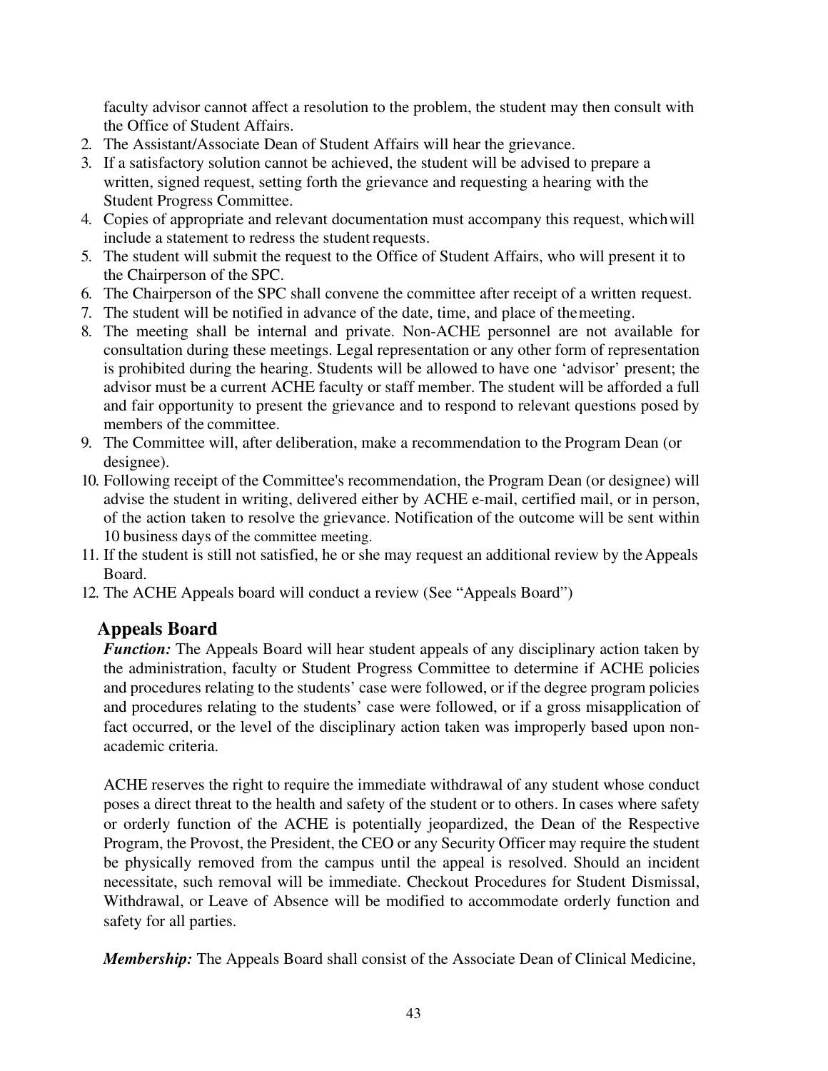faculty advisor cannot affect a resolution to the problem, the student may then consult with the Office of Student Affairs.

2. The Assistant/Associate Dean of Student Affairs will hear the grievance.
3. If a satisfactory solution cannot be achieved, the student will be advised to prepare a written, signed request, setting forth the grievance and requesting a hearing with the Student Progress Committee.
4. Copies of appropriate and relevant documentation must accompany this request, which will include a statement to redress the student requests.
5. The student will submit the request to the Office of Student Affairs, who will present it to the Chairperson of the SPC.
6. The Chairperson of the SPC shall convene the committee after receipt of a written request.
7. The student will be notified in advance of the date, time, and place of the meeting.
8. The meeting shall be internal and private. Non-ACHE personnel are not available for consultation during these meetings. Legal representation or any other form of representation is prohibited during the hearing. Students will be allowed to have one 'advisor' present; the advisor must be a current ACHE faculty or staff member. The student will be afforded a full and fair opportunity to present the grievance and to respond to relevant questions posed by members of the committee.
9. The Committee will, after deliberation, make a recommendation to the Program Dean (or designee).
10. Following receipt of the Committee's recommendation, the Program Dean (or designee) will advise the student in writing, delivered either by ACHE e-mail, certified mail, or in person, of the action taken to resolve the grievance. Notification of the outcome will be sent within 10 business days of the committee meeting.
11. If the student is still not satisfied, he or she may request an additional review by the Appeals Board.
12. The ACHE Appeals board will conduct a review (See "Appeals Board")

## Appeals Board

***Function:*** The Appeals Board will hear student appeals of any disciplinary action taken by the administration, faculty or Student Progress Committee to determine if ACHE policies and procedures relating to the students' case were followed, or if the degree program policies and procedures relating to the students' case were followed, or if a gross misapplication of fact occurred, or the level of the disciplinary action taken was improperly based upon non-academic criteria.

ACHE reserves the right to require the immediate withdrawal of any student whose conduct poses a direct threat to the health and safety of the student or to others. In cases where safety or orderly function of the ACHE is potentially jeopardized, the Dean of the Respective Program, the Provost, the President, the CEO or any Security Officer may require the student be physically removed from the campus until the appeal is resolved. Should an incident necessitate, such removal will be immediate. Checkout Procedures for Student Dismissal, Withdrawal, or Leave of Absence will be modified to accommodate orderly function and safety for all parties.

***Membership:*** The Appeals Board shall consist of the Associate Dean of Clinical Medicine,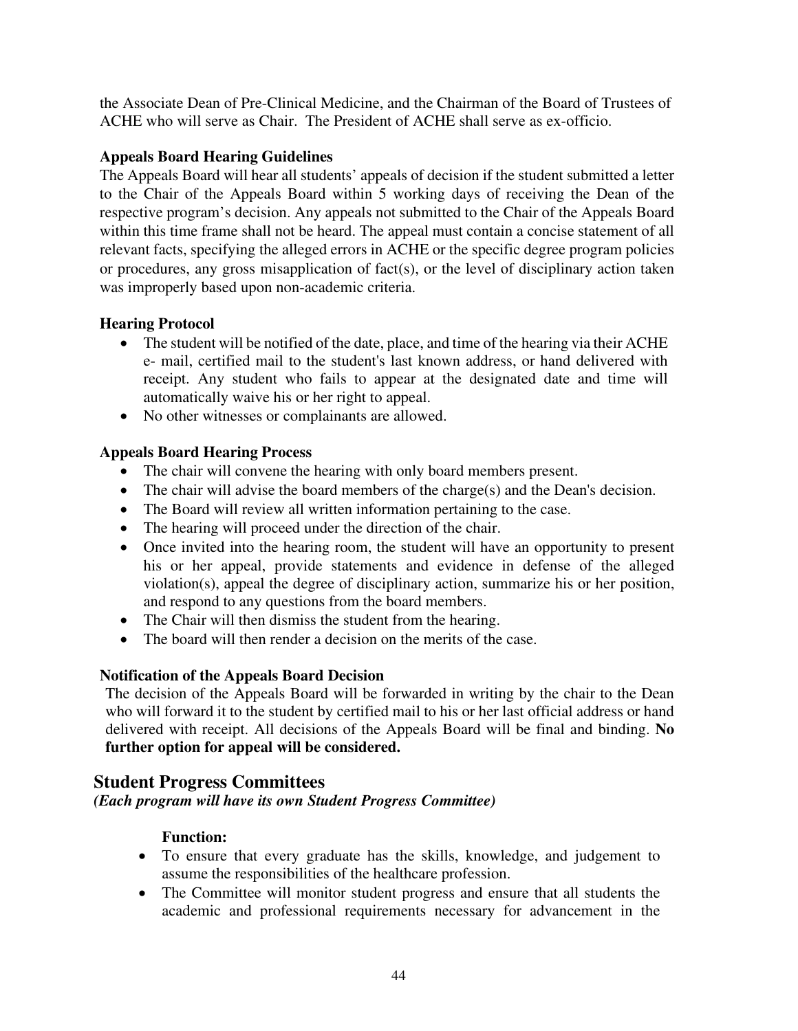the Associate Dean of Pre-Clinical Medicine, and the Chairman of the Board of Trustees of ACHE who will serve as Chair. The President of ACHE shall serve as ex-officio.

### Appeals Board Hearing Guidelines

The Appeals Board will hear all students' appeals of decision if the student submitted a letter to the Chair of the Appeals Board within 5 working days of receiving the Dean of the respective program's decision. Any appeals not submitted to the Chair of the Appeals Board within this time frame shall not be heard. The appeal must contain a concise statement of all relevant facts, specifying the alleged errors in ACHE or the specific degree program policies or procedures, any gross misapplication of fact(s), or the level of disciplinary action taken was improperly based upon non-academic criteria.

### Hearing Protocol

- The student will be notified of the date, place, and time of the hearing via their ACHE e- mail, certified mail to the student's last known address, or hand delivered with receipt. Any student who fails to appear at the designated date and time will automatically waive his or her right to appeal.
- No other witnesses or complainants are allowed.

### Appeals Board Hearing Process

- The chair will convene the hearing with only board members present.
- The chair will advise the board members of the charge(s) and the Dean's decision.
- The Board will review all written information pertaining to the case.
- The hearing will proceed under the direction of the chair.
- Once invited into the hearing room, the student will have an opportunity to present his or her appeal, provide statements and evidence in defense of the alleged violation(s), appeal the degree of disciplinary action, summarize his or her position, and respond to any questions from the board members.
- The Chair will then dismiss the student from the hearing.
- The board will then render a decision on the merits of the case.

### Notification of the Appeals Board Decision

The decision of the Appeals Board will be forwarded in writing by the chair to the Dean who will forward it to the student by certified mail to his or her last official address or hand delivered with receipt. All decisions of the Appeals Board will be final and binding. **No further option for appeal will be considered.**

## Student Progress Committees

***(Each program will have its own Student Progress Committee)***

**Function:**

- To ensure that every graduate has the skills, knowledge, and judgement to assume the responsibilities of the healthcare profession.
- The Committee will monitor student progress and ensure that all students the academic and professional requirements necessary for advancement in the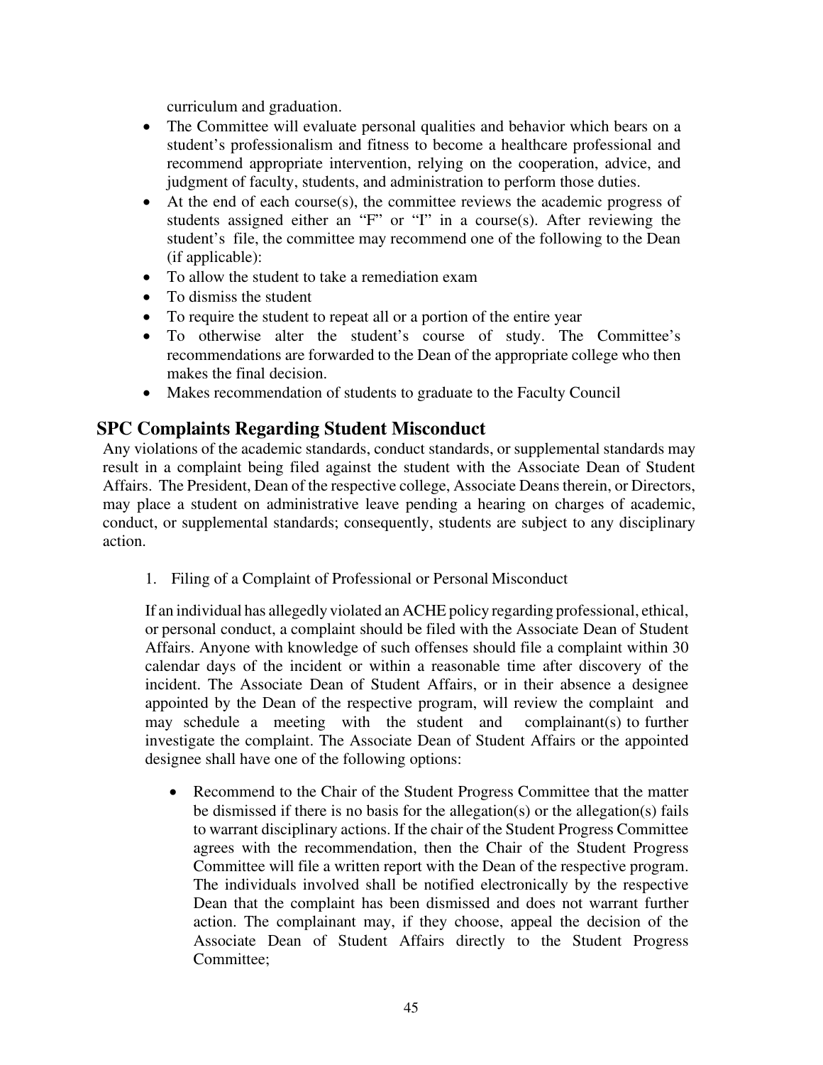curriculum and graduation.

- The Committee will evaluate personal qualities and behavior which bears on a student's professionalism and fitness to become a healthcare professional and recommend appropriate intervention, relying on the cooperation, advice, and judgment of faculty, students, and administration to perform those duties.
- At the end of each course(s), the committee reviews the academic progress of students assigned either an "F" or "I" in a course(s). After reviewing the student's file, the committee may recommend one of the following to the Dean (if applicable):
- To allow the student to take a remediation exam
- To dismiss the student
- To require the student to repeat all or a portion of the entire year
- To otherwise alter the student's course of study. The Committee's recommendations are forwarded to the Dean of the appropriate college who then makes the final decision.
- Makes recommendation of students to graduate to the Faculty Council

## SPC Complaints Regarding Student Misconduct

Any violations of the academic standards, conduct standards, or supplemental standards may result in a complaint being filed against the student with the Associate Dean of Student Affairs. The President, Dean of the respective college, Associate Deans therein, or Directors, may place a student on administrative leave pending a hearing on charges of academic, conduct, or supplemental standards; consequently, students are subject to any disciplinary action.

1. Filing of a Complaint of Professional or Personal Misconduct

If an individual has allegedly violated an ACHE policy regarding professional, ethical, or personal conduct, a complaint should be filed with the Associate Dean of Student Affairs. Anyone with knowledge of such offenses should file a complaint within 30 calendar days of the incident or within a reasonable time after discovery of the incident. The Associate Dean of Student Affairs, or in their absence a designee appointed by the Dean of the respective program, will review the complaint and may schedule a meeting with the student and complainant(s) to further investigate the complaint. The Associate Dean of Student Affairs or the appointed designee shall have one of the following options:

- Recommend to the Chair of the Student Progress Committee that the matter be dismissed if there is no basis for the allegation(s) or the allegation(s) fails to warrant disciplinary actions. If the chair of the Student Progress Committee agrees with the recommendation, then the Chair of the Student Progress Committee will file a written report with the Dean of the respective program. The individuals involved shall be notified electronically by the respective Dean that the complaint has been dismissed and does not warrant further action. The complainant may, if they choose, appeal the decision of the Associate Dean of Student Affairs directly to the Student Progress Committee;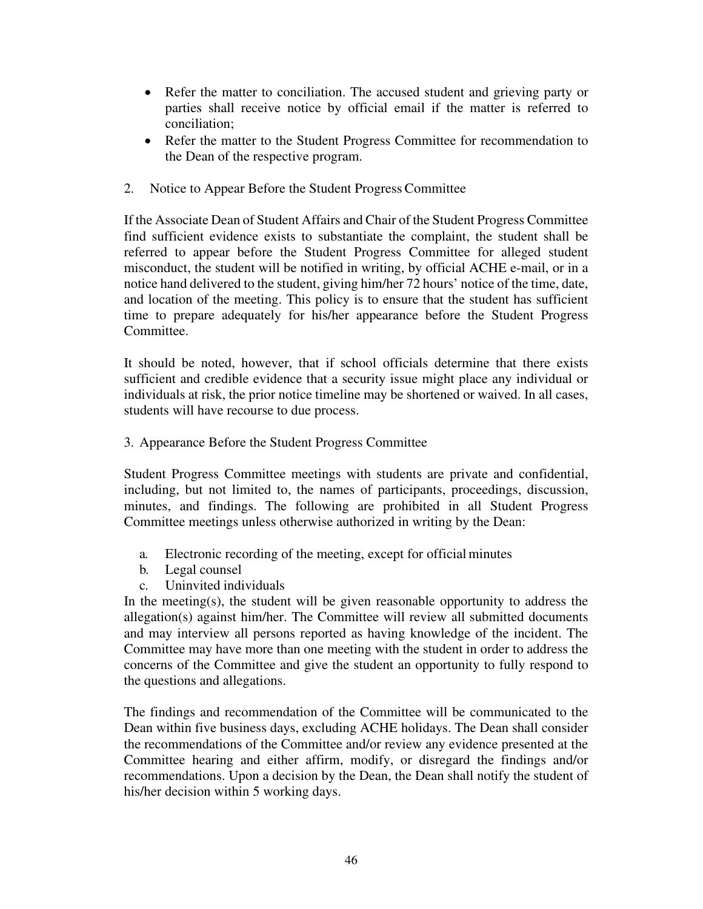- Refer the matter to conciliation. The accused student and grieving party or parties shall receive notice by official email if the matter is referred to conciliation;
- Refer the matter to the Student Progress Committee for recommendation to the Dean of the respective program.

2. Notice to Appear Before the Student Progress Committee

If the Associate Dean of Student Affairs and Chair of the Student Progress Committee find sufficient evidence exists to substantiate the complaint, the student shall be referred to appear before the Student Progress Committee for alleged student misconduct, the student will be notified in writing, by official ACHE e-mail, or in a notice hand delivered to the student, giving him/her 72 hours' notice of the time, date, and location of the meeting. This policy is to ensure that the student has sufficient time to prepare adequately for his/her appearance before the Student Progress Committee.

It should be noted, however, that if school officials determine that there exists sufficient and credible evidence that a security issue might place any individual or individuals at risk, the prior notice timeline may be shortened or waived. In all cases, students will have recourse to due process.

3. Appearance Before the Student Progress Committee

Student Progress Committee meetings with students are private and confidential, including, but not limited to, the names of participants, proceedings, discussion, minutes, and findings. The following are prohibited in all Student Progress Committee meetings unless otherwise authorized in writing by the Dean:

a. Electronic recording of the meeting, except for official minutes
b. Legal counsel
c. Uninvited individuals

In the meeting(s), the student will be given reasonable opportunity to address the allegation(s) against him/her. The Committee will review all submitted documents and may interview all persons reported as having knowledge of the incident. The Committee may have more than one meeting with the student in order to address the concerns of the Committee and give the student an opportunity to fully respond to the questions and allegations.

The findings and recommendation of the Committee will be communicated to the Dean within five business days, excluding ACHE holidays. The Dean shall consider the recommendations of the Committee and/or review any evidence presented at the Committee hearing and either affirm, modify, or disregard the findings and/or recommendations. Upon a decision by the Dean, the Dean shall notify the student of his/her decision within 5 working days.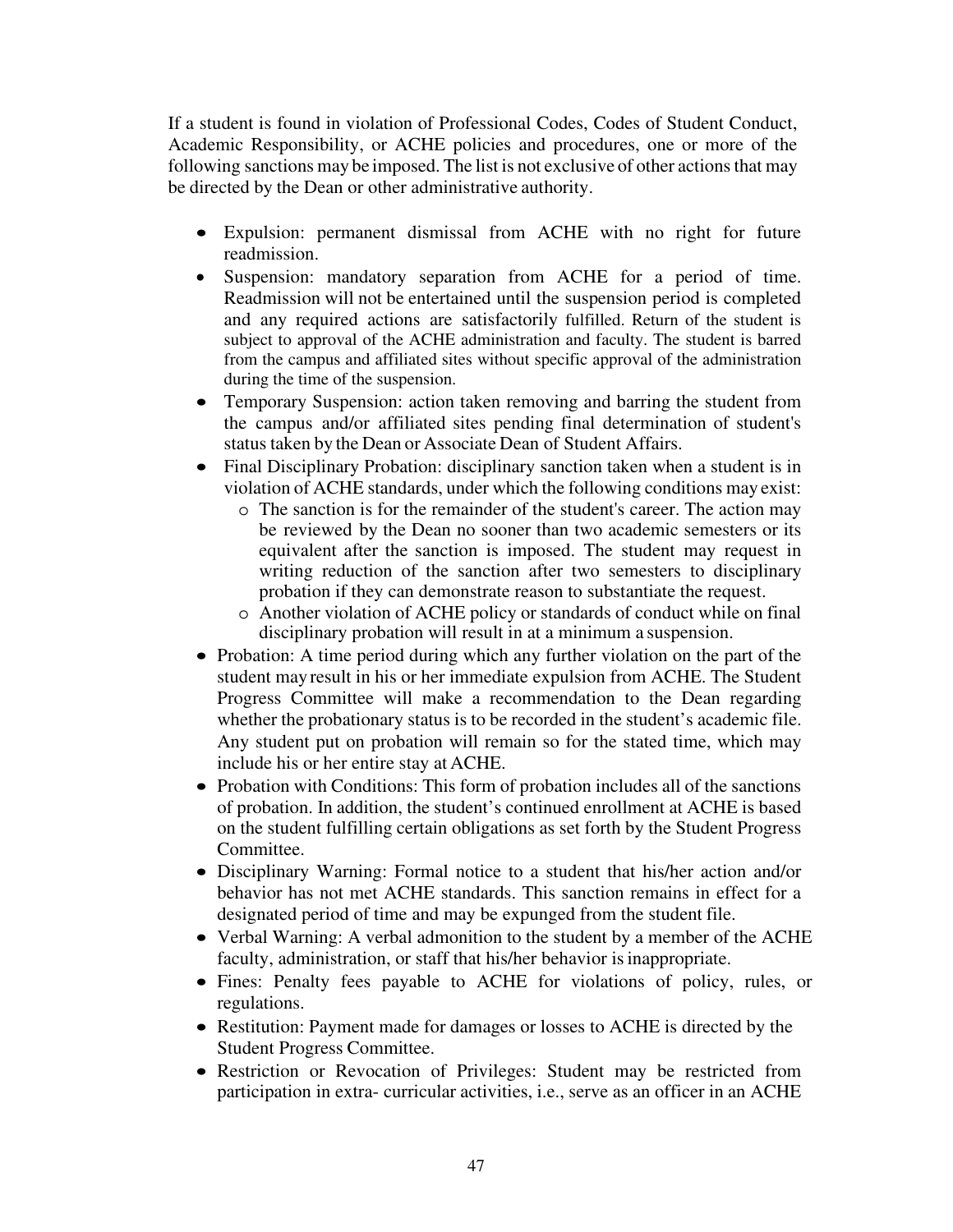If a student is found in violation of Professional Codes, Codes of Student Conduct, Academic Responsibility, or ACHE policies and procedures, one or more of the following sanctions may be imposed. The list is not exclusive of other actions that may be directed by the Dean or other administrative authority.

- Expulsion: permanent dismissal from ACHE with no right for future readmission.
- Suspension: mandatory separation from ACHE for a period of time. Readmission will not be entertained until the suspension period is completed and any required actions are satisfactorily fulfilled. Return of the student is subject to approval of the ACHE administration and faculty. The student is barred from the campus and affiliated sites without specific approval of the administration during the time of the suspension.
- Temporary Suspension: action taken removing and barring the student from the campus and/or affiliated sites pending final determination of student's status taken by the Dean or Associate Dean of Student Affairs.
- Final Disciplinary Probation: disciplinary sanction taken when a student is in violation of ACHE standards, under which the following conditions may exist:
  - The sanction is for the remainder of the student's career. The action may be reviewed by the Dean no sooner than two academic semesters or its equivalent after the sanction is imposed. The student may request in writing reduction of the sanction after two semesters to disciplinary probation if they can demonstrate reason to substantiate the request.
  - Another violation of ACHE policy or standards of conduct while on final disciplinary probation will result in at a minimum a suspension.
- Probation: A time period during which any further violation on the part of the student may result in his or her immediate expulsion from ACHE. The Student Progress Committee will make a recommendation to the Dean regarding whether the probationary status is to be recorded in the student's academic file. Any student put on probation will remain so for the stated time, which may include his or her entire stay at ACHE.
- Probation with Conditions: This form of probation includes all of the sanctions of probation. In addition, the student's continued enrollment at ACHE is based on the student fulfilling certain obligations as set forth by the Student Progress Committee.
- Disciplinary Warning: Formal notice to a student that his/her action and/or behavior has not met ACHE standards. This sanction remains in effect for a designated period of time and may be expunged from the student file.
- Verbal Warning: A verbal admonition to the student by a member of the ACHE faculty, administration, or staff that his/her behavior is inappropriate.
- Fines: Penalty fees payable to ACHE for violations of policy, rules, or regulations.
- Restitution: Payment made for damages or losses to ACHE is directed by the Student Progress Committee.
- Restriction or Revocation of Privileges: Student may be restricted from participation in extra- curricular activities, i.e., serve as an officer in an ACHE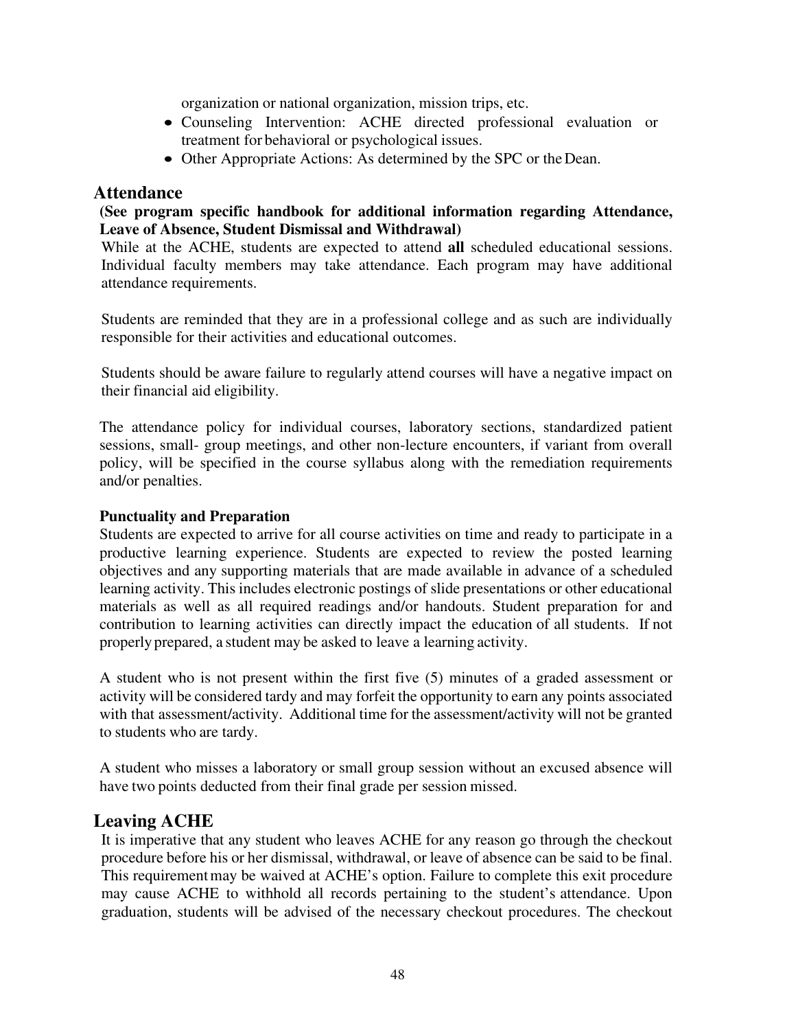organization or national organization, mission trips, etc.

- Counseling Intervention: ACHE directed professional evaluation or treatment for behavioral or psychological issues.
- Other Appropriate Actions: As determined by the SPC or the Dean.

## Attendance

**(See program specific handbook for additional information regarding Attendance, Leave of Absence, Student Dismissal and Withdrawal)**

While at the ACHE, students are expected to attend **all** scheduled educational sessions. Individual faculty members may take attendance. Each program may have additional attendance requirements.

Students are reminded that they are in a professional college and as such are individually responsible for their activities and educational outcomes.

Students should be aware failure to regularly attend courses will have a negative impact on their financial aid eligibility.

The attendance policy for individual courses, laboratory sections, standardized patient sessions, small- group meetings, and other non-lecture encounters, if variant from overall policy, will be specified in the course syllabus along with the remediation requirements and/or penalties.

### Punctuality and Preparation

Students are expected to arrive for all course activities on time and ready to participate in a productive learning experience. Students are expected to review the posted learning objectives and any supporting materials that are made available in advance of a scheduled learning activity. This includes electronic postings of slide presentations or other educational materials as well as all required readings and/or handouts. Student preparation for and contribution to learning activities can directly impact the education of all students. If not properly prepared, a student may be asked to leave a learning activity.

A student who is not present within the first five (5) minutes of a graded assessment or activity will be considered tardy and may forfeit the opportunity to earn any points associated with that assessment/activity. Additional time for the assessment/activity will not be granted to students who are tardy.

A student who misses a laboratory or small group session without an excused absence will have two points deducted from their final grade per session missed.

## Leaving ACHE

It is imperative that any student who leaves ACHE for any reason go through the checkout procedure before his or her dismissal, withdrawal, or leave of absence can be said to be final. This requirement may be waived at ACHE's option. Failure to complete this exit procedure may cause ACHE to withhold all records pertaining to the student's attendance. Upon graduation, students will be advised of the necessary checkout procedures. The checkout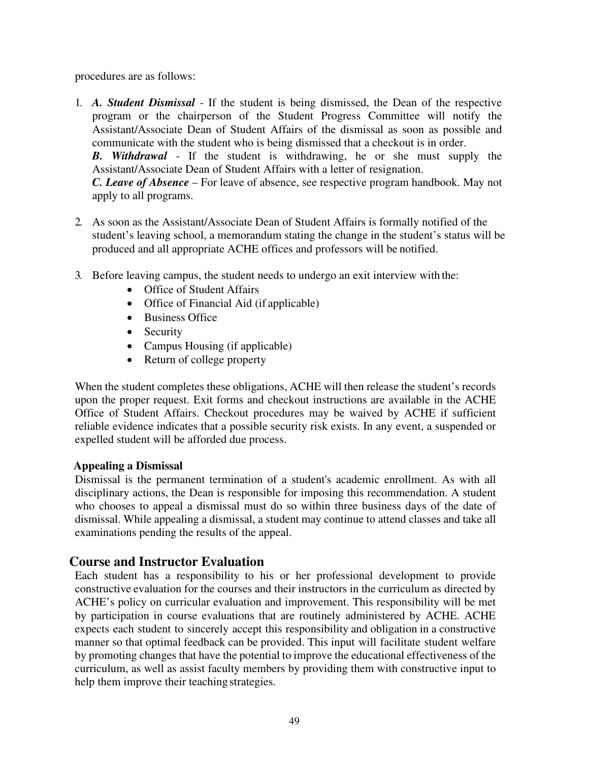procedures are as follows:

1. ***A. Student Dismissal*** - If the student is being dismissed, the Dean of the respective program or the chairperson of the Student Progress Committee will notify the Assistant/Associate Dean of Student Affairs of the dismissal as soon as possible and communicate with the student who is being dismissed that a checkout is in order.
   ***B. Withdrawal*** - If the student is withdrawing, he or she must supply the Assistant/Associate Dean of Student Affairs with a letter of resignation.
   ***C. Leave of Absence*** – For leave of absence, see respective program handbook. May not apply to all programs.

2. As soon as the Assistant/Associate Dean of Student Affairs is formally notified of the student's leaving school, a memorandum stating the change in the student's status will be produced and all appropriate ACHE offices and professors will be notified.

3. Before leaving campus, the student needs to undergo an exit interview with the:
   - Office of Student Affairs
   - Office of Financial Aid (if applicable)
   - Business Office
   - Security
   - Campus Housing (if applicable)
   - Return of college property

When the student completes these obligations, ACHE will then release the student's records upon the proper request. Exit forms and checkout instructions are available in the ACHE Office of Student Affairs. Checkout procedures may be waived by ACHE if sufficient reliable evidence indicates that a possible security risk exists. In any event, a suspended or expelled student will be afforded due process.

**Appealing a Dismissal**

Dismissal is the permanent termination of a student's academic enrollment. As with all disciplinary actions, the Dean is responsible for imposing this recommendation. A student who chooses to appeal a dismissal must do so within three business days of the date of dismissal. While appealing a dismissal, a student may continue to attend classes and take all examinations pending the results of the appeal.

## Course and Instructor Evaluation

Each student has a responsibility to his or her professional development to provide constructive evaluation for the courses and their instructors in the curriculum as directed by ACHE's policy on curricular evaluation and improvement. This responsibility will be met by participation in course evaluations that are routinely administered by ACHE. ACHE expects each student to sincerely accept this responsibility and obligation in a constructive manner so that optimal feedback can be provided. This input will facilitate student welfare by promoting changes that have the potential to improve the educational effectiveness of the curriculum, as well as assist faculty members by providing them with constructive input to help them improve their teaching strategies.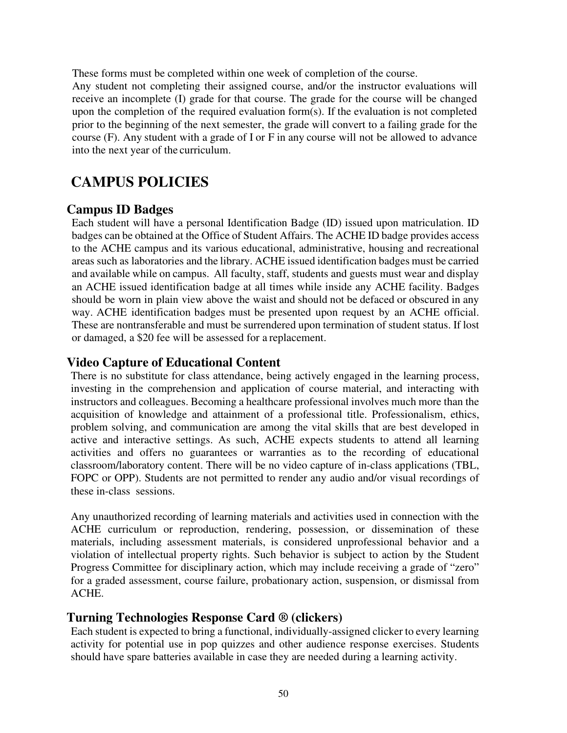These forms must be completed within one week of completion of the course.
Any student not completing their assigned course, and/or the instructor evaluations will receive an incomplete (I) grade for that course. The grade for the course will be changed upon the completion of the required evaluation form(s). If the evaluation is not completed prior to the beginning of the next semester, the grade will convert to a failing grade for the course (F). Any student with a grade of I or F in any course will not be allowed to advance into the next year of the curriculum.

# CAMPUS POLICIES

## Campus ID Badges

Each student will have a personal Identification Badge (ID) issued upon matriculation. ID badges can be obtained at the Office of Student Affairs. The ACHE ID badge provides access to the ACHE campus and its various educational, administrative, housing and recreational areas such as laboratories and the library. ACHE issued identification badges must be carried and available while on campus. All faculty, staff, students and guests must wear and display an ACHE issued identification badge at all times while inside any ACHE facility. Badges should be worn in plain view above the waist and should not be defaced or obscured in any way. ACHE identification badges must be presented upon request by an ACHE official. These are nontransferable and must be surrendered upon termination of student status. If lost or damaged, a $20 fee will be assessed for a replacement.

## Video Capture of Educational Content

There is no substitute for class attendance, being actively engaged in the learning process, investing in the comprehension and application of course material, and interacting with instructors and colleagues. Becoming a healthcare professional involves much more than the acquisition of knowledge and attainment of a professional title. Professionalism, ethics, problem solving, and communication are among the vital skills that are best developed in active and interactive settings. As such, ACHE expects students to attend all learning activities and offers no guarantees or warranties as to the recording of educational classroom/laboratory content. There will be no video capture of in-class applications (TBL, FOPC or OPP). Students are not permitted to render any audio and/or visual recordings of these in-class sessions.

Any unauthorized recording of learning materials and activities used in connection with the ACHE curriculum or reproduction, rendering, possession, or dissemination of these materials, including assessment materials, is considered unprofessional behavior and a violation of intellectual property rights. Such behavior is subject to action by the Student Progress Committee for disciplinary action, which may include receiving a grade of "zero" for a graded assessment, course failure, probationary action, suspension, or dismissal from ACHE.

## Turning Technologies Response Card ® (clickers)

Each student is expected to bring a functional, individually-assigned clicker to every learning activity for potential use in pop quizzes and other audience response exercises. Students should have spare batteries available in case they are needed during a learning activity.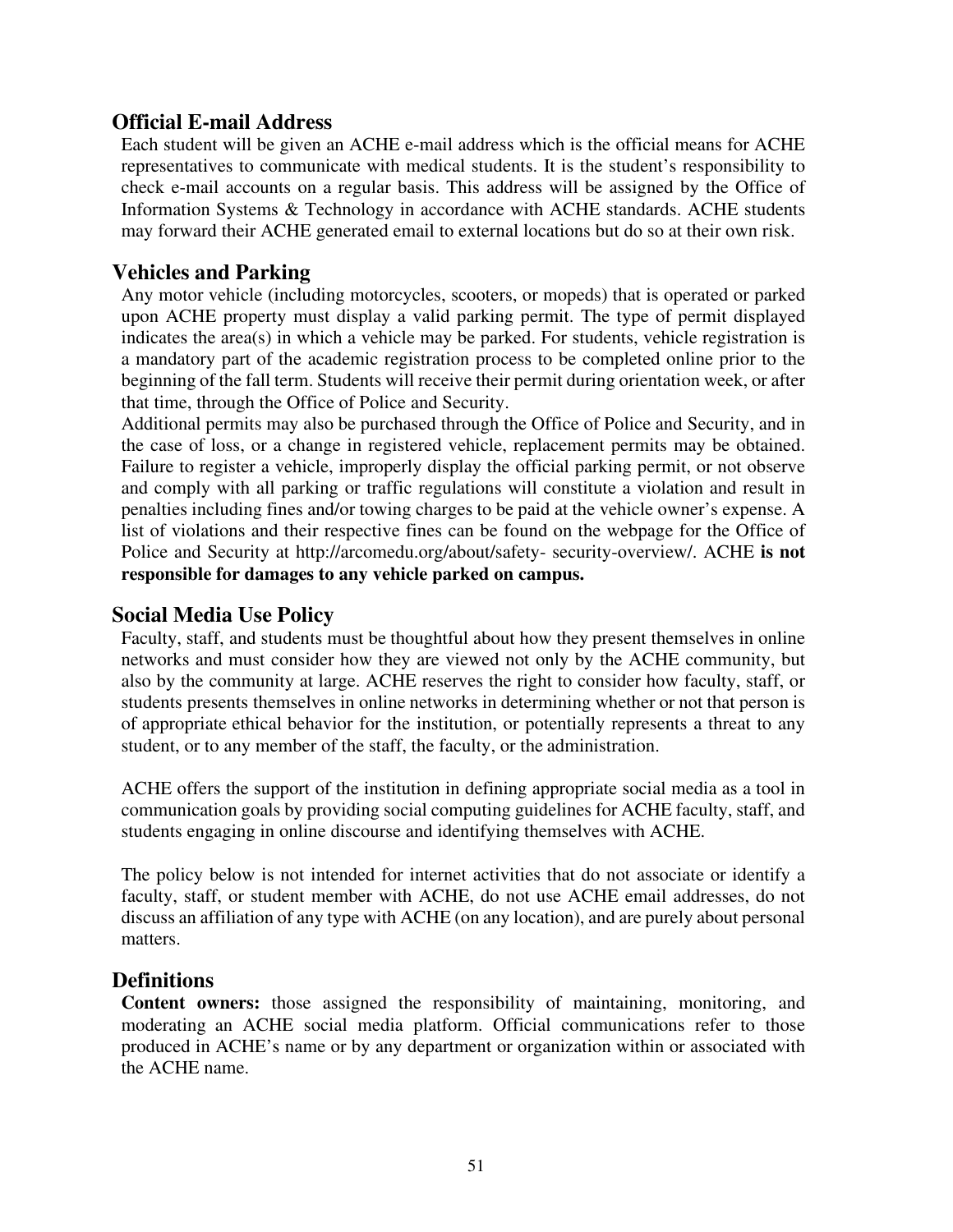## Official E-mail Address

Each student will be given an ACHE e-mail address which is the official means for ACHE representatives to communicate with medical students. It is the student's responsibility to check e-mail accounts on a regular basis. This address will be assigned by the Office of Information Systems & Technology in accordance with ACHE standards. ACHE students may forward their ACHE generated email to external locations but do so at their own risk.

## Vehicles and Parking

Any motor vehicle (including motorcycles, scooters, or mopeds) that is operated or parked upon ACHE property must display a valid parking permit. The type of permit displayed indicates the area(s) in which a vehicle may be parked. For students, vehicle registration is a mandatory part of the academic registration process to be completed online prior to the beginning of the fall term. Students will receive their permit during orientation week, or after that time, through the Office of Police and Security.

Additional permits may also be purchased through the Office of Police and Security, and in the case of loss, or a change in registered vehicle, replacement permits may be obtained. Failure to register a vehicle, improperly display the official parking permit, or not observe and comply with all parking or traffic regulations will constitute a violation and result in penalties including fines and/or towing charges to be paid at the vehicle owner's expense. A list of violations and their respective fines can be found on the webpage for the Office of Police and Security at http://arcomedu.org/about/safety- security-overview/. ACHE **is not responsible for damages to any vehicle parked on campus.**

## Social Media Use Policy

Faculty, staff, and students must be thoughtful about how they present themselves in online networks and must consider how they are viewed not only by the ACHE community, but also by the community at large. ACHE reserves the right to consider how faculty, staff, or students presents themselves in online networks in determining whether or not that person is of appropriate ethical behavior for the institution, or potentially represents a threat to any student, or to any member of the staff, the faculty, or the administration.

ACHE offers the support of the institution in defining appropriate social media as a tool in communication goals by providing social computing guidelines for ACHE faculty, staff, and students engaging in online discourse and identifying themselves with ACHE.

The policy below is not intended for internet activities that do not associate or identify a faculty, staff, or student member with ACHE, do not use ACHE email addresses, do not discuss an affiliation of any type with ACHE (on any location), and are purely about personal matters.

## Definitions

**Content owners:** those assigned the responsibility of maintaining, monitoring, and moderating an ACHE social media platform. Official communications refer to those produced in ACHE's name or by any department or organization within or associated with the ACHE name.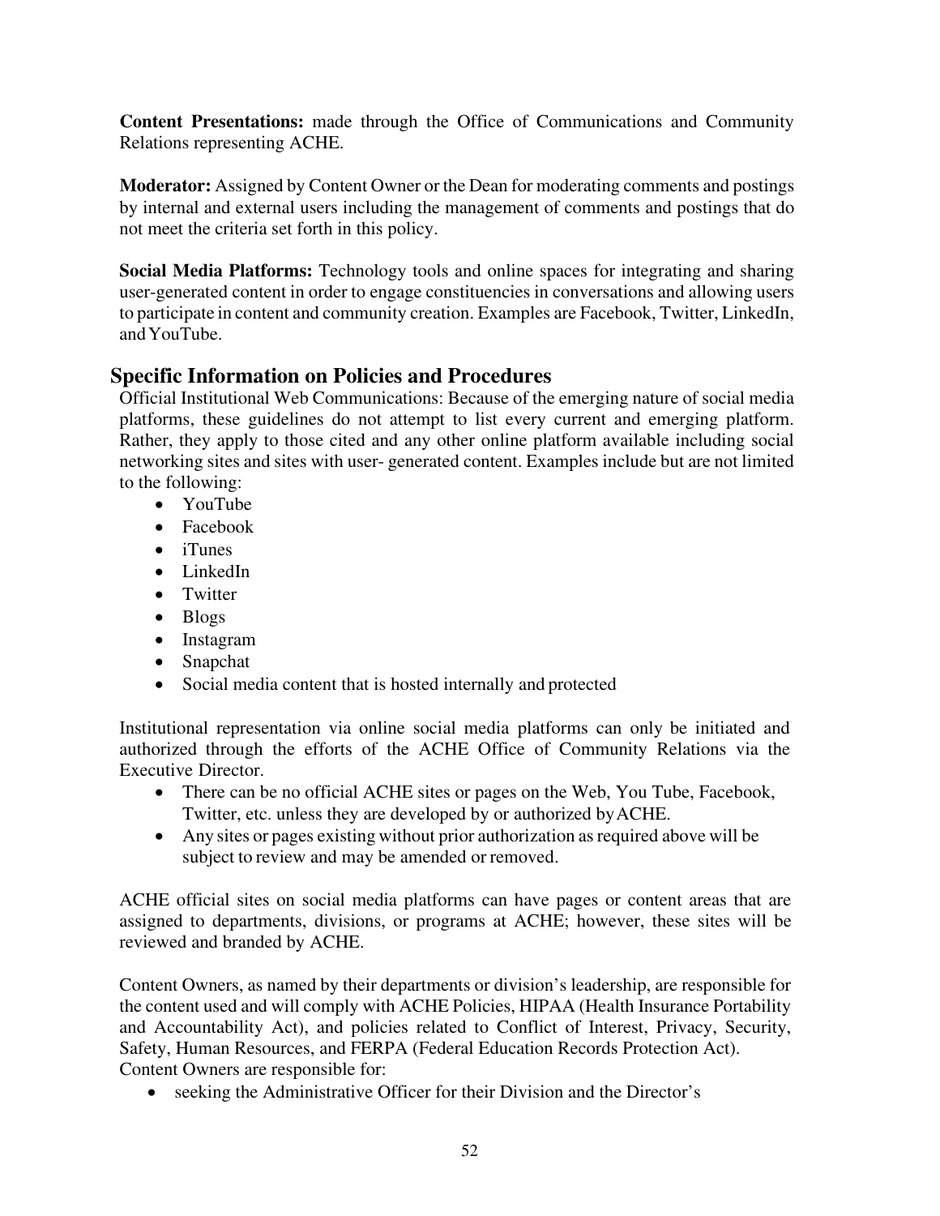**Content Presentations:** made through the Office of Communications and Community Relations representing ACHE.

**Moderator:** Assigned by Content Owner or the Dean for moderating comments and postings by internal and external users including the management of comments and postings that do not meet the criteria set forth in this policy.

**Social Media Platforms:** Technology tools and online spaces for integrating and sharing user-generated content in order to engage constituencies in conversations and allowing users to participate in content and community creation. Examples are Facebook, Twitter, LinkedIn, and YouTube.

## Specific Information on Policies and Procedures

Official Institutional Web Communications: Because of the emerging nature of social media platforms, these guidelines do not attempt to list every current and emerging platform. Rather, they apply to those cited and any other online platform available including social networking sites and sites with user- generated content. Examples include but are not limited to the following:

- YouTube
- Facebook
- iTunes
- LinkedIn
- Twitter
- Blogs
- Instagram
- Snapchat
- Social media content that is hosted internally and protected

Institutional representation via online social media platforms can only be initiated and authorized through the efforts of the ACHE Office of Community Relations via the Executive Director.

- There can be no official ACHE sites or pages on the Web, You Tube, Facebook, Twitter, etc. unless they are developed by or authorized by ACHE.
- Any sites or pages existing without prior authorization as required above will be subject to review and may be amended or removed.

ACHE official sites on social media platforms can have pages or content areas that are assigned to departments, divisions, or programs at ACHE; however, these sites will be reviewed and branded by ACHE.

Content Owners, as named by their departments or division's leadership, are responsible for the content used and will comply with ACHE Policies, HIPAA (Health Insurance Portability and Accountability Act), and policies related to Conflict of Interest, Privacy, Security, Safety, Human Resources, and FERPA (Federal Education Records Protection Act).
Content Owners are responsible for:

- seeking the Administrative Officer for their Division and the Director's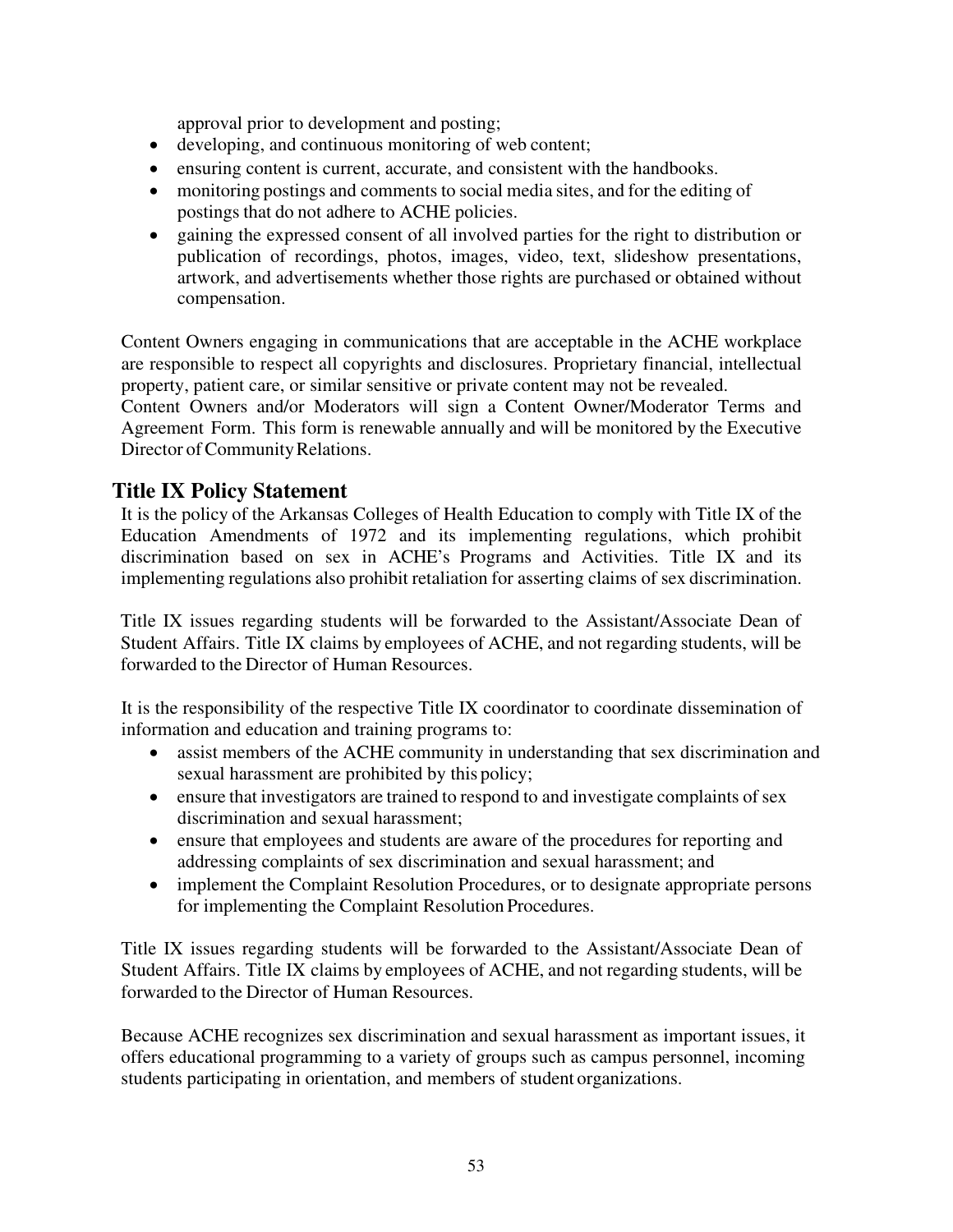approval prior to development and posting;

- developing, and continuous monitoring of web content;
- ensuring content is current, accurate, and consistent with the handbooks.
- monitoring postings and comments to social media sites, and for the editing of postings that do not adhere to ACHE policies.
- gaining the expressed consent of all involved parties for the right to distribution or publication of recordings, photos, images, video, text, slideshow presentations, artwork, and advertisements whether those rights are purchased or obtained without compensation.

Content Owners engaging in communications that are acceptable in the ACHE workplace are responsible to respect all copyrights and disclosures. Proprietary financial, intellectual property, patient care, or similar sensitive or private content may not be revealed.
Content Owners and/or Moderators will sign a Content Owner/Moderator Terms and Agreement Form. This form is renewable annually and will be monitored by the Executive Director of Community Relations.

## Title IX Policy Statement

It is the policy of the Arkansas Colleges of Health Education to comply with Title IX of the Education Amendments of 1972 and its implementing regulations, which prohibit discrimination based on sex in ACHE's Programs and Activities. Title IX and its implementing regulations also prohibit retaliation for asserting claims of sex discrimination.

Title IX issues regarding students will be forwarded to the Assistant/Associate Dean of Student Affairs. Title IX claims by employees of ACHE, and not regarding students, will be forwarded to the Director of Human Resources.

It is the responsibility of the respective Title IX coordinator to coordinate dissemination of information and education and training programs to:

- assist members of the ACHE community in understanding that sex discrimination and sexual harassment are prohibited by this policy;
- ensure that investigators are trained to respond to and investigate complaints of sex discrimination and sexual harassment;
- ensure that employees and students are aware of the procedures for reporting and addressing complaints of sex discrimination and sexual harassment; and
- implement the Complaint Resolution Procedures, or to designate appropriate persons for implementing the Complaint Resolution Procedures.

Title IX issues regarding students will be forwarded to the Assistant/Associate Dean of Student Affairs. Title IX claims by employees of ACHE, and not regarding students, will be forwarded to the Director of Human Resources.

Because ACHE recognizes sex discrimination and sexual harassment as important issues, it offers educational programming to a variety of groups such as campus personnel, incoming students participating in orientation, and members of student organizations.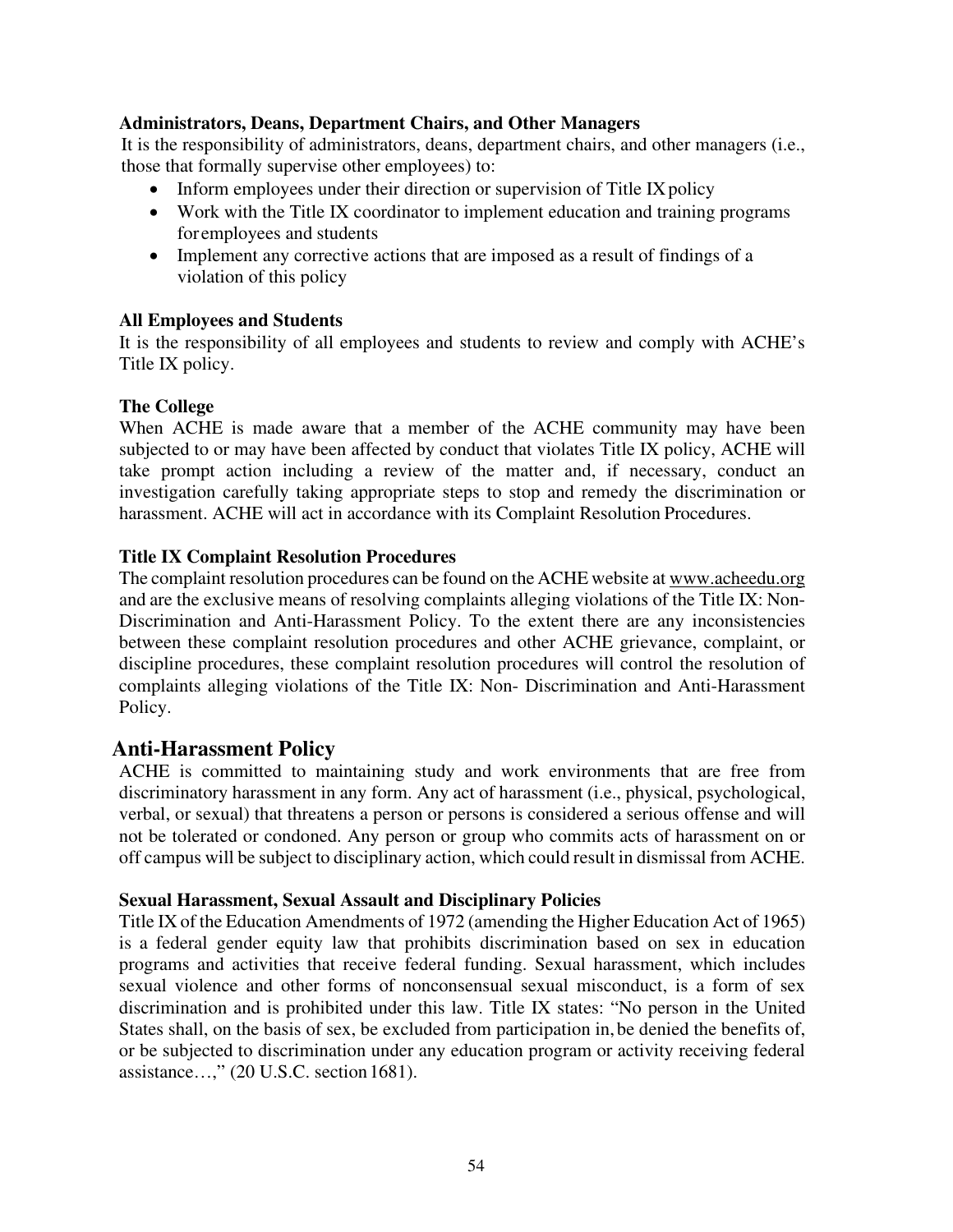### Administrators, Deans, Department Chairs, and Other Managers

It is the responsibility of administrators, deans, department chairs, and other managers (i.e., those that formally supervise other employees) to:

- Inform employees under their direction or supervision of Title IX policy
- Work with the Title IX coordinator to implement education and training programs for employees and students
- Implement any corrective actions that are imposed as a result of findings of a violation of this policy

### All Employees and Students

It is the responsibility of all employees and students to review and comply with ACHE's Title IX policy.

### The College

When ACHE is made aware that a member of the ACHE community may have been subjected to or may have been affected by conduct that violates Title IX policy, ACHE will take prompt action including a review of the matter and, if necessary, conduct an investigation carefully taking appropriate steps to stop and remedy the discrimination or harassment. ACHE will act in accordance with its Complaint Resolution Procedures.

### Title IX Complaint Resolution Procedures

The complaint resolution procedures can be found on the ACHE website at www.acheedu.org and are the exclusive means of resolving complaints alleging violations of the Title IX: Non-Discrimination and Anti-Harassment Policy. To the extent there are any inconsistencies between these complaint resolution procedures and other ACHE grievance, complaint, or discipline procedures, these complaint resolution procedures will control the resolution of complaints alleging violations of the Title IX: Non- Discrimination and Anti-Harassment Policy.

## Anti-Harassment Policy

ACHE is committed to maintaining study and work environments that are free from discriminatory harassment in any form. Any act of harassment (i.e., physical, psychological, verbal, or sexual) that threatens a person or persons is considered a serious offense and will not be tolerated or condoned. Any person or group who commits acts of harassment on or off campus will be subject to disciplinary action, which could result in dismissal from ACHE.

### Sexual Harassment, Sexual Assault and Disciplinary Policies

Title IX of the Education Amendments of 1972 (amending the Higher Education Act of 1965) is a federal gender equity law that prohibits discrimination based on sex in education programs and activities that receive federal funding. Sexual harassment, which includes sexual violence and other forms of nonconsensual sexual misconduct, is a form of sex discrimination and is prohibited under this law. Title IX states: "No person in the United States shall, on the basis of sex, be excluded from participation in, be denied the benefits of, or be subjected to discrimination under any education program or activity receiving federal assistance…," (20 U.S.C. section 1681).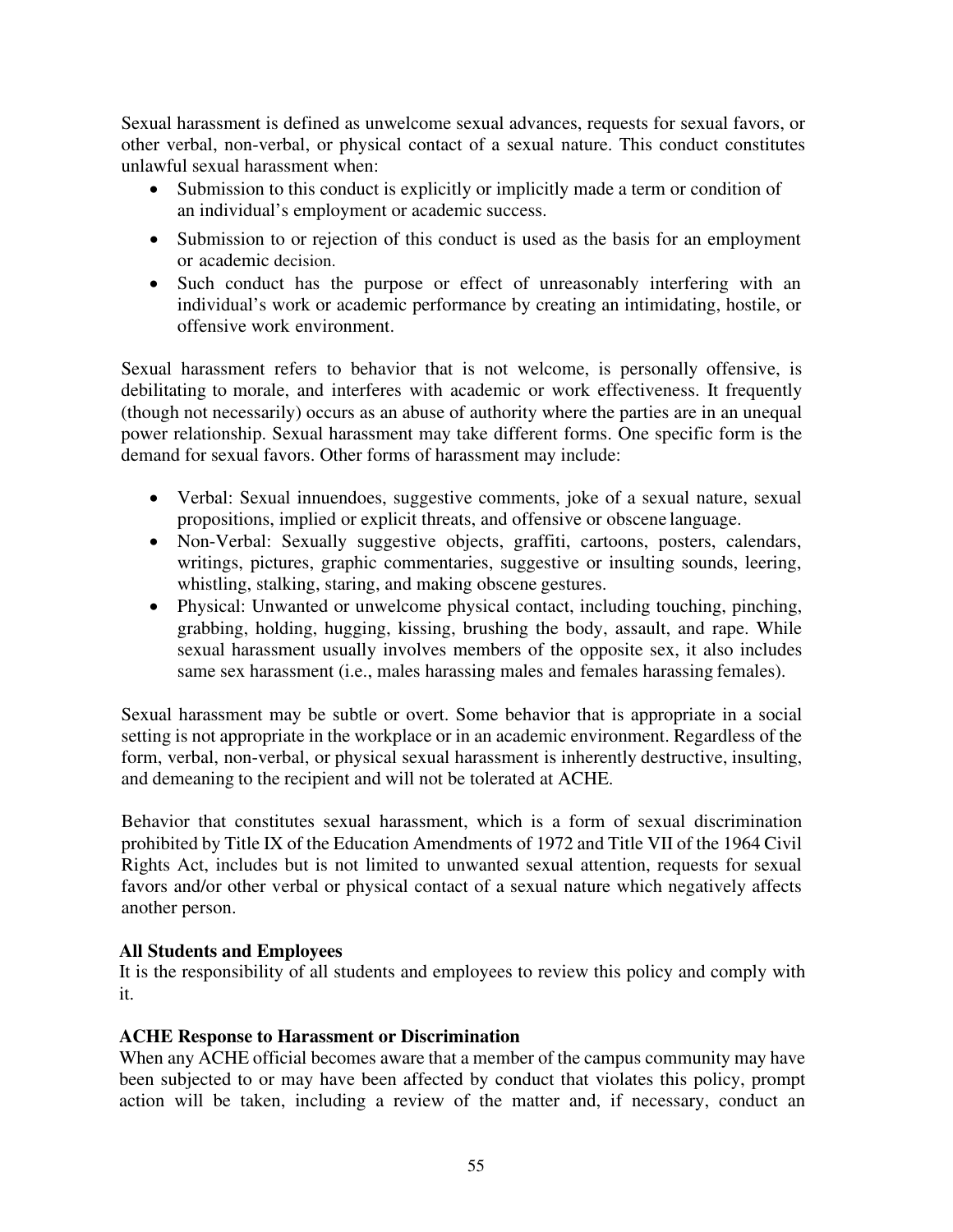Sexual harassment is defined as unwelcome sexual advances, requests for sexual favors, or other verbal, non-verbal, or physical contact of a sexual nature. This conduct constitutes unlawful sexual harassment when:

- Submission to this conduct is explicitly or implicitly made a term or condition of an individual's employment or academic success.
- Submission to or rejection of this conduct is used as the basis for an employment or academic decision.
- Such conduct has the purpose or effect of unreasonably interfering with an individual's work or academic performance by creating an intimidating, hostile, or offensive work environment.

Sexual harassment refers to behavior that is not welcome, is personally offensive, is debilitating to morale, and interferes with academic or work effectiveness. It frequently (though not necessarily) occurs as an abuse of authority where the parties are in an unequal power relationship. Sexual harassment may take different forms. One specific form is the demand for sexual favors. Other forms of harassment may include:

- Verbal: Sexual innuendoes, suggestive comments, joke of a sexual nature, sexual propositions, implied or explicit threats, and offensive or obscene language.
- Non-Verbal: Sexually suggestive objects, graffiti, cartoons, posters, calendars, writings, pictures, graphic commentaries, suggestive or insulting sounds, leering, whistling, stalking, staring, and making obscene gestures.
- Physical: Unwanted or unwelcome physical contact, including touching, pinching, grabbing, holding, hugging, kissing, brushing the body, assault, and rape. While sexual harassment usually involves members of the opposite sex, it also includes same sex harassment (i.e., males harassing males and females harassing females).

Sexual harassment may be subtle or overt. Some behavior that is appropriate in a social setting is not appropriate in the workplace or in an academic environment. Regardless of the form, verbal, non-verbal, or physical sexual harassment is inherently destructive, insulting, and demeaning to the recipient and will not be tolerated at ACHE.

Behavior that constitutes sexual harassment, which is a form of sexual discrimination prohibited by Title IX of the Education Amendments of 1972 and Title VII of the 1964 Civil Rights Act, includes but is not limited to unwanted sexual attention, requests for sexual favors and/or other verbal or physical contact of a sexual nature which negatively affects another person.

**All Students and Employees**

It is the responsibility of all students and employees to review this policy and comply with it.

**ACHE Response to Harassment or Discrimination**

When any ACHE official becomes aware that a member of the campus community may have been subjected to or may have been affected by conduct that violates this policy, prompt action will be taken, including a review of the matter and, if necessary, conduct an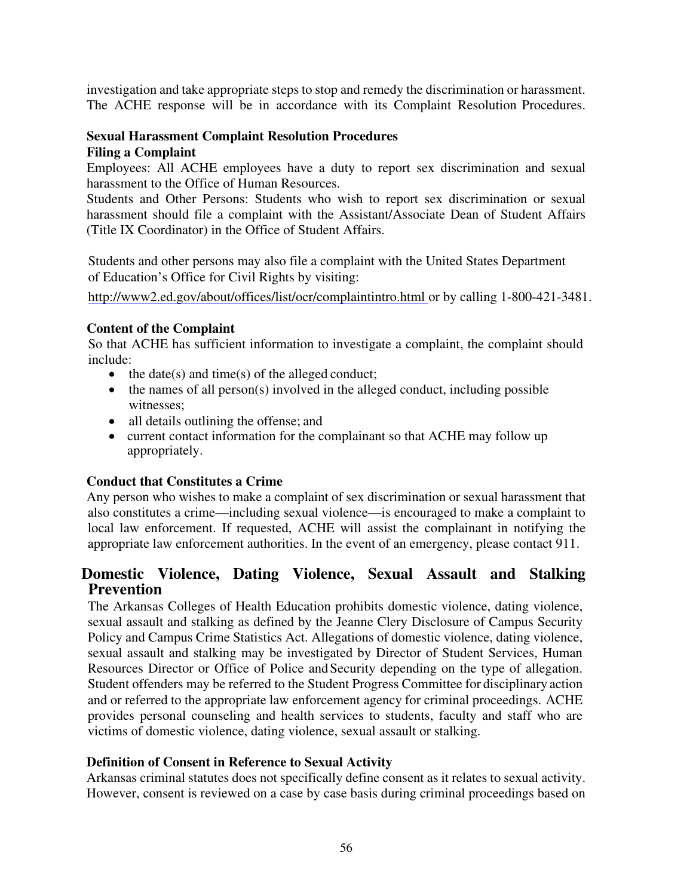investigation and take appropriate steps to stop and remedy the discrimination or harassment. The ACHE response will be in accordance with its Complaint Resolution Procedures.

**Sexual Harassment Complaint Resolution Procedures**

**Filing a Complaint**

Employees: All ACHE employees have a duty to report sex discrimination and sexual harassment to the Office of Human Resources.

Students and Other Persons: Students who wish to report sex discrimination or sexual harassment should file a complaint with the Assistant/Associate Dean of Student Affairs (Title IX Coordinator) in the Office of Student Affairs.

Students and other persons may also file a complaint with the United States Department of Education's Office for Civil Rights by visiting:

http://www2.ed.gov/about/offices/list/ocr/complaintintro.html or by calling 1-800-421-3481.

**Content of the Complaint**

So that ACHE has sufficient information to investigate a complaint, the complaint should include:

- the date(s) and time(s) of the alleged conduct;
- the names of all person(s) involved in the alleged conduct, including possible witnesses;
- all details outlining the offense; and
- current contact information for the complainant so that ACHE may follow up appropriately.

**Conduct that Constitutes a Crime**

Any person who wishes to make a complaint of sex discrimination or sexual harassment that also constitutes a crime—including sexual violence—is encouraged to make a complaint to local law enforcement. If requested, ACHE will assist the complainant in notifying the appropriate law enforcement authorities. In the event of an emergency, please contact 911.

## Domestic Violence, Dating Violence, Sexual Assault and Stalking Prevention

The Arkansas Colleges of Health Education prohibits domestic violence, dating violence, sexual assault and stalking as defined by the Jeanne Clery Disclosure of Campus Security Policy and Campus Crime Statistics Act. Allegations of domestic violence, dating violence, sexual assault and stalking may be investigated by Director of Student Services, Human Resources Director or Office of Police and Security depending on the type of allegation. Student offenders may be referred to the Student Progress Committee for disciplinary action and or referred to the appropriate law enforcement agency for criminal proceedings. ACHE provides personal counseling and health services to students, faculty and staff who are victims of domestic violence, dating violence, sexual assault or stalking.

**Definition of Consent in Reference to Sexual Activity**

Arkansas criminal statutes does not specifically define consent as it relates to sexual activity. However, consent is reviewed on a case by case basis during criminal proceedings based on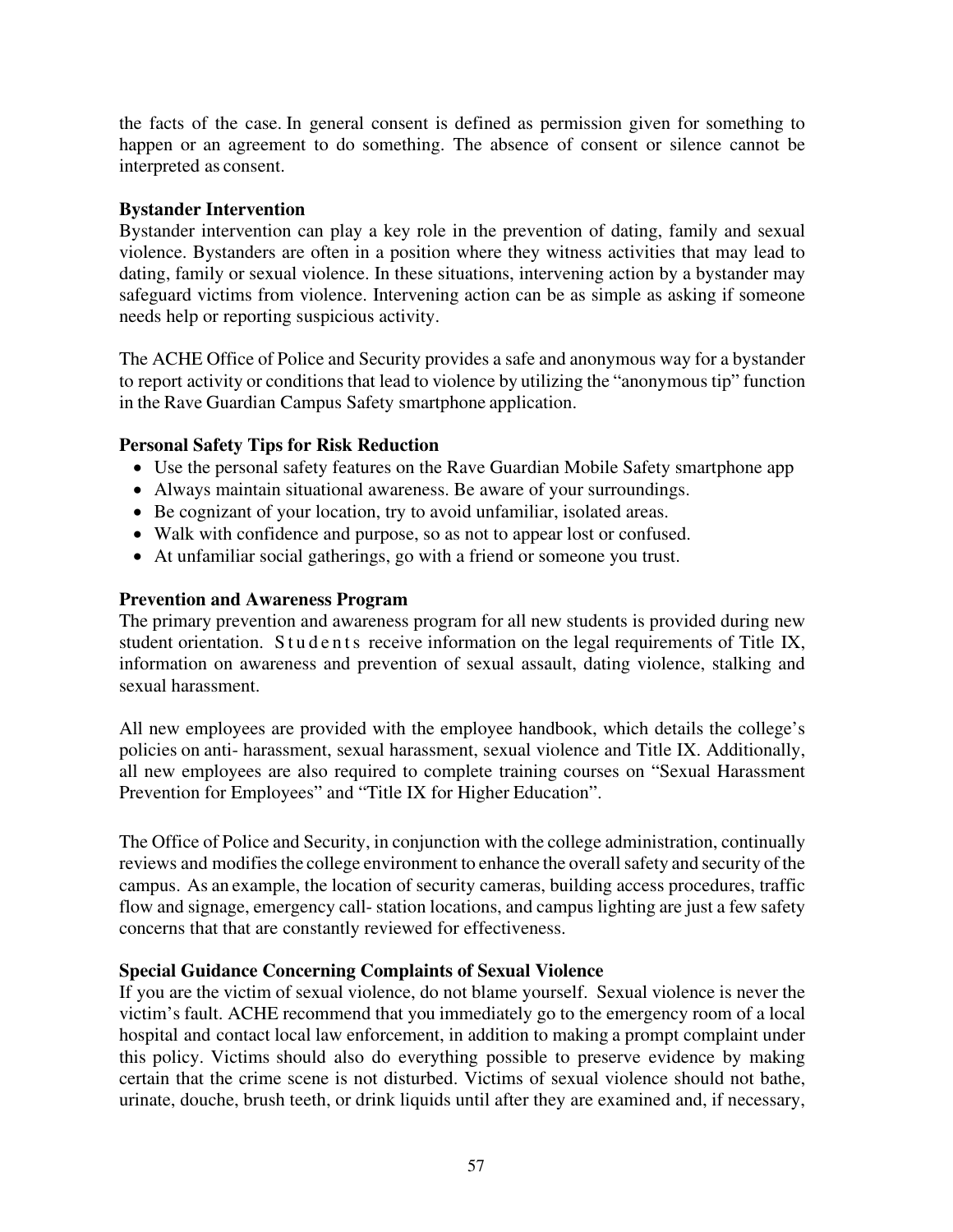the facts of the case. In general consent is defined as permission given for something to happen or an agreement to do something. The absence of consent or silence cannot be interpreted as consent.

**Bystander Intervention**

Bystander intervention can play a key role in the prevention of dating, family and sexual violence. Bystanders are often in a position where they witness activities that may lead to dating, family or sexual violence. In these situations, intervening action by a bystander may safeguard victims from violence. Intervening action can be as simple as asking if someone needs help or reporting suspicious activity.

The ACHE Office of Police and Security provides a safe and anonymous way for a bystander to report activity or conditions that lead to violence by utilizing the "anonymous tip" function in the Rave Guardian Campus Safety smartphone application.

**Personal Safety Tips for Risk Reduction**

- Use the personal safety features on the Rave Guardian Mobile Safety smartphone app
- Always maintain situational awareness. Be aware of your surroundings.
- Be cognizant of your location, try to avoid unfamiliar, isolated areas.
- Walk with confidence and purpose, so as not to appear lost or confused.
- At unfamiliar social gatherings, go with a friend or someone you trust.

**Prevention and Awareness Program**

The primary prevention and awareness program for all new students is provided during new student orientation. Students receive information on the legal requirements of Title IX, information on awareness and prevention of sexual assault, dating violence, stalking and sexual harassment.

All new employees are provided with the employee handbook, which details the college's policies on anti- harassment, sexual harassment, sexual violence and Title IX. Additionally, all new employees are also required to complete training courses on "Sexual Harassment Prevention for Employees" and "Title IX for Higher Education".

The Office of Police and Security, in conjunction with the college administration, continually reviews and modifies the college environment to enhance the overall safety and security of the campus. As an example, the location of security cameras, building access procedures, traffic flow and signage, emergency call- station locations, and campus lighting are just a few safety concerns that that are constantly reviewed for effectiveness.

**Special Guidance Concerning Complaints of Sexual Violence**

If you are the victim of sexual violence, do not blame yourself. Sexual violence is never the victim's fault. ACHE recommend that you immediately go to the emergency room of a local hospital and contact local law enforcement, in addition to making a prompt complaint under this policy. Victims should also do everything possible to preserve evidence by making certain that the crime scene is not disturbed. Victims of sexual violence should not bathe, urinate, douche, brush teeth, or drink liquids until after they are examined and, if necessary,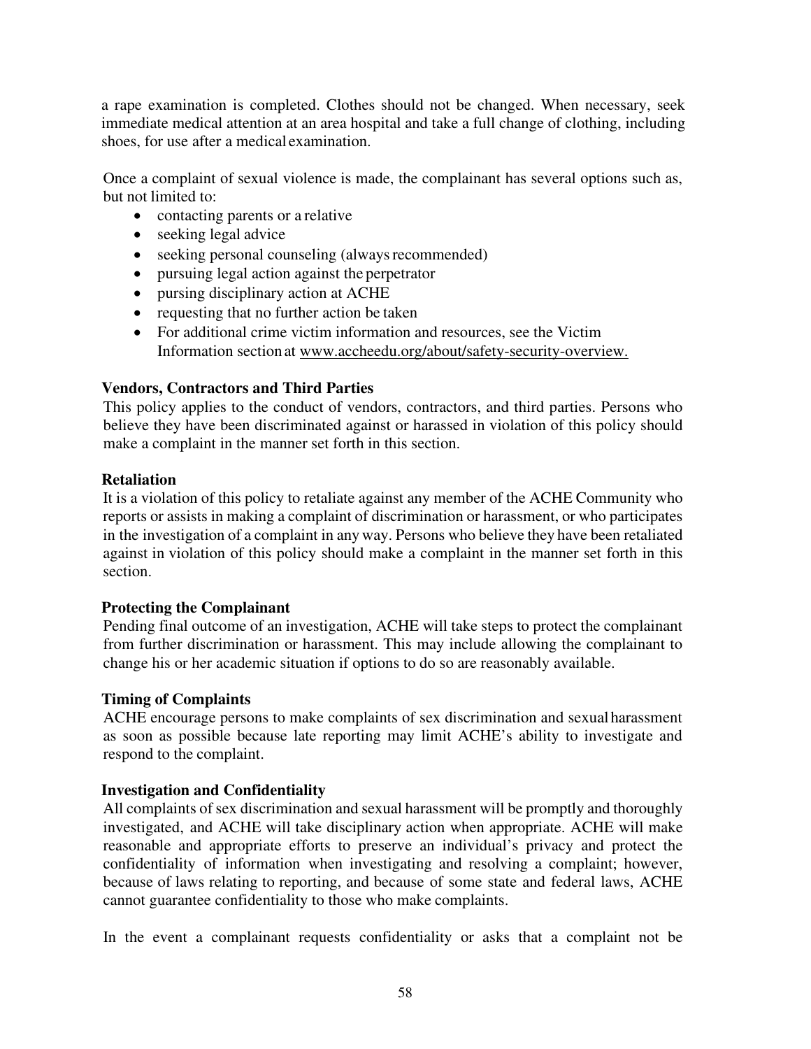a rape examination is completed. Clothes should not be changed. When necessary, seek immediate medical attention at an area hospital and take a full change of clothing, including shoes, for use after a medical examination.

Once a complaint of sexual violence is made, the complainant has several options such as, but not limited to:

- contacting parents or a relative
- seeking legal advice
- seeking personal counseling (always recommended)
- pursuing legal action against the perpetrator
- pursing disciplinary action at ACHE
- requesting that no further action be taken
- For additional crime victim information and resources, see the Victim Information section at www.accheedu.org/about/safety-security-overview.

**Vendors, Contractors and Third Parties**

This policy applies to the conduct of vendors, contractors, and third parties. Persons who believe they have been discriminated against or harassed in violation of this policy should make a complaint in the manner set forth in this section.

**Retaliation**

It is a violation of this policy to retaliate against any member of the ACHE Community who reports or assists in making a complaint of discrimination or harassment, or who participates in the investigation of a complaint in any way. Persons who believe they have been retaliated against in violation of this policy should make a complaint in the manner set forth in this section.

**Protecting the Complainant**

Pending final outcome of an investigation, ACHE will take steps to protect the complainant from further discrimination or harassment. This may include allowing the complainant to change his or her academic situation if options to do so are reasonably available.

**Timing of Complaints**

ACHE encourage persons to make complaints of sex discrimination and sexual harassment as soon as possible because late reporting may limit ACHE's ability to investigate and respond to the complaint.

**Investigation and Confidentiality**

All complaints of sex discrimination and sexual harassment will be promptly and thoroughly investigated, and ACHE will take disciplinary action when appropriate. ACHE will make reasonable and appropriate efforts to preserve an individual's privacy and protect the confidentiality of information when investigating and resolving a complaint; however, because of laws relating to reporting, and because of some state and federal laws, ACHE cannot guarantee confidentiality to those who make complaints.

In the event a complainant requests confidentiality or asks that a complaint not be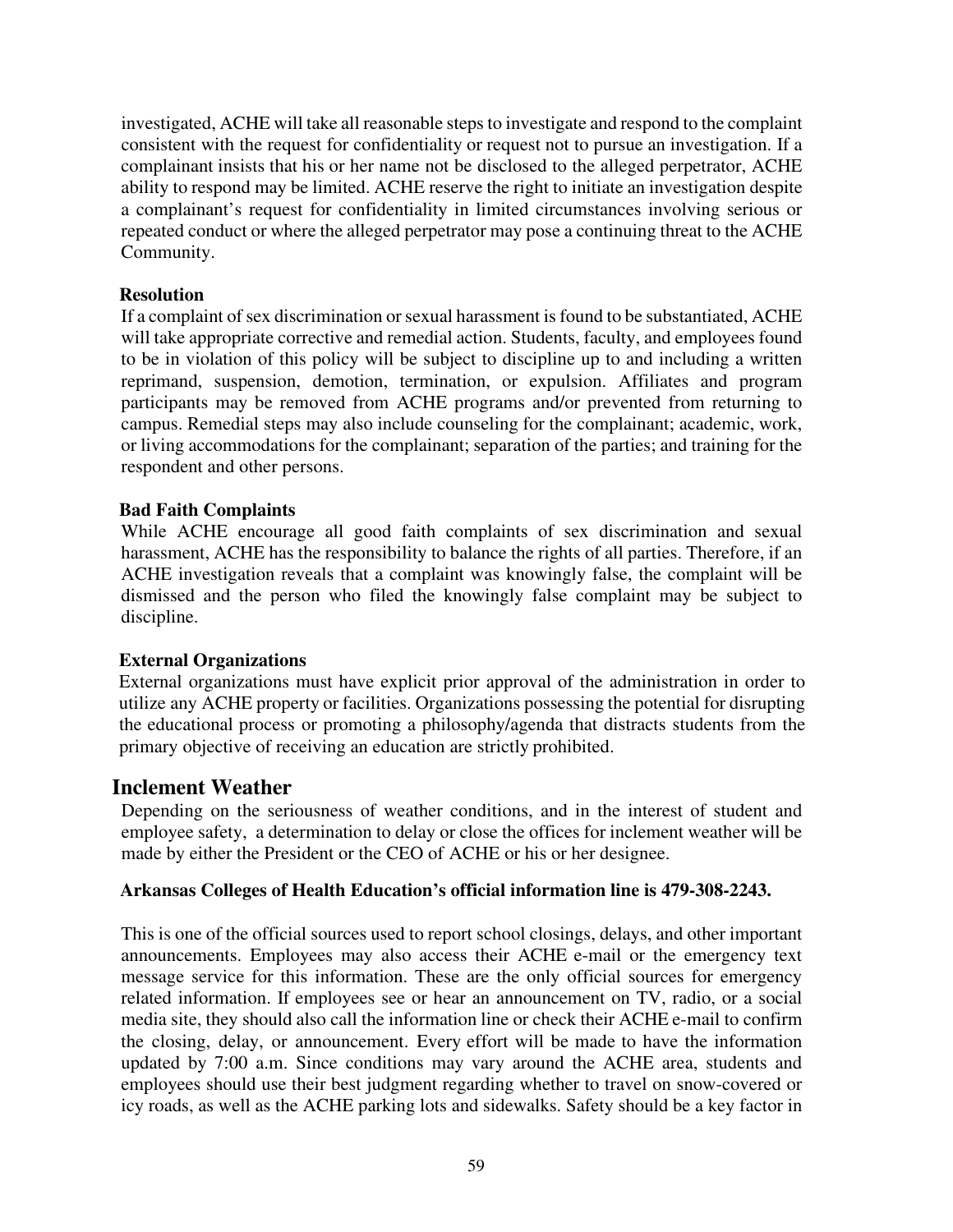investigated, ACHE will take all reasonable steps to investigate and respond to the complaint consistent with the request for confidentiality or request not to pursue an investigation. If a complainant insists that his or her name not be disclosed to the alleged perpetrator, ACHE ability to respond may be limited. ACHE reserve the right to initiate an investigation despite a complainant's request for confidentiality in limited circumstances involving serious or repeated conduct or where the alleged perpetrator may pose a continuing threat to the ACHE Community.

**Resolution**

If a complaint of sex discrimination or sexual harassment is found to be substantiated, ACHE will take appropriate corrective and remedial action. Students, faculty, and employees found to be in violation of this policy will be subject to discipline up to and including a written reprimand, suspension, demotion, termination, or expulsion. Affiliates and program participants may be removed from ACHE programs and/or prevented from returning to campus. Remedial steps may also include counseling for the complainant; academic, work, or living accommodations for the complainant; separation of the parties; and training for the respondent and other persons.

**Bad Faith Complaints**

While ACHE encourage all good faith complaints of sex discrimination and sexual harassment, ACHE has the responsibility to balance the rights of all parties. Therefore, if an ACHE investigation reveals that a complaint was knowingly false, the complaint will be dismissed and the person who filed the knowingly false complaint may be subject to discipline.

**External Organizations**

External organizations must have explicit prior approval of the administration in order to utilize any ACHE property or facilities. Organizations possessing the potential for disrupting the educational process or promoting a philosophy/agenda that distracts students from the primary objective of receiving an education are strictly prohibited.

## Inclement Weather

Depending on the seriousness of weather conditions, and in the interest of student and employee safety, a determination to delay or close the offices for inclement weather will be made by either the President or the CEO of ACHE or his or her designee.

**Arkansas Colleges of Health Education's official information line is 479-308-2243.**

This is one of the official sources used to report school closings, delays, and other important announcements. Employees may also access their ACHE e-mail or the emergency text message service for this information. These are the only official sources for emergency related information. If employees see or hear an announcement on TV, radio, or a social media site, they should also call the information line or check their ACHE e-mail to confirm the closing, delay, or announcement. Every effort will be made to have the information updated by 7:00 a.m. Since conditions may vary around the ACHE area, students and employees should use their best judgment regarding whether to travel on snow-covered or icy roads, as well as the ACHE parking lots and sidewalks. Safety should be a key factor in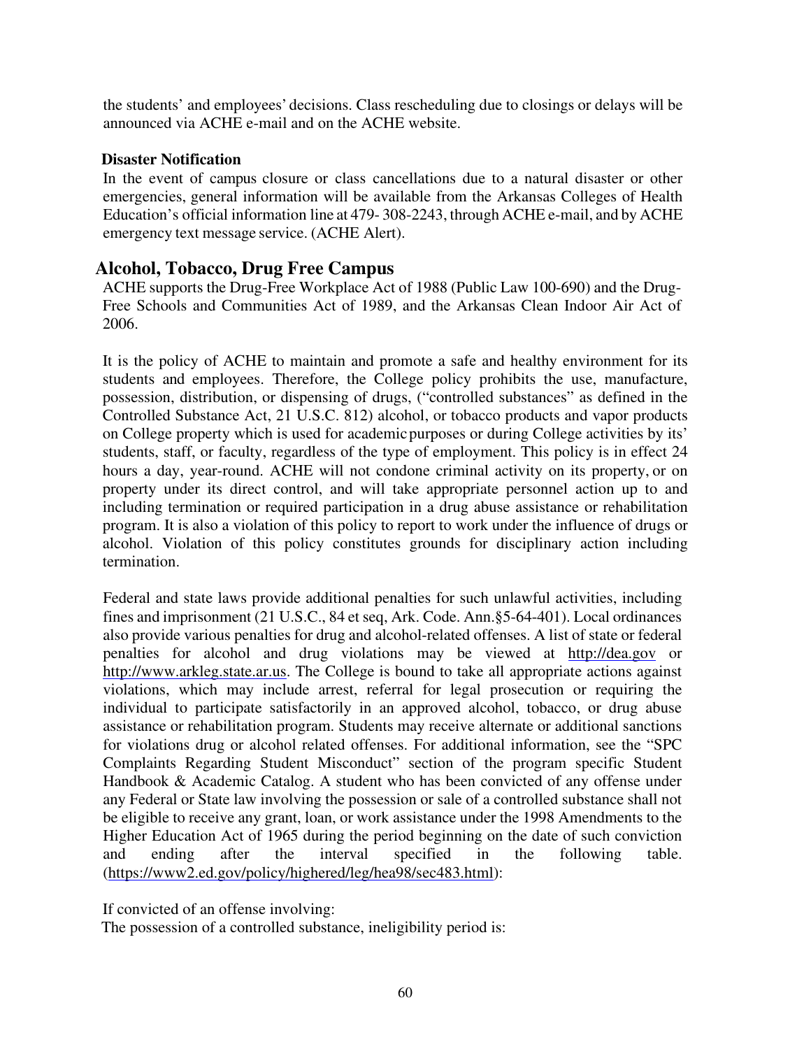the students' and employees' decisions. Class rescheduling due to closings or delays will be announced via ACHE e-mail and on the ACHE website.

### Disaster Notification

In the event of campus closure or class cancellations due to a natural disaster or other emergencies, general information will be available from the Arkansas Colleges of Health Education's official information line at 479- 308-2243, through ACHE e-mail, and by ACHE emergency text message service. (ACHE Alert).

## Alcohol, Tobacco, Drug Free Campus

ACHE supports the Drug-Free Workplace Act of 1988 (Public Law 100-690) and the Drug-Free Schools and Communities Act of 1989, and the Arkansas Clean Indoor Air Act of 2006.

It is the policy of ACHE to maintain and promote a safe and healthy environment for its students and employees. Therefore, the College policy prohibits the use, manufacture, possession, distribution, or dispensing of drugs, ("controlled substances" as defined in the Controlled Substance Act, 21 U.S.C. 812) alcohol, or tobacco products and vapor products on College property which is used for academic purposes or during College activities by its' students, staff, or faculty, regardless of the type of employment. This policy is in effect 24 hours a day, year-round. ACHE will not condone criminal activity on its property, or on property under its direct control, and will take appropriate personnel action up to and including termination or required participation in a drug abuse assistance or rehabilitation program. It is also a violation of this policy to report to work under the influence of drugs or alcohol. Violation of this policy constitutes grounds for disciplinary action including termination.

Federal and state laws provide additional penalties for such unlawful activities, including fines and imprisonment (21 U.S.C., 84 et seq, Ark. Code. Ann.§5-64-401). Local ordinances also provide various penalties for drug and alcohol-related offenses. A list of state or federal penalties for alcohol and drug violations may be viewed at http://dea.gov or http://www.arkleg.state.ar.us. The College is bound to take all appropriate actions against violations, which may include arrest, referral for legal prosecution or requiring the individual to participate satisfactorily in an approved alcohol, tobacco, or drug abuse assistance or rehabilitation program. Students may receive alternate or additional sanctions for violations drug or alcohol related offenses. For additional information, see the "SPC Complaints Regarding Student Misconduct" section of the program specific Student Handbook & Academic Catalog. A student who has been convicted of any offense under any Federal or State law involving the possession or sale of a controlled substance shall not be eligible to receive any grant, loan, or work assistance under the 1998 Amendments to the Higher Education Act of 1965 during the period beginning on the date of such conviction and ending after the interval specified in the following table. (https://www2.ed.gov/policy/highered/leg/hea98/sec483.html):

If convicted of an offense involving:

The possession of a controlled substance, ineligibility period is: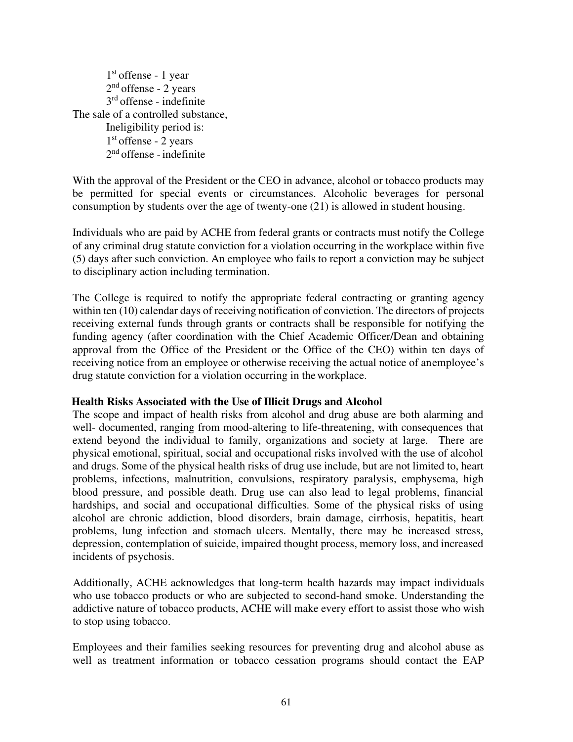1st offense - 1 year
2nd offense - 2 years
3rd offense - indefinite

The sale of a controlled substance,
Ineligibility period is:
1st offense - 2 years
2nd offense - indefinite

With the approval of the President or the CEO in advance, alcohol or tobacco products may be permitted for special events or circumstances. Alcoholic beverages for personal consumption by students over the age of twenty-one (21) is allowed in student housing.

Individuals who are paid by ACHE from federal grants or contracts must notify the College of any criminal drug statute conviction for a violation occurring in the workplace within five (5) days after such conviction. An employee who fails to report a conviction may be subject to disciplinary action including termination.

The College is required to notify the appropriate federal contracting or granting agency within ten (10) calendar days of receiving notification of conviction. The directors of projects receiving external funds through grants or contracts shall be responsible for notifying the funding agency (after coordination with the Chief Academic Officer/Dean and obtaining approval from the Office of the President or the Office of the CEO) within ten days of receiving notice from an employee or otherwise receiving the actual notice of anemployee's drug statute conviction for a violation occurring in the workplace.

**Health Risks Associated with the Use of Illicit Drugs and Alcohol**

The scope and impact of health risks from alcohol and drug abuse are both alarming and well- documented, ranging from mood-altering to life-threatening, with consequences that extend beyond the individual to family, organizations and society at large. There are physical emotional, spiritual, social and occupational risks involved with the use of alcohol and drugs. Some of the physical health risks of drug use include, but are not limited to, heart problems, infections, malnutrition, convulsions, respiratory paralysis, emphysema, high blood pressure, and possible death. Drug use can also lead to legal problems, financial hardships, and social and occupational difficulties. Some of the physical risks of using alcohol are chronic addiction, blood disorders, brain damage, cirrhosis, hepatitis, heart problems, lung infection and stomach ulcers. Mentally, there may be increased stress, depression, contemplation of suicide, impaired thought process, memory loss, and increased incidents of psychosis.

Additionally, ACHE acknowledges that long-term health hazards may impact individuals who use tobacco products or who are subjected to second-hand smoke. Understanding the addictive nature of tobacco products, ACHE will make every effort to assist those who wish to stop using tobacco.

Employees and their families seeking resources for preventing drug and alcohol abuse as well as treatment information or tobacco cessation programs should contact the EAP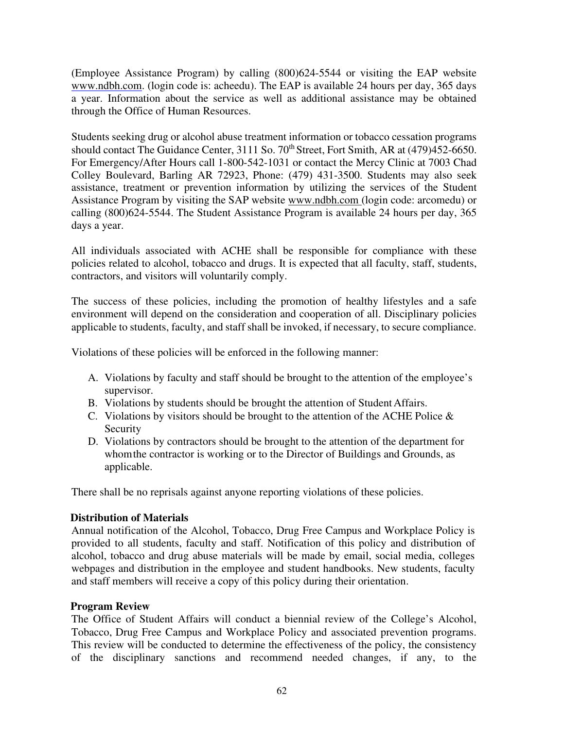(Employee Assistance Program) by calling (800)624-5544 or visiting the EAP website www.ndbh.com. (login code is: acheedu). The EAP is available 24 hours per day, 365 days a year. Information about the service as well as additional assistance may be obtained through the Office of Human Resources.

Students seeking drug or alcohol abuse treatment information or tobacco cessation programs should contact The Guidance Center, 3111 So. 70th Street, Fort Smith, AR at (479)452-6650. For Emergency/After Hours call 1-800-542-1031 or contact the Mercy Clinic at 7003 Chad Colley Boulevard, Barling AR 72923, Phone: (479) 431-3500. Students may also seek assistance, treatment or prevention information by utilizing the services of the Student Assistance Program by visiting the SAP website www.ndbh.com (login code: arcomedu) or calling (800)624-5544. The Student Assistance Program is available 24 hours per day, 365 days a year.

All individuals associated with ACHE shall be responsible for compliance with these policies related to alcohol, tobacco and drugs. It is expected that all faculty, staff, students, contractors, and visitors will voluntarily comply.

The success of these policies, including the promotion of healthy lifestyles and a safe environment will depend on the consideration and cooperation of all. Disciplinary policies applicable to students, faculty, and staff shall be invoked, if necessary, to secure compliance.

Violations of these policies will be enforced in the following manner:

A. Violations by faculty and staff should be brought to the attention of the employee's supervisor.
B. Violations by students should be brought the attention of Student Affairs.
C. Violations by visitors should be brought to the attention of the ACHE Police & Security
D. Violations by contractors should be brought to the attention of the department for whom the contractor is working or to the Director of Buildings and Grounds, as applicable.

There shall be no reprisals against anyone reporting violations of these policies.

**Distribution of Materials**

Annual notification of the Alcohol, Tobacco, Drug Free Campus and Workplace Policy is provided to all students, faculty and staff. Notification of this policy and distribution of alcohol, tobacco and drug abuse materials will be made by email, social media, colleges webpages and distribution in the employee and student handbooks. New students, faculty and staff members will receive a copy of this policy during their orientation.

**Program Review**

The Office of Student Affairs will conduct a biennial review of the College's Alcohol, Tobacco, Drug Free Campus and Workplace Policy and associated prevention programs. This review will be conducted to determine the effectiveness of the policy, the consistency of the disciplinary sanctions and recommend needed changes, if any, to the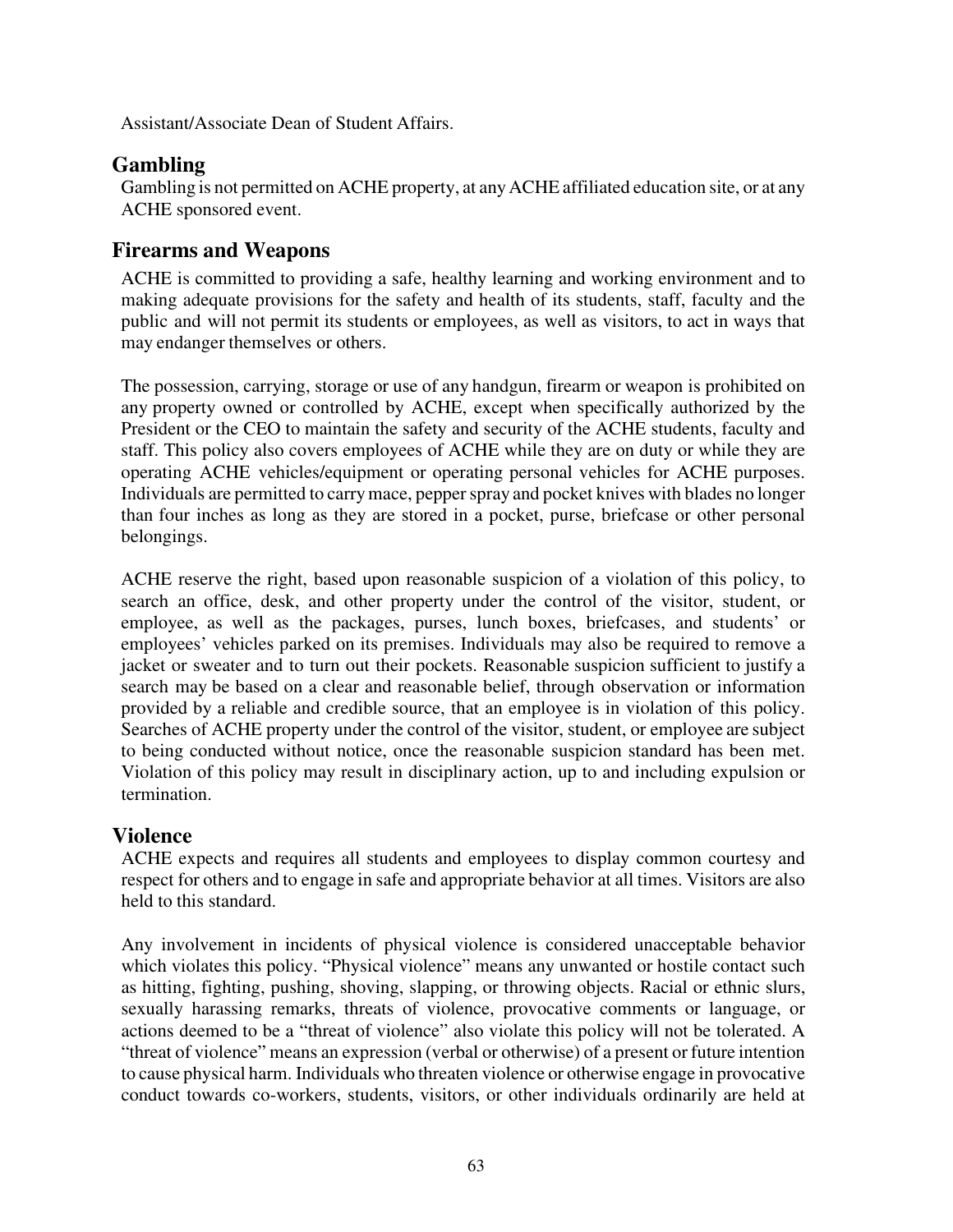Assistant/Associate Dean of Student Affairs.

## Gambling

Gambling is not permitted on ACHE property, at any ACHE affiliated education site, or at any ACHE sponsored event.

## Firearms and Weapons

ACHE is committed to providing a safe, healthy learning and working environment and to making adequate provisions for the safety and health of its students, staff, faculty and the public and will not permit its students or employees, as well as visitors, to act in ways that may endanger themselves or others.

The possession, carrying, storage or use of any handgun, firearm or weapon is prohibited on any property owned or controlled by ACHE, except when specifically authorized by the President or the CEO to maintain the safety and security of the ACHE students, faculty and staff. This policy also covers employees of ACHE while they are on duty or while they are operating ACHE vehicles/equipment or operating personal vehicles for ACHE purposes. Individuals are permitted to carry mace, pepper spray and pocket knives with blades no longer than four inches as long as they are stored in a pocket, purse, briefcase or other personal belongings.

ACHE reserve the right, based upon reasonable suspicion of a violation of this policy, to search an office, desk, and other property under the control of the visitor, student, or employee, as well as the packages, purses, lunch boxes, briefcases, and students' or employees' vehicles parked on its premises. Individuals may also be required to remove a jacket or sweater and to turn out their pockets. Reasonable suspicion sufficient to justify a search may be based on a clear and reasonable belief, through observation or information provided by a reliable and credible source, that an employee is in violation of this policy. Searches of ACHE property under the control of the visitor, student, or employee are subject to being conducted without notice, once the reasonable suspicion standard has been met. Violation of this policy may result in disciplinary action, up to and including expulsion or termination.

## Violence

ACHE expects and requires all students and employees to display common courtesy and respect for others and to engage in safe and appropriate behavior at all times. Visitors are also held to this standard.

Any involvement in incidents of physical violence is considered unacceptable behavior which violates this policy. "Physical violence" means any unwanted or hostile contact such as hitting, fighting, pushing, shoving, slapping, or throwing objects. Racial or ethnic slurs, sexually harassing remarks, threats of violence, provocative comments or language, or actions deemed to be a "threat of violence" also violate this policy will not be tolerated. A "threat of violence" means an expression (verbal or otherwise) of a present or future intention to cause physical harm. Individuals who threaten violence or otherwise engage in provocative conduct towards co-workers, students, visitors, or other individuals ordinarily are held at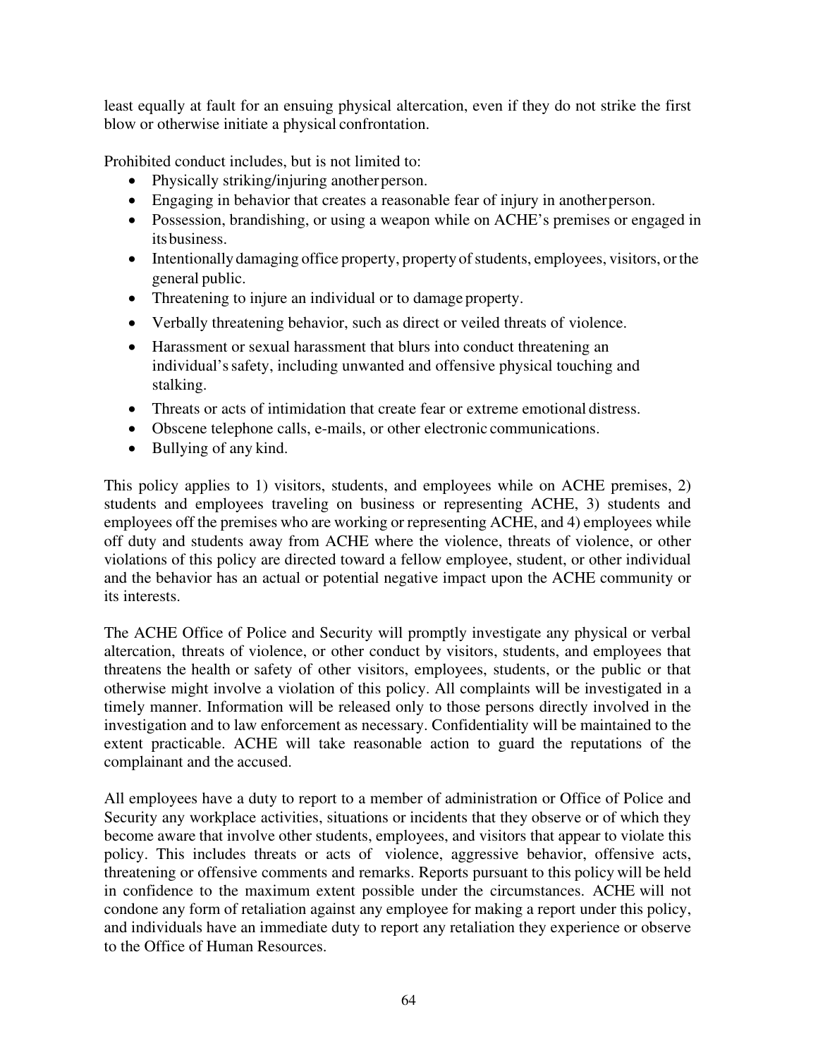least equally at fault for an ensuing physical altercation, even if they do not strike the first blow or otherwise initiate a physical confrontation.

Prohibited conduct includes, but is not limited to:

- Physically striking/injuring another person.
- Engaging in behavior that creates a reasonable fear of injury in another person.
- Possession, brandishing, or using a weapon while on ACHE's premises or engaged in its business.
- Intentionally damaging office property, property of students, employees, visitors, or the general public.
- Threatening to injure an individual or to damage property.
- Verbally threatening behavior, such as direct or veiled threats of violence.
- Harassment or sexual harassment that blurs into conduct threatening an individual's safety, including unwanted and offensive physical touching and stalking.
- Threats or acts of intimidation that create fear or extreme emotional distress.
- Obscene telephone calls, e-mails, or other electronic communications.
- Bullying of any kind.

This policy applies to 1) visitors, students, and employees while on ACHE premises, 2) students and employees traveling on business or representing ACHE, 3) students and employees off the premises who are working or representing ACHE, and 4) employees while off duty and students away from ACHE where the violence, threats of violence, or other violations of this policy are directed toward a fellow employee, student, or other individual and the behavior has an actual or potential negative impact upon the ACHE community or its interests.

The ACHE Office of Police and Security will promptly investigate any physical or verbal altercation, threats of violence, or other conduct by visitors, students, and employees that threatens the health or safety of other visitors, employees, students, or the public or that otherwise might involve a violation of this policy. All complaints will be investigated in a timely manner. Information will be released only to those persons directly involved in the investigation and to law enforcement as necessary. Confidentiality will be maintained to the extent practicable. ACHE will take reasonable action to guard the reputations of the complainant and the accused.

All employees have a duty to report to a member of administration or Office of Police and Security any workplace activities, situations or incidents that they observe or of which they become aware that involve other students, employees, and visitors that appear to violate this policy. This includes threats or acts of violence, aggressive behavior, offensive acts, threatening or offensive comments and remarks. Reports pursuant to this policy will be held in confidence to the maximum extent possible under the circumstances. ACHE will not condone any form of retaliation against any employee for making a report under this policy, and individuals have an immediate duty to report any retaliation they experience or observe to the Office of Human Resources.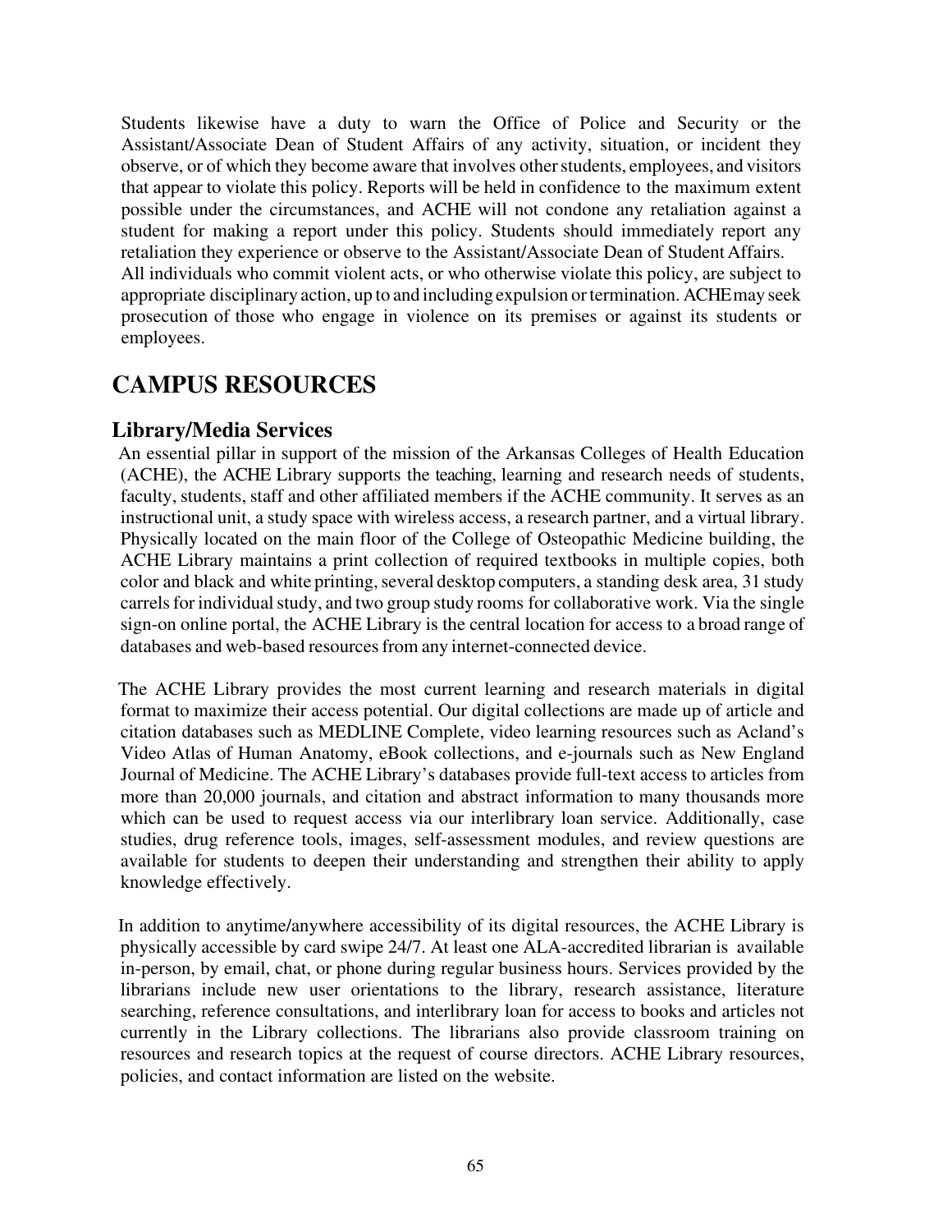Students likewise have a duty to warn the Office of Police and Security or the Assistant/Associate Dean of Student Affairs of any activity, situation, or incident they observe, or of which they become aware that involves other students, employees, and visitors that appear to violate this policy. Reports will be held in confidence to the maximum extent possible under the circumstances, and ACHE will not condone any retaliation against a student for making a report under this policy. Students should immediately report any retaliation they experience or observe to the Assistant/Associate Dean of Student Affairs.
All individuals who commit violent acts, or who otherwise violate this policy, are subject to appropriate disciplinary action, up to and including expulsion or termination. ACHE may seek prosecution of those who engage in violence on its premises or against its students or employees.

# CAMPUS RESOURCES

## Library/Media Services

An essential pillar in support of the mission of the Arkansas Colleges of Health Education (ACHE), the ACHE Library supports the teaching, learning and research needs of students, faculty, students, staff and other affiliated members if the ACHE community. It serves as an instructional unit, a study space with wireless access, a research partner, and a virtual library. Physically located on the main floor of the College of Osteopathic Medicine building, the ACHE Library maintains a print collection of required textbooks in multiple copies, both color and black and white printing, several desktop computers, a standing desk area, 31 study carrels for individual study, and two group study rooms for collaborative work. Via the single sign-on online portal, the ACHE Library is the central location for access to a broad range of databases and web-based resources from any internet-connected device.

The ACHE Library provides the most current learning and research materials in digital format to maximize their access potential. Our digital collections are made up of article and citation databases such as MEDLINE Complete, video learning resources such as Acland's Video Atlas of Human Anatomy, eBook collections, and e-journals such as New England Journal of Medicine. The ACHE Library's databases provide full-text access to articles from more than 20,000 journals, and citation and abstract information to many thousands more which can be used to request access via our interlibrary loan service. Additionally, case studies, drug reference tools, images, self-assessment modules, and review questions are available for students to deepen their understanding and strengthen their ability to apply knowledge effectively.

In addition to anytime/anywhere accessibility of its digital resources, the ACHE Library is physically accessible by card swipe 24/7. At least one ALA-accredited librarian is available in-person, by email, chat, or phone during regular business hours. Services provided by the librarians include new user orientations to the library, research assistance, literature searching, reference consultations, and interlibrary loan for access to books and articles not currently in the Library collections. The librarians also provide classroom training on resources and research topics at the request of course directors. ACHE Library resources, policies, and contact information are listed on the website.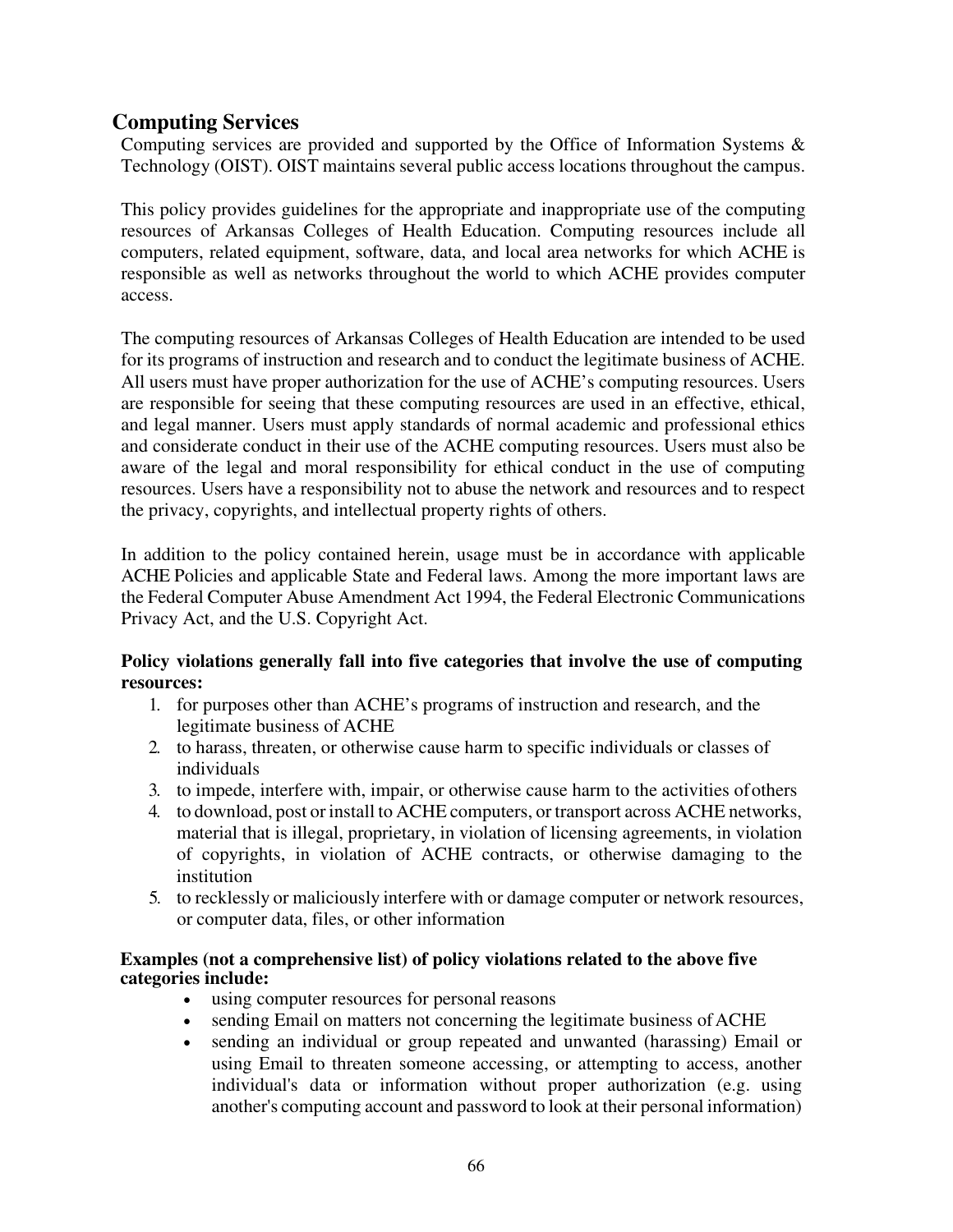## Computing Services

Computing services are provided and supported by the Office of Information Systems & Technology (OIST). OIST maintains several public access locations throughout the campus.

This policy provides guidelines for the appropriate and inappropriate use of the computing resources of Arkansas Colleges of Health Education. Computing resources include all computers, related equipment, software, data, and local area networks for which ACHE is responsible as well as networks throughout the world to which ACHE provides computer access.

The computing resources of Arkansas Colleges of Health Education are intended to be used for its programs of instruction and research and to conduct the legitimate business of ACHE. All users must have proper authorization for the use of ACHE's computing resources. Users are responsible for seeing that these computing resources are used in an effective, ethical, and legal manner. Users must apply standards of normal academic and professional ethics and considerate conduct in their use of the ACHE computing resources. Users must also be aware of the legal and moral responsibility for ethical conduct in the use of computing resources. Users have a responsibility not to abuse the network and resources and to respect the privacy, copyrights, and intellectual property rights of others.

In addition to the policy contained herein, usage must be in accordance with applicable ACHE Policies and applicable State and Federal laws. Among the more important laws are the Federal Computer Abuse Amendment Act 1994, the Federal Electronic Communications Privacy Act, and the U.S. Copyright Act.

**Policy violations generally fall into five categories that involve the use of computing resources:**

1. for purposes other than ACHE's programs of instruction and research, and the legitimate business of ACHE
2. to harass, threaten, or otherwise cause harm to specific individuals or classes of individuals
3. to impede, interfere with, impair, or otherwise cause harm to the activities of others
4. to download, post or install to ACHE computers, or transport across ACHE networks, material that is illegal, proprietary, in violation of licensing agreements, in violation of copyrights, in violation of ACHE contracts, or otherwise damaging to the institution
5. to recklessly or maliciously interfere with or damage computer or network resources, or computer data, files, or other information

**Examples (not a comprehensive list) of policy violations related to the above five categories include:**

- using computer resources for personal reasons
- sending Email on matters not concerning the legitimate business of ACHE
- sending an individual or group repeated and unwanted (harassing) Email or using Email to threaten someone accessing, or attempting to access, another individual's data or information without proper authorization (e.g. using another's computing account and password to look at their personal information)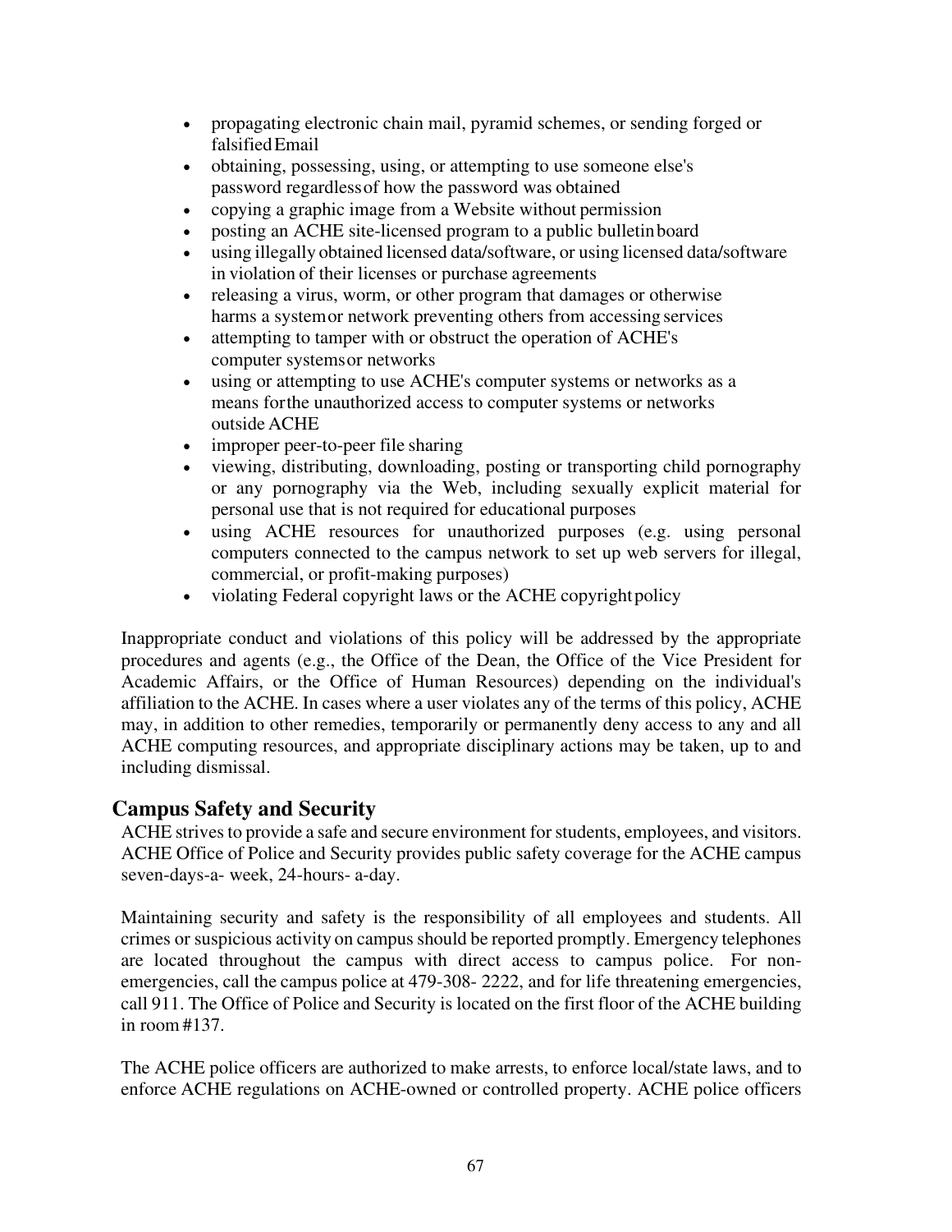- propagating electronic chain mail, pyramid schemes, or sending forged or falsified Email
- obtaining, possessing, using, or attempting to use someone else's password regardless of how the password was obtained
- copying a graphic image from a Website without permission
- posting an ACHE site-licensed program to a public bulletin board
- using illegally obtained licensed data/software, or using licensed data/software in violation of their licenses or purchase agreements
- releasing a virus, worm, or other program that damages or otherwise harms a system or network preventing others from accessing services
- attempting to tamper with or obstruct the operation of ACHE's computer systems or networks
- using or attempting to use ACHE's computer systems or networks as a means for the unauthorized access to computer systems or networks outside ACHE
- improper peer-to-peer file sharing
- viewing, distributing, downloading, posting or transporting child pornography or any pornography via the Web, including sexually explicit material for personal use that is not required for educational purposes
- using ACHE resources for unauthorized purposes (e.g. using personal computers connected to the campus network to set up web servers for illegal, commercial, or profit-making purposes)
- violating Federal copyright laws or the ACHE copyright policy

Inappropriate conduct and violations of this policy will be addressed by the appropriate procedures and agents (e.g., the Office of the Dean, the Office of the Vice President for Academic Affairs, or the Office of Human Resources) depending on the individual's affiliation to the ACHE. In cases where a user violates any of the terms of this policy, ACHE may, in addition to other remedies, temporarily or permanently deny access to any and all ACHE computing resources, and appropriate disciplinary actions may be taken, up to and including dismissal.

## Campus Safety and Security

ACHE strives to provide a safe and secure environment for students, employees, and visitors. ACHE Office of Police and Security provides public safety coverage for the ACHE campus seven-days-a- week, 24-hours- a-day.

Maintaining security and safety is the responsibility of all employees and students. All crimes or suspicious activity on campus should be reported promptly. Emergency telephones are located throughout the campus with direct access to campus police. For non-emergencies, call the campus police at 479-308- 2222, and for life threatening emergencies, call 911. The Office of Police and Security is located on the first floor of the ACHE building in room #137.

The ACHE police officers are authorized to make arrests, to enforce local/state laws, and to enforce ACHE regulations on ACHE-owned or controlled property. ACHE police officers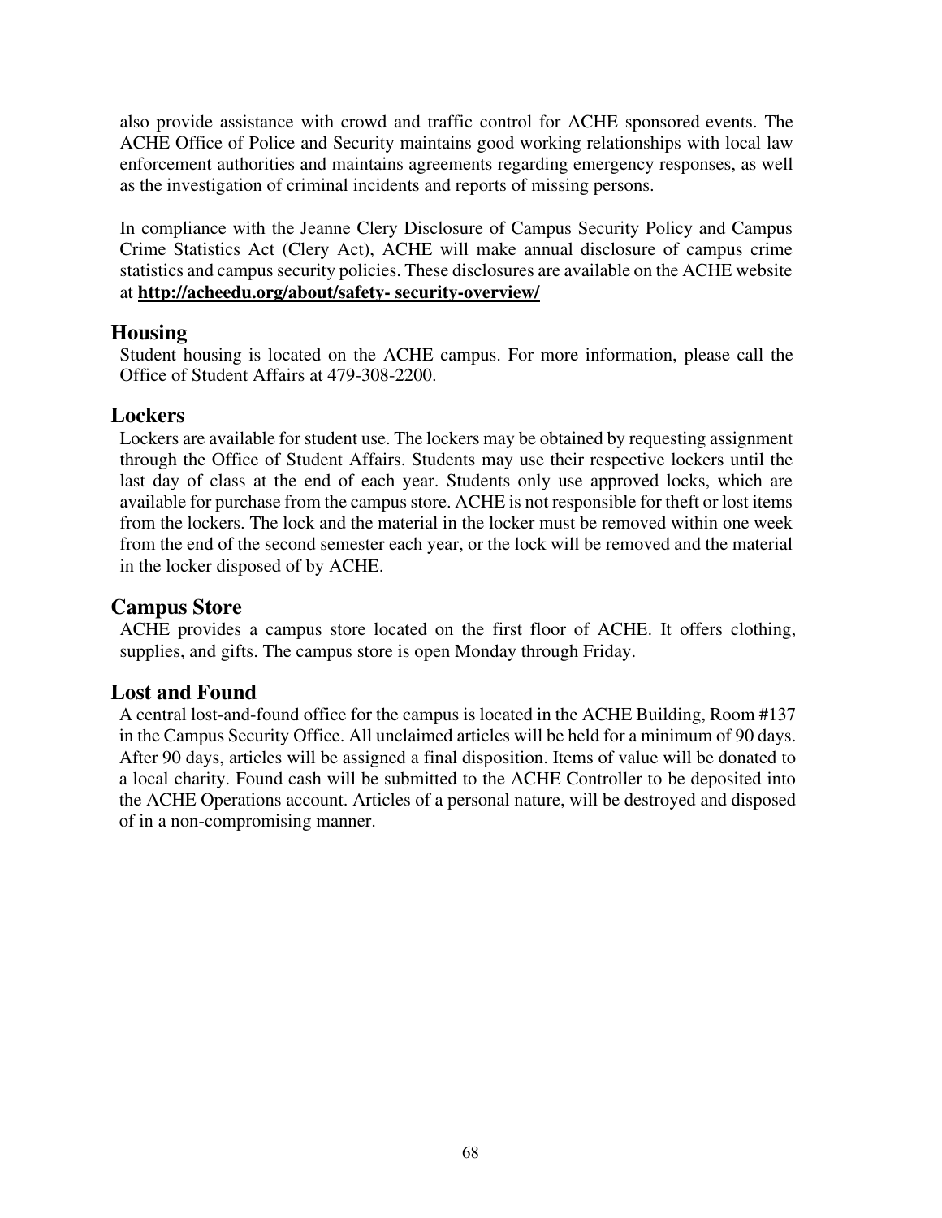also provide assistance with crowd and traffic control for ACHE sponsored events. The ACHE Office of Police and Security maintains good working relationships with local law enforcement authorities and maintains agreements regarding emergency responses, as well as the investigation of criminal incidents and reports of missing persons.

In compliance with the Jeanne Clery Disclosure of Campus Security Policy and Campus Crime Statistics Act (Clery Act), ACHE will make annual disclosure of campus crime statistics and campus security policies. These disclosures are available on the ACHE website at **http://acheedu.org/about/safety- security-overview/**

## Housing

Student housing is located on the ACHE campus. For more information, please call the Office of Student Affairs at 479-308-2200.

## Lockers

Lockers are available for student use. The lockers may be obtained by requesting assignment through the Office of Student Affairs. Students may use their respective lockers until the last day of class at the end of each year. Students only use approved locks, which are available for purchase from the campus store. ACHE is not responsible for theft or lost items from the lockers. The lock and the material in the locker must be removed within one week from the end of the second semester each year, or the lock will be removed and the material in the locker disposed of by ACHE.

## Campus Store

ACHE provides a campus store located on the first floor of ACHE. It offers clothing, supplies, and gifts. The campus store is open Monday through Friday.

## Lost and Found

A central lost-and-found office for the campus is located in the ACHE Building, Room #137 in the Campus Security Office. All unclaimed articles will be held for a minimum of 90 days. After 90 days, articles will be assigned a final disposition. Items of value will be donated to a local charity. Found cash will be submitted to the ACHE Controller to be deposited into the ACHE Operations account. Articles of a personal nature, will be destroyed and disposed of in a non-compromising manner.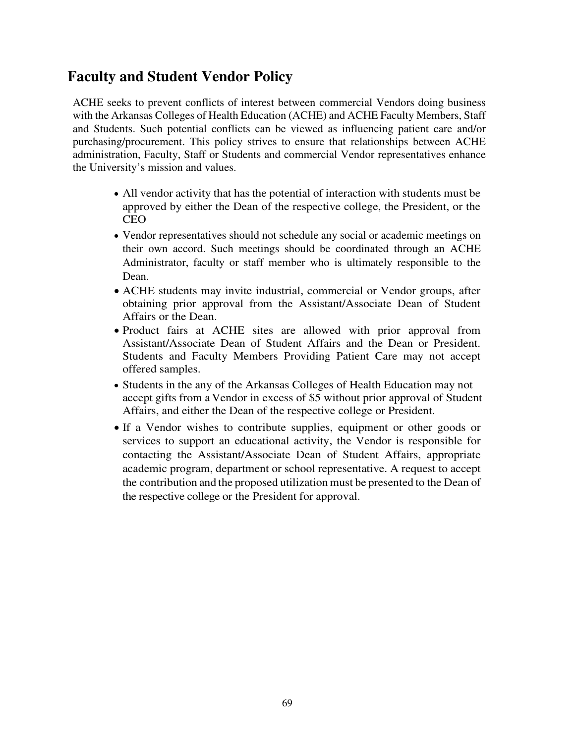## Faculty and Student Vendor Policy

ACHE seeks to prevent conflicts of interest between commercial Vendors doing business with the Arkansas Colleges of Health Education (ACHE) and ACHE Faculty Members, Staff and Students. Such potential conflicts can be viewed as influencing patient care and/or purchasing/procurement. This policy strives to ensure that relationships between ACHE administration, Faculty, Staff or Students and commercial Vendor representatives enhance the University's mission and values.

- All vendor activity that has the potential of interaction with students must be approved by either the Dean of the respective college, the President, or the CEO
- Vendor representatives should not schedule any social or academic meetings on their own accord. Such meetings should be coordinated through an ACHE Administrator, faculty or staff member who is ultimately responsible to the Dean.
- ACHE students may invite industrial, commercial or Vendor groups, after obtaining prior approval from the Assistant/Associate Dean of Student Affairs or the Dean.
- Product fairs at ACHE sites are allowed with prior approval from Assistant/Associate Dean of Student Affairs and the Dean or President. Students and Faculty Members Providing Patient Care may not accept offered samples.
- Students in the any of the Arkansas Colleges of Health Education may not accept gifts from a Vendor in excess of $5 without prior approval of Student Affairs, and either the Dean of the respective college or President.
- If a Vendor wishes to contribute supplies, equipment or other goods or services to support an educational activity, the Vendor is responsible for contacting the Assistant/Associate Dean of Student Affairs, appropriate academic program, department or school representative. A request to accept the contribution and the proposed utilization must be presented to the Dean of the respective college or the President for approval.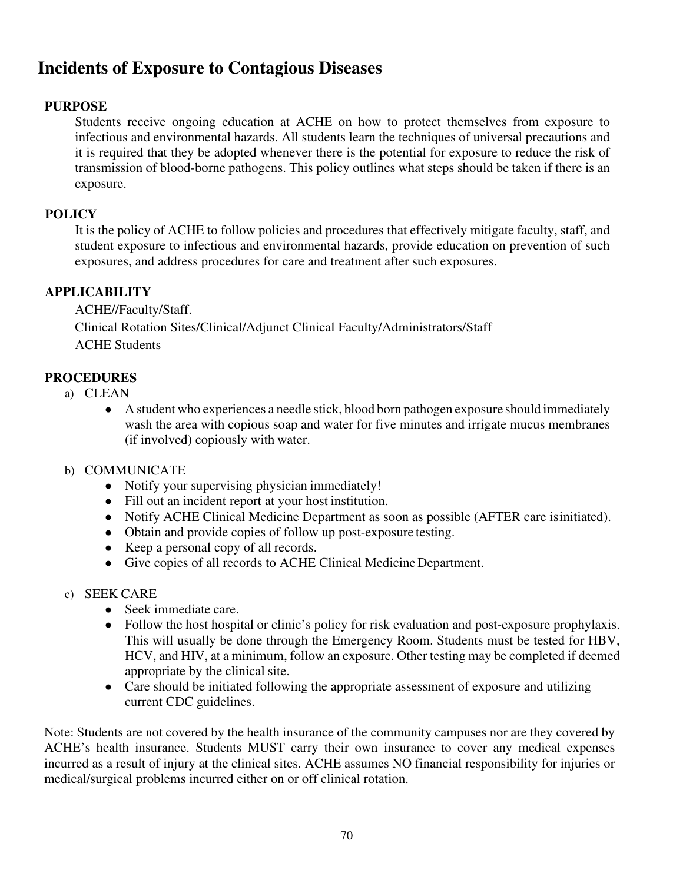# Incidents of Exposure to Contagious Diseases

## PURPOSE

Students receive ongoing education at ACHE on how to protect themselves from exposure to infectious and environmental hazards. All students learn the techniques of universal precautions and it is required that they be adopted whenever there is the potential for exposure to reduce the risk of transmission of blood-borne pathogens. This policy outlines what steps should be taken if there is an exposure.

## POLICY

It is the policy of ACHE to follow policies and procedures that effectively mitigate faculty, staff, and student exposure to infectious and environmental hazards, provide education on prevention of such exposures, and address procedures for care and treatment after such exposures.

## APPLICABILITY

ACHE//Faculty/Staff.

Clinical Rotation Sites/Clinical/Adjunct Clinical Faculty/Administrators/Staff

ACHE Students

## PROCEDURES

a) CLEAN
- A student who experiences a needle stick, blood born pathogen exposure should immediately wash the area with copious soap and water for five minutes and irrigate mucus membranes (if involved) copiously with water.

b) COMMUNICATE
- Notify your supervising physician immediately!
- Fill out an incident report at your host institution.
- Notify ACHE Clinical Medicine Department as soon as possible (AFTER care is initiated).
- Obtain and provide copies of follow up post-exposure testing.
- Keep a personal copy of all records.
- Give copies of all records to ACHE Clinical Medicine Department.

c) SEEK CARE
- Seek immediate care.
- Follow the host hospital or clinic's policy for risk evaluation and post-exposure prophylaxis. This will usually be done through the Emergency Room. Students must be tested for HBV, HCV, and HIV, at a minimum, follow an exposure. Other testing may be completed if deemed appropriate by the clinical site.
- Care should be initiated following the appropriate assessment of exposure and utilizing current CDC guidelines.

Note: Students are not covered by the health insurance of the community campuses nor are they covered by ACHE's health insurance. Students MUST carry their own insurance to cover any medical expenses incurred as a result of injury at the clinical sites. ACHE assumes NO financial responsibility for injuries or medical/surgical problems incurred either on or off clinical rotation.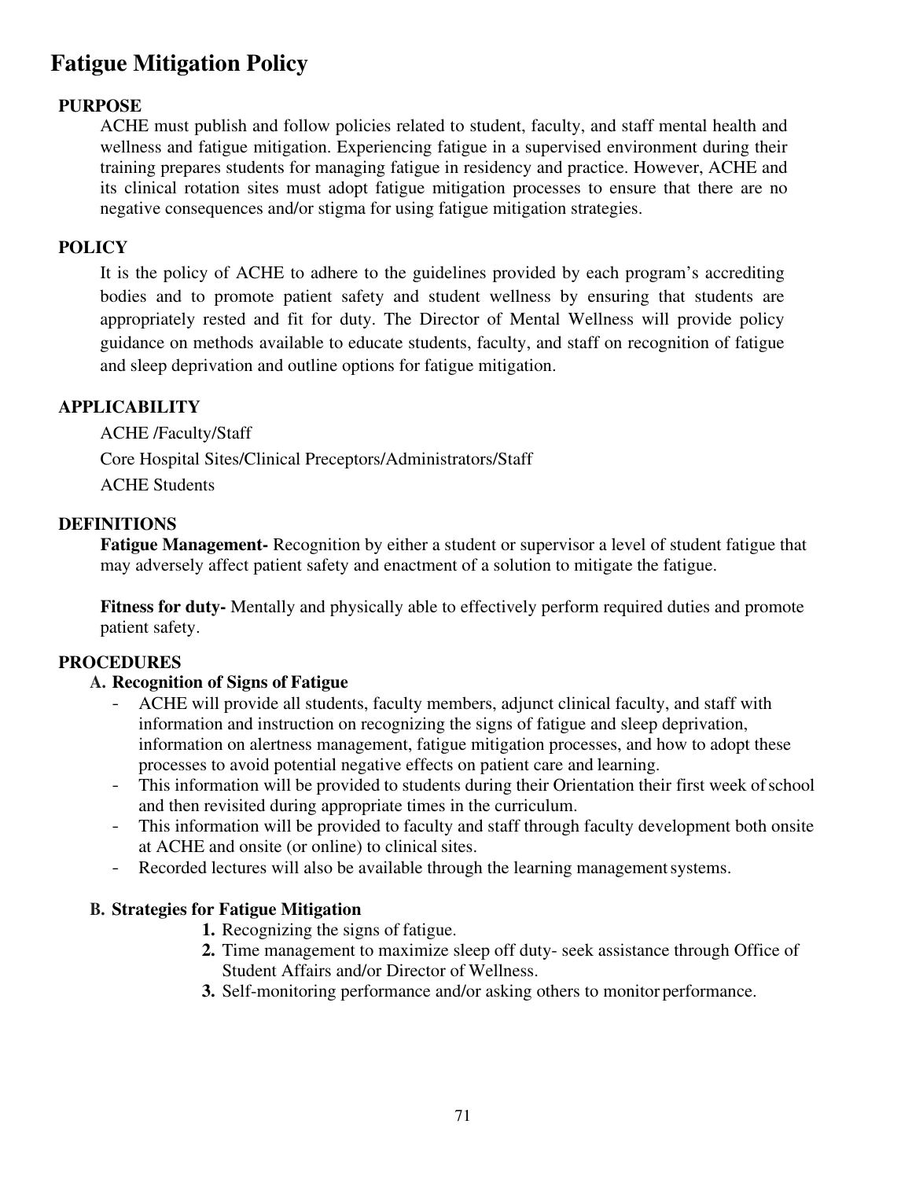# Fatigue Mitigation Policy

## PURPOSE

ACHE must publish and follow policies related to student, faculty, and staff mental health and wellness and fatigue mitigation. Experiencing fatigue in a supervised environment during their training prepares students for managing fatigue in residency and practice. However, ACHE and its clinical rotation sites must adopt fatigue mitigation processes to ensure that there are no negative consequences and/or stigma for using fatigue mitigation strategies.

## POLICY

It is the policy of ACHE to adhere to the guidelines provided by each program's accrediting bodies and to promote patient safety and student wellness by ensuring that students are appropriately rested and fit for duty. The Director of Mental Wellness will provide policy guidance on methods available to educate students, faculty, and staff on recognition of fatigue and sleep deprivation and outline options for fatigue mitigation.

## APPLICABILITY

ACHE /Faculty/Staff

Core Hospital Sites/Clinical Preceptors/Administrators/Staff

ACHE Students

## DEFINITIONS

**Fatigue Management-** Recognition by either a student or supervisor a level of student fatigue that may adversely affect patient safety and enactment of a solution to mitigate the fatigue.

**Fitness for duty-** Mentally and physically able to effectively perform required duties and promote patient safety.

## PROCEDURES

### A. Recognition of Signs of Fatigue

- ACHE will provide all students, faculty members, adjunct clinical faculty, and staff with information and instruction on recognizing the signs of fatigue and sleep deprivation, information on alertness management, fatigue mitigation processes, and how to adopt these processes to avoid potential negative effects on patient care and learning.
- This information will be provided to students during their Orientation their first week of school and then revisited during appropriate times in the curriculum.
- This information will be provided to faculty and staff through faculty development both onsite at ACHE and onsite (or online) to clinical sites.
- Recorded lectures will also be available through the learning management systems.

### B. Strategies for Fatigue Mitigation

1. Recognizing the signs of fatigue.
2. Time management to maximize sleep off duty- seek assistance through Office of Student Affairs and/or Director of Wellness.
3. Self-monitoring performance and/or asking others to monitor performance.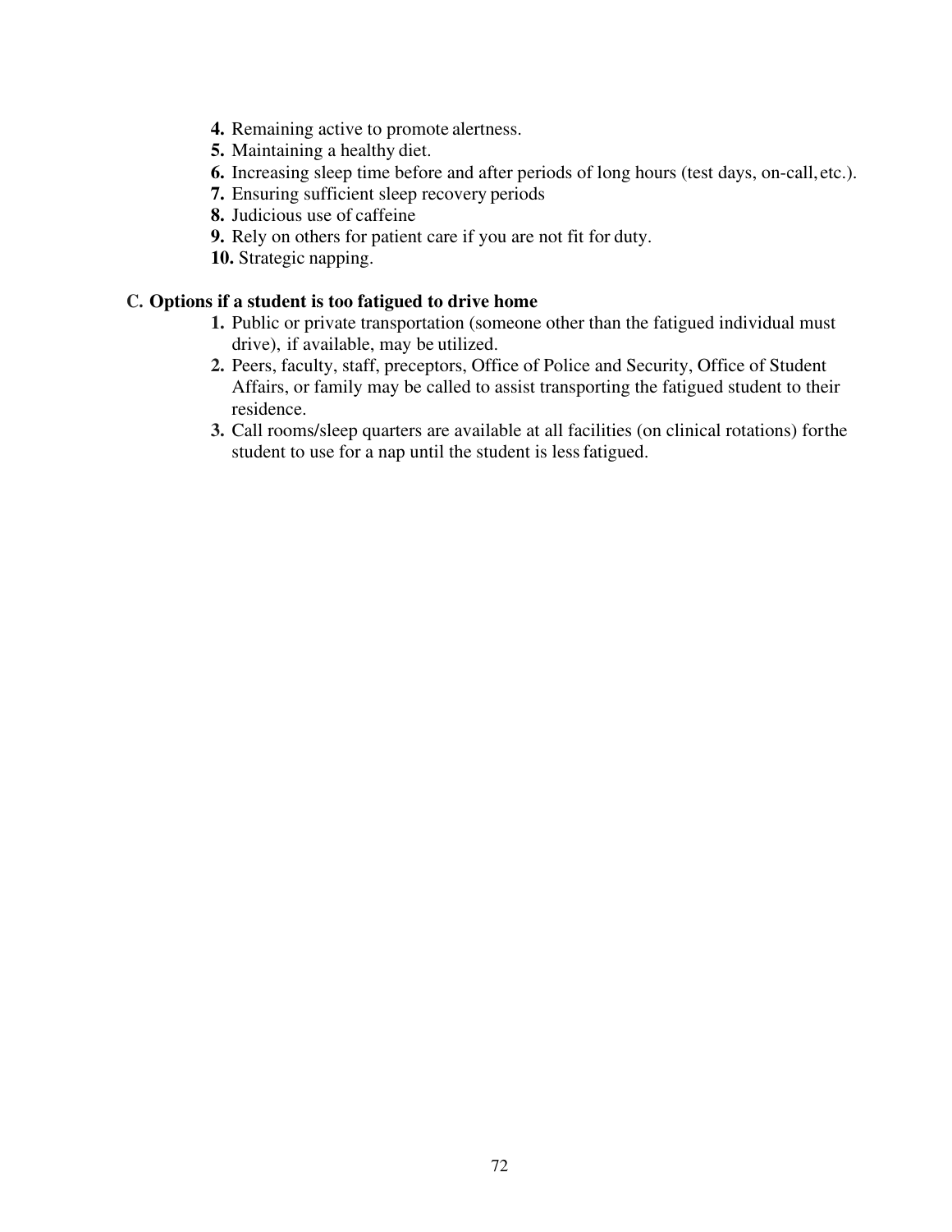4. Remaining active to promote alertness.
5. Maintaining a healthy diet.
6. Increasing sleep time before and after periods of long hours (test days, on-call, etc.).
7. Ensuring sufficient sleep recovery periods
8. Judicious use of caffeine
9. Rely on others for patient care if you are not fit for duty.
10. Strategic napping.

**C. Options if a student is too fatigued to drive home**

1. Public or private transportation (someone other than the fatigued individual must drive), if available, may be utilized.
2. Peers, faculty, staff, preceptors, Office of Police and Security, Office of Student Affairs, or family may be called to assist transporting the fatigued student to their residence.
3. Call rooms/sleep quarters are available at all facilities (on clinical rotations) for the student to use for a nap until the student is less fatigued.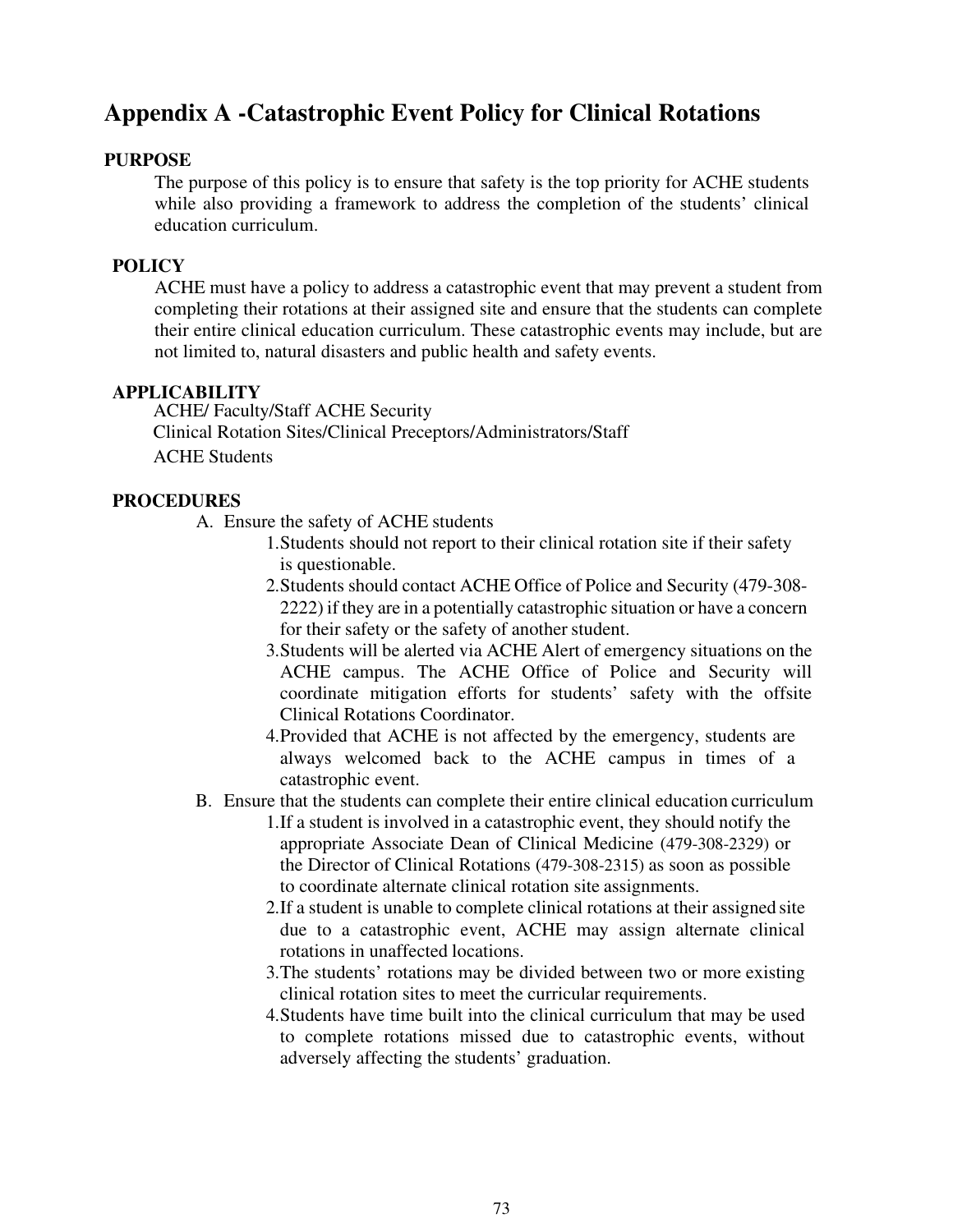# Appendix A -Catastrophic Event Policy for Clinical Rotations

**PURPOSE**

The purpose of this policy is to ensure that safety is the top priority for ACHE students while also providing a framework to address the completion of the students' clinical education curriculum.

**POLICY**

ACHE must have a policy to address a catastrophic event that may prevent a student from completing their rotations at their assigned site and ensure that the students can complete their entire clinical education curriculum. These catastrophic events may include, but are not limited to, natural disasters and public health and safety events.

**APPLICABILITY**

ACHE/ Faculty/Staff ACHE Security
Clinical Rotation Sites/Clinical Preceptors/Administrators/Staff
ACHE Students

**PROCEDURES**

A. Ensure the safety of ACHE students
   1. Students should not report to their clinical rotation site if their safety is questionable.
   2. Students should contact ACHE Office of Police and Security (479-308-2222) if they are in a potentially catastrophic situation or have a concern for their safety or the safety of another student.
   3. Students will be alerted via ACHE Alert of emergency situations on the ACHE campus. The ACHE Office of Police and Security will coordinate mitigation efforts for students' safety with the offsite Clinical Rotations Coordinator.
   4. Provided that ACHE is not affected by the emergency, students are always welcomed back to the ACHE campus in times of a catastrophic event.

B. Ensure that the students can complete their entire clinical education curriculum
   1. If a student is involved in a catastrophic event, they should notify the appropriate Associate Dean of Clinical Medicine (479-308-2329) or the Director of Clinical Rotations (479-308-2315) as soon as possible to coordinate alternate clinical rotation site assignments.
   2. If a student is unable to complete clinical rotations at their assigned site due to a catastrophic event, ACHE may assign alternate clinical rotations in unaffected locations.
   3. The students' rotations may be divided between two or more existing clinical rotation sites to meet the curricular requirements.
   4. Students have time built into the clinical curriculum that may be used to complete rotations missed due to catastrophic events, without adversely affecting the students' graduation.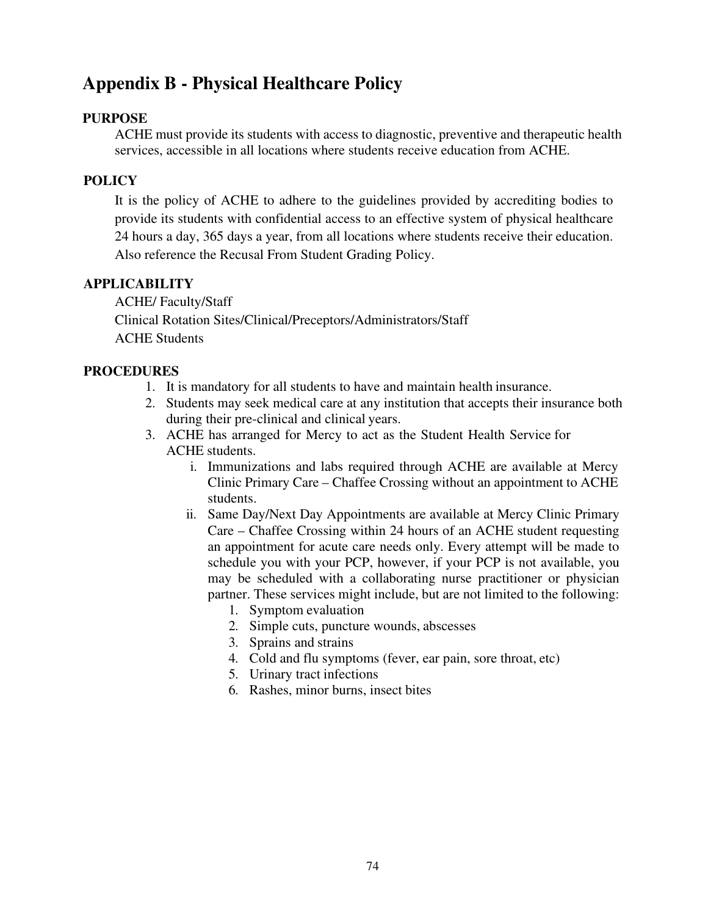## Appendix B - Physical Healthcare Policy

**PURPOSE**

ACHE must provide its students with access to diagnostic, preventive and therapeutic health services, accessible in all locations where students receive education from ACHE.

**POLICY**

It is the policy of ACHE to adhere to the guidelines provided by accrediting bodies to provide its students with confidential access to an effective system of physical healthcare 24 hours a day, 365 days a year, from all locations where students receive their education. Also reference the Recusal From Student Grading Policy.

**APPLICABILITY**

ACHE/ Faculty/Staff
Clinical Rotation Sites/Clinical/Preceptors/Administrators/Staff
ACHE Students

**PROCEDURES**

1. It is mandatory for all students to have and maintain health insurance.
2. Students may seek medical care at any institution that accepts their insurance both during their pre-clinical and clinical years.
3. ACHE has arranged for Mercy to act as the Student Health Service for ACHE students.
   i. Immunizations and labs required through ACHE are available at Mercy Clinic Primary Care – Chaffee Crossing without an appointment to ACHE students.
   ii. Same Day/Next Day Appointments are available at Mercy Clinic Primary Care – Chaffee Crossing within 24 hours of an ACHE student requesting an appointment for acute care needs only. Every attempt will be made to schedule you with your PCP, however, if your PCP is not available, you may be scheduled with a collaborating nurse practitioner or physician partner. These services might include, but are not limited to the following:
      1. Symptom evaluation
      2. Simple cuts, puncture wounds, abscesses
      3. Sprains and strains
      4. Cold and flu symptoms (fever, ear pain, sore throat, etc)
      5. Urinary tract infections
      6. Rashes, minor burns, insect bites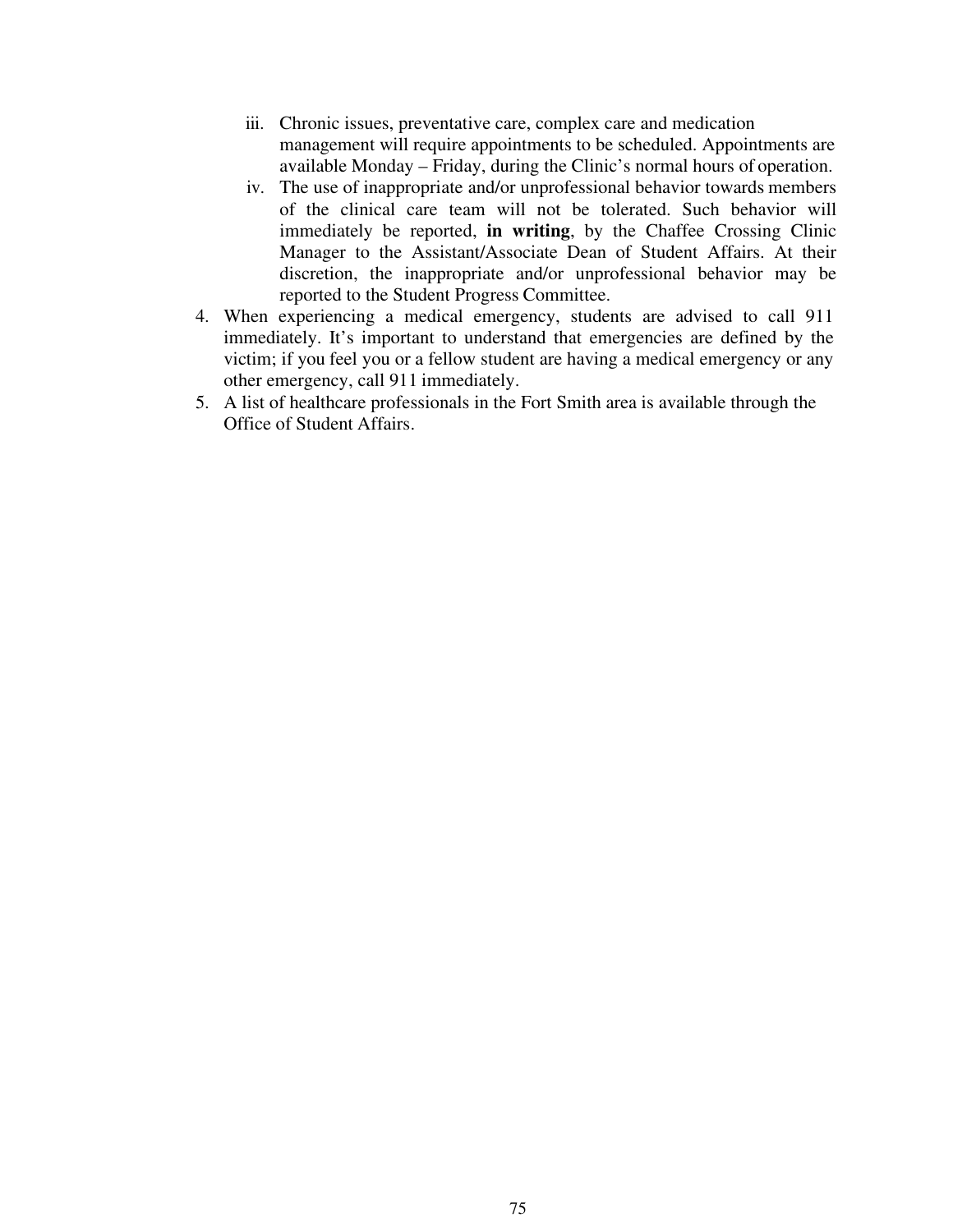iii. Chronic issues, preventative care, complex care and medication management will require appointments to be scheduled. Appointments are available Monday – Friday, during the Clinic's normal hours of operation.

iv. The use of inappropriate and/or unprofessional behavior towards members of the clinical care team will not be tolerated. Such behavior will immediately be reported, **in writing**, by the Chaffee Crossing Clinic Manager to the Assistant/Associate Dean of Student Affairs. At their discretion, the inappropriate and/or unprofessional behavior may be reported to the Student Progress Committee.

4. When experiencing a medical emergency, students are advised to call 911 immediately. It's important to understand that emergencies are defined by the victim; if you feel you or a fellow student are having a medical emergency or any other emergency, call 911 immediately.
5. A list of healthcare professionals in the Fort Smith area is available through the Office of Student Affairs.